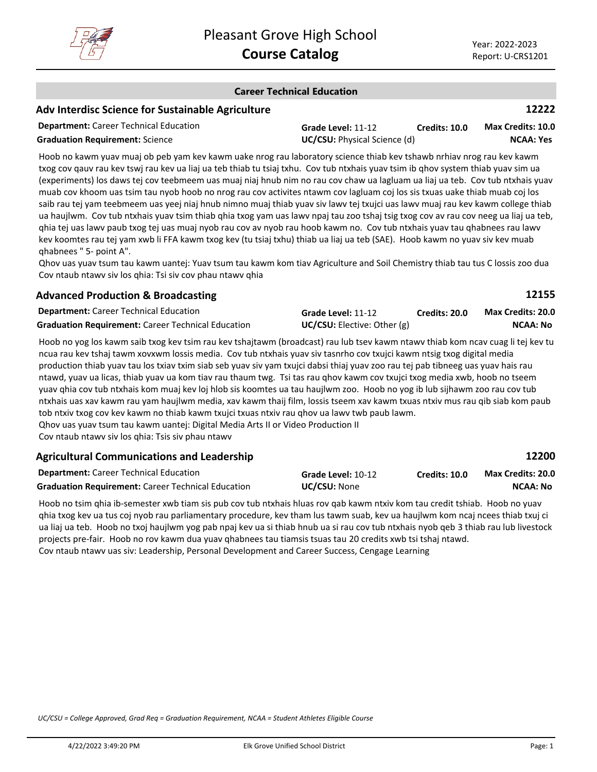# Pleasant Grove High School
## Course Catalog

Year: 2022-2023
Report: U-CRS1201

## Career Technical Education

### Adv Interdisc Science for Sustainable Agriculture — 12222

**Department:** Career Technical Education
**Graduation Requirement:** Science
**Grade Level:** 11-12
**UC/CSU:** Physical Science (d)
**Credits:** 10.0
**Max Credits:** 10.0
**NCAA:** Yes

Hoob no kawm yuav muaj ob peb yam kev kawm uake nrog rau laboratory science thiab kev tshawb nrhiav nrog rau kev kawm txog cov qauv rau kev tswj rau kev ua liaj ua teb thiab tu tsiaj txhu. Cov tub ntxhais yuav tsim ib qhov system thiab yuav sim ua (experiments) los daws tej cov teebmeem uas muaj niaj hnub nim no rau cov chaw ua lagluam ua liaj ua teb. Cov tub ntxhais yuav muab cov khoom uas tsim tau nyob hoob no nrog rau cov activites ntawm cov lagluam coj los sis txuas uake thiab muab coj los saib rau tej yam teebmeem uas yeej niaj hnub nimno muaj thiab yuav siv lawv tej txujci uas lawv muaj rau kev kawm college thiab ua haujlwm. Cov tub ntxhais yuav tsim thiab qhia txog yam uas lawv npaj tau zoo tshaj tsig txog cov av rau cov neeg ua liaj ua teb, qhia tej uas lawv paub txog tej uas muaj nyob rau cov av nyob rau hoob kawm no. Cov tub ntxhais yuav tau qhabnees rau lawv kev koomtes rau tej yam xwb li FFA kawm txog kev (tu tsiaj txhu) thiab ua liaj ua teb (SAE). Hoob kawm no yuav siv kev muab qhabnees " 5- point A".

Qhov uas yuav tsum tau kawm uantej: Yuav tsum tau kawm kom tiav Agriculture and Soil Chemistry thiab tau tus C lossis zoo dua

Cov ntaub ntawv siv los qhia: Tsi siv cov phau ntawv qhia

### Advanced Production & Broadcasting — 12155

**Department:** Career Technical Education
**Graduation Requirement:** Career Technical Education
**Grade Level:** 11-12
**UC/CSU:** Elective: Other (g)
**Credits:** 20.0
**Max Credits:** 20.0
**NCAA:** No

Hoob no yog los kawm saib txog kev tsim rau kev tshajtawm (broadcast) rau lub tsev kawm ntawv thiab kom ncav cuag li tej kev tu ncua rau kev tshaj tawm xovxwm lossis media. Cov tub ntxhais yuav siv tasnrho cov txujci kawm ntsig txog digital media production thiab yuav tau los txiav txim siab seb yuav siv yam txujci dabsi thiaj yuav zoo rau tej pab tibneeg uas yuav hais rau ntawd, yuav ua licas, thiab yuav ua kom tiav rau thaum twg. Tsi tas rau qhov kawm cov txujci txog media xwb, hoob no tseem yuav qhia cov tub ntxhais kom muaj kev loj hlob sis koomtes ua tau haujlwm zoo. Hoob no yog ib lub sijhawm zoo rau cov tub ntxhais uas xav kawm rau yam haujlwm media, xav kawm thaij film, lossis tseem xav kawm txuas ntxiv mus rau qib siab kom paub tob ntxiv txog cov kev kawm no thiab kawm txujci txuas ntxiv rau qhov ua lawv twb paub lawm.

Qhov uas yuav tsum tau kawm uantej: Digital Media Arts II or Video Production II

Cov ntaub ntawv siv los qhia: Tsis siv phau ntawv

### Agricultural Communications and Leadership — 12200

**Department:** Career Technical Education
**Graduation Requirement:** Career Technical Education
**Grade Level:** 10-12
**UC/CSU:** None
**Credits:** 10.0
**Max Credits:** 20.0
**NCAA:** No

Hoob no tsim qhia ib-semester xwb tiam sis pub cov tub ntxhais hluas rov qab kawm ntxiv kom tau credit tshiab. Hoob no yuav qhia txog kev ua tus coj nyob rau parliamentary procedure, kev tham lus tawm suab, kev ua haujlwm kom ncaj ncees thiab txuj ci ua liaj ua teb. Hoob no txoj haujlwm yog pab npaj kev ua si thiab hnub ua si rau cov tub ntxhais nyob qeb 3 thiab rau lub livestock projects pre-fair. Hoob no rov kawm dua yuav qhabnees tau tiamsis tsuas tau 20 credits xwb tsi tshaj ntawd.

Cov ntaub ntawv uas siv: Leadership, Personal Development and Career Success, Cengage Learning

*UC/CSU = College Approved, Grad Req = Graduation Requirement, NCAA = Student Athletes Eligible Course*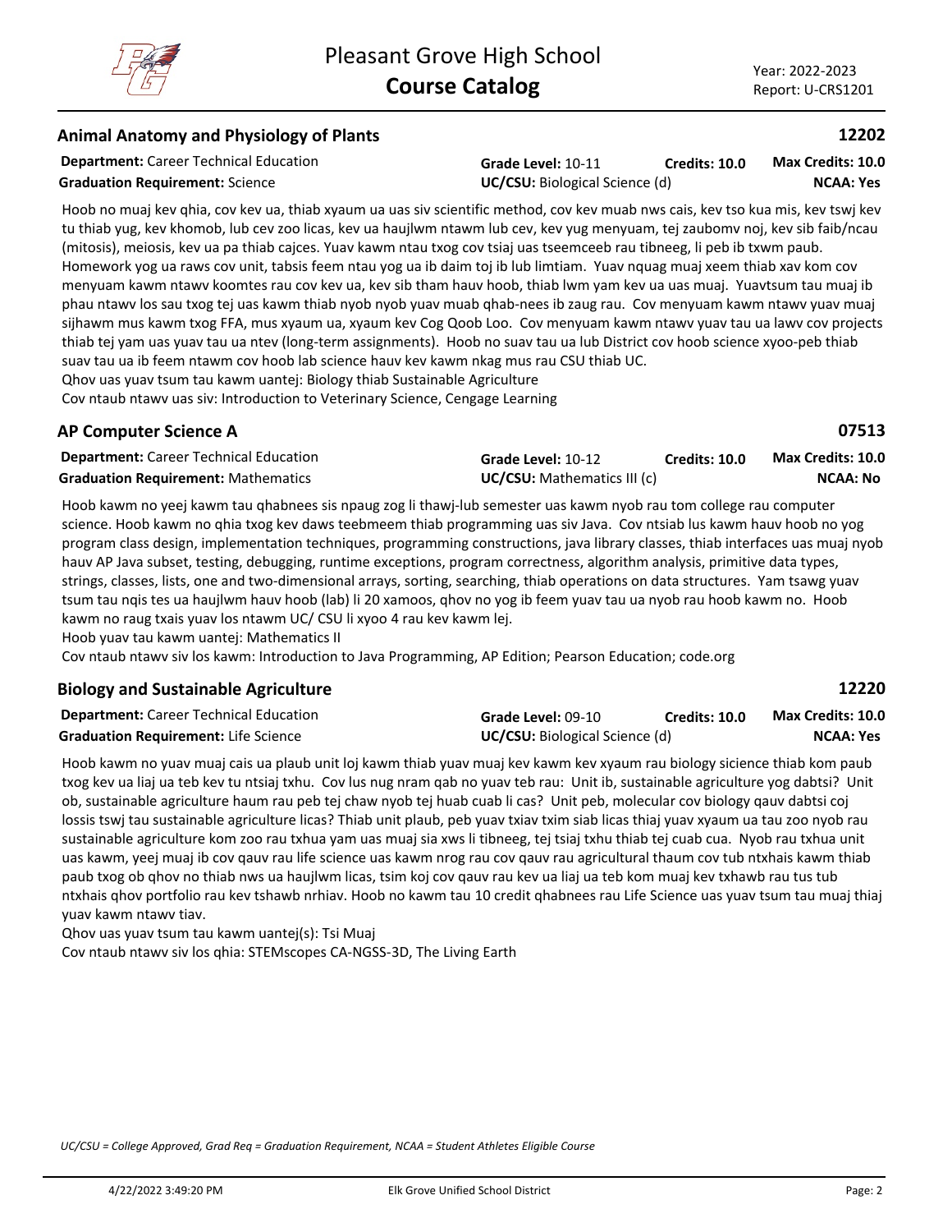## Animal Anatomy and Physiology of Plants

**12202**

**Department:** Career Technical Education | **Grade Level:** 10-11 | **Credits:** 10.0 | **Max Credits:** 10.0
**Graduation Requirement:** Science | **UC/CSU:** Biological Science (d) | **NCAA:** Yes

Hoob no muaj kev qhia, cov kev ua, thiab xyaum ua uas siv scientific method, cov kev muab nws cais, kev tso kua mis, kev tswj kev tu thiab yug, kev khomob, lub cev zoo licas, kev ua haujlwm ntawm lub cev, kev yug menyuam, tej zaubomv noj, kev sib faib/ncau (mitosis), meiosis, kev ua pa thiab cajces. Yuav kawm ntau txog cov tsiaj uas tseemceeb rau tibneeg, li peb ib txwm paub. Homework yog ua raws cov unit, tabsis feem ntau yog ua ib daim toj ib lub limtiam. Yuav nquag muaj xeem thiab xav kom cov menyuam kawm ntawv koomtes rau cov kev ua, kev sib tham hauv hoob, thiab lwm yam kev ua uas muaj. Yuavtsum tau muaj ib phau ntawv los sau txog tej uas kawm thiab nyob nyob yuav muab qhab-nees ib zaug rau. Cov menyuam kawm ntawv yuav muaj sijhawm mus kawm txog FFA, mus xyaum ua, xyaum kev Cog Qoob Loo. Cov menyuam kawm ntawv yuav tau ua lawv cov projects thiab tej yam uas yuav tau ua ntev (long-term assignments). Hoob no suav tau ua lub District cov hoob science xyoo-peb thiab suav tau ua ib feem ntawm cov hoob lab science hauv kev kawm nkag mus rau CSU thiab UC.

Qhov uas yuav tsum tau kawm uantej: Biology thiab Sustainable Agriculture

Cov ntaub ntawv uas siv: Introduction to Veterinary Science, Cengage Learning

## AP Computer Science A

**07513**

**Department:** Career Technical Education | **Grade Level:** 10-12 | **Credits:** 10.0 | **Max Credits:** 10.0
**Graduation Requirement:** Mathematics | **UC/CSU:** Mathematics III (c) | **NCAA:** No

Hoob kawm no yeej kawm tau qhabnees sis npaug zog li thawj-lub semester uas kawm nyob rau tom college rau computer science. Hoob kawm no qhia txog kev daws teebmeem thiab programming uas siv Java. Cov ntsiab lus kawm hauv hoob no yog program class design, implementation techniques, programming constructions, java library classes, thiab interfaces uas muaj nyob hauv AP Java subset, testing, debugging, runtime exceptions, program correctness, algorithm analysis, primitive data types, strings, classes, lists, one and two-dimensional arrays, sorting, searching, thiab operations on data structures. Yam tsawg yuav tsum tau nqis tes ua haujlwm hauv hoob (lab) li 20 xamoos, qhov no yog ib feem yuav tau ua nyob rau hoob kawm no. Hoob kawm no raug txais yuav los ntawm UC/ CSU li xyoo 4 rau kev kawm lej.

Hoob yuav tau kawm uantej: Mathematics II

Cov ntaub ntawv siv los kawm: Introduction to Java Programming, AP Edition; Pearson Education; code.org

## Biology and Sustainable Agriculture

**12220**

**Department:** Career Technical Education | **Grade Level:** 09-10 | **Credits:** 10.0 | **Max Credits:** 10.0
**Graduation Requirement:** Life Science | **UC/CSU:** Biological Science (d) | **NCAA:** Yes

Hoob kawm no yuav muaj cais ua plaub unit loj kawm thiab yuav muaj kev kawm kev xyaum rau biology sicience thiab kom paub txog kev ua liaj ua teb kev tu ntsiaj txhu. Cov lus nug nram qab no yuav teb rau: Unit ib, sustainable agriculture yog dabtsi? Unit ob, sustainable agriculture haum rau peb tej chaw nyob tej huab cuab li cas? Unit peb, molecular cov biology qauv dabtsi coj lossis tswj tau sustainable agriculture licas? Thiab unit plaub, peb yuav txiav txim siab licas thiaj yuav xyaum ua tau zoo nyob rau sustainable agriculture kom zoo rau txhua yam uas muaj sia xws li tibneeg, tej tsiaj txhu thiab tej cuab cua. Nyob rau txhua unit uas kawm, yeej muaj ib cov qauv rau life science uas kawm nrog rau cov qauv rau agricultural thaum cov tub ntxhais kawm thiab paub txog ob qhov no thiab nws ua haujlwm licas, tsim koj cov qauv rau kev ua liaj ua teb kom muaj kev txhawb rau tus tub ntxhais qhov portfolio rau kev tshawb nrhiav. Hoob no kawm tau 10 credit qhabnees rau Life Science uas yuav tsum tau muaj thiaj yuav kawm ntawv tiav.

Qhov uas yuav tsum tau kawm uantej(s): Tsi Muaj

Cov ntaub ntawv siv los qhia: STEMscopes CA-NGSS-3D, The Living Earth

*UC/CSU = College Approved, Grad Req = Graduation Requirement, NCAA = Student Athletes Eligible Course*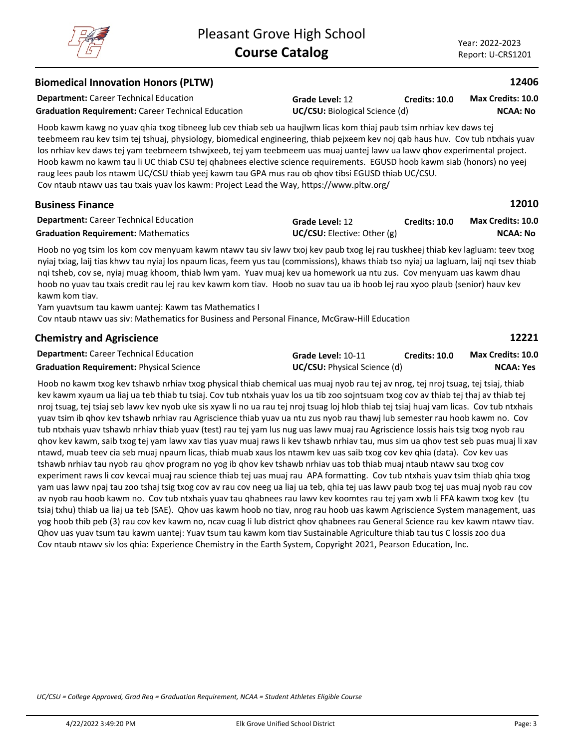## Biomedical Innovation Honors (PLTW)

**12406**

**Department:** Career Technical Education
**Graduation Requirement:** Career Technical Education
**Grade Level:** 12
**Credits:** 10.0
**Max Credits:** 10.0
**UC/CSU:** Biological Science (d)
**NCAA:** No

Hoob kawm kawg no yuav qhia txog tibneeg lub cev thiab seb ua haujlwm licas kom thiaj paub tsim nrhiav kev daws tej teebmeem rau kev tsim tej tshuaj, physiology, biomedical engineering, thiab pejxeem kev noj qab haus huv. Cov tub ntxhais yuav los nrhiav kev daws tej yam teebmeem tshwjxeeb, tej yam teebmeem uas muaj uantej lawv ua lawv qhov experimental project. Hoob kawm no kawm tau li UC thiab CSU tej qhabnees elective science requirements. EGUSD hoob kawm siab (honors) no yeej raug lees paub los ntawm UC/CSU thiab yeej kawm tau GPA mus rau ob qhov tibsi EGUSD thiab UC/CSU.
Cov ntaub ntawv uas tau txais yuav los kawm: Project Lead the Way, https://www.pltw.org/

## Business Finance

**12010**

**Department:** Career Technical Education
**Graduation Requirement:** Mathematics
**Grade Level:** 12
**Credits:** 10.0
**Max Credits:** 10.0
**UC/CSU:** Elective: Other (g)
**NCAA:** No

Hoob no yog tsim los kom cov menyuam kawm ntawv tau siv lawv txoj kev paub txog lej rau tuskheej thiab kev lagluam: teev txog nyiaj txiag, laij tias khwv tau nyiaj los npaum licas, feem yus tau (commissions), khaws thiab tso nyiaj ua lagluam, laij nqi tsev thiab nqi tsheb, cov se, nyiaj muag khoom, thiab lwm yam. Yuav muaj kev ua homework ua ntu zus. Cov menyuam uas kawm dhau hoob no yuav tau txais credit rau lej rau kev kawm kom tiav. Hoob no suav tau ua ib hoob lej rau xyoo plaub (senior) hauv kev kawm kom tiav.
Yam yuavtsum tau kawm uantej: Kawm tas Mathematics I
Cov ntaub ntawv uas siv: Mathematics for Business and Personal Finance, McGraw-Hill Education

## Chemistry and Agriscience

**12221**

**Department:** Career Technical Education
**Graduation Requirement:** Physical Science
**Grade Level:** 10-11
**Credits:** 10.0
**Max Credits:** 10.0
**UC/CSU:** Physical Science (d)
**NCAA:** Yes

Hoob no kawm txog kev tshawb nrhiav txog physical thiab chemical uas muaj nyob rau tej av nrog, tej nroj tsuag, tej tsiaj, thiab kev kawm xyaum ua liaj ua teb thiab tu tsiaj. Cov tub ntxhais yuav los ua tib zoo sojntsuam txog cov av thiab tej thaj av thiab tej nroj tsuag, tej tsiaj seb lawv kev nyob uke sis xyaw li no ua rau tej nroj tsuag loj hlob thiab tej tsiaj huaj vam licas. Cov tub ntxhais yuav tsim ib qhov kev tshawb nrhiav rau Agriscience thiab yuav ua ntu zus nyob rau thawj lub semester rau hoob kawm no. Cov tub ntxhais yuav tshawb nrhiav thiab yuav (test) rau tej yam lus nug uas lawv muaj rau Agriscience lossis hais tsig txog nyob rau qhov kev kawm, saib txog tej yam lawv xav tias yuav muaj raws li kev tshawb nrhiav tau, mus sim ua qhov test seb puas muaj li xav ntawd, muab teev cia seb muaj npaum licas, thiab muab xaus los ntawm kev uas saib txog cov kev qhia (data). Cov kev uas tshawb nrhiav tau nyob rau qhov program no yog ib qhov kev tshawb nrhiav uas tob thiab muaj ntaub ntawv sau txog cov experiment raws li cov kevcai muaj rau science thiab tej uas muaj rau APA formatting. Cov tub ntxhais yuav tsim thiab qhia txog yam uas lawv npaj tau zoo tshaj tsig txog cov av rau cov neeg ua liaj ua teb, qhia tej uas lawv paub txog tej uas muaj nyob rau cov av nyob rau hoob kawm no. Cov tub ntxhais yuav tau qhabnees rau lawv kev koomtes rau tej yam xwb li FFA kawm txog kev (tu tsiaj txhu) thiab ua liaj ua teb (SAE). Qhov uas kawm hoob no tiav, nrog rau hoob uas kawm Agriscience System management, uas yog hoob thib peb (3) rau cov kev kawm no, ncav cuag li lub district qhov qhabnees rau General Science rau kev kawm ntawv tiav. Qhov uas yuav tsum tau kawm uantej: Yuav tsum tau kawm kom tiav Sustainable Agriculture thiab tau tus C lossis zoo dua
Cov ntaub ntawv siv los qhia: Experience Chemistry in the Earth System, Copyright 2021, Pearson Education, Inc.

*UC/CSU = College Approved, Grad Req = Graduation Requirement, NCAA = Student Athletes Eligible Course*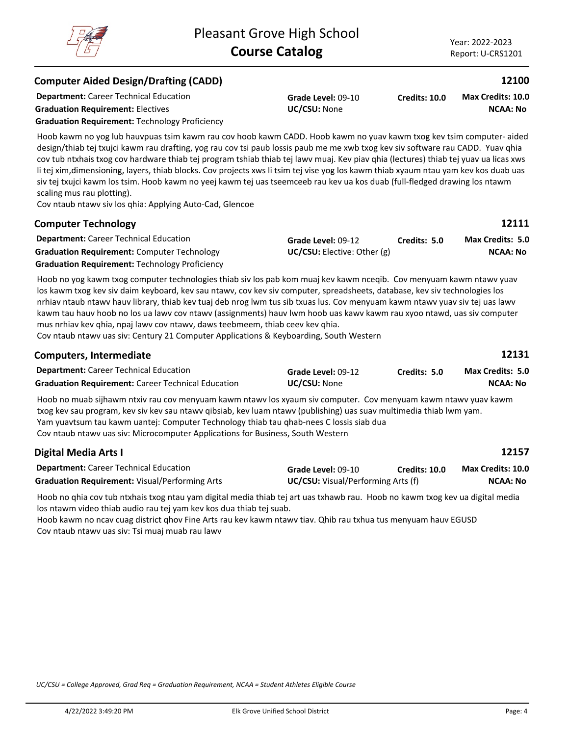## Computer Aided Design/Drafting (CADD) — 12100

**Department:** Career Technical Education
**Graduation Requirement:** Electives
**Graduation Requirement:** Technology Proficiency
**Grade Level:** 09-10
**UC/CSU:** None
**Credits:** 10.0
**Max Credits:** 10.0
**NCAA:** No

Hoob kawm no yog lub hauvpuas tsim kawm rau cov hoob kawm CADD. Hoob kawm no yuav kawm txog kev tsim computer- aided design/thiab tej txujci kawm rau drafting, yog rau cov tsi paub lossis paub me me xwb txog kev siv software rau CADD. Yuav qhia cov tub ntxhais txog cov hardware thiab tej program tshiab thiab tej lawv muaj. Kev piav qhia (lectures) thiab tej yuav ua licas xws li tej xim,dimensioning, layers, thiab blocks. Cov projects xws li tsim tej vise yog los kawm thiab xyaum ntau yam kev kos duab uas siv tej txujci kawm los tsim. Hoob kawm no yeej kawm tej uas tseemceeb rau kev ua kos duab (full-fledged drawing los ntawm scaling mus rau plotting).
Cov ntaub ntawv siv los qhia: Applying Auto-Cad, Glencoe

## Computer Technology — 12111

**Department:** Career Technical Education
**Graduation Requirement:** Computer Technology
**Graduation Requirement:** Technology Proficiency
**Grade Level:** 09-12
**UC/CSU:** Elective: Other (g)
**Credits:** 5.0
**Max Credits:** 5.0
**NCAA:** No

Hoob no yog kawm txog computer technologies thiab siv los pab kom muaj kev kawm nceqib. Cov menyuam kawm ntawv yuav los kawm txog kev siv daim keyboard, kev sau ntawv, cov kev siv computer, spreadsheets, database, kev siv technologies los nrhiav ntaub ntawv hauv library, thiab kev tuaj deb nrog lwm tus sib txuas lus. Cov menyuam kawm ntawv yuav siv tej uas lawv kawm tau hauv hoob no los ua lawv cov ntawv (assignments) hauv lwm hoob uas kawv kawm rau xyoo ntawd, uas siv computer mus nrhiav kev qhia, npaj lawv cov ntawv, daws teebmeem, thiab ceev kev qhia.
Cov ntaub ntawv uas siv: Century 21 Computer Applications & Keyboarding, South Western

## Computers, Intermediate — 12131

**Department:** Career Technical Education
**Graduation Requirement:** Career Technical Education
**Grade Level:** 09-12
**UC/CSU:** None
**Credits:** 5.0
**Max Credits:** 5.0
**NCAA:** No

Hoob no muab sijhawm ntxiv rau cov menyuam kawm ntawv los xyaum siv computer. Cov menyuam kawm ntawv yuav kawm txog kev sau program, kev siv kev sau ntawv qibsiab, kev luam ntawv (publishing) uas suav multimedia thiab lwm yam.
Yam yuavtsum tau kawm uantej: Computer Technology thiab tau qhab-nees C lossis siab dua
Cov ntaub ntawv uas siv: Microcomputer Applications for Business, South Western

## Digital Media Arts I — 12157

**Department:** Career Technical Education
**Graduation Requirement:** Visual/Performing Arts
**Grade Level:** 09-10
**UC/CSU:** Visual/Performing Arts (f)
**Credits:** 10.0
**Max Credits:** 10.0
**NCAA:** No

Hoob no qhia cov tub ntxhais txog ntau yam digital media thiab tej art uas txhawb rau. Hoob no kawm txog kev ua digital media los ntawm video thiab audio rau tej yam kev kos dua thiab tej suab.
Hoob kawm no ncav cuag district qhov Fine Arts rau kev kawm ntawv tiav. Qhib rau txhua tus menyuam hauv EGUSD
Cov ntaub ntawv uas siv: Tsi muaj muab rau lawv

*UC/CSU = College Approved, Grad Req = Graduation Requirement, NCAA = Student Athletes Eligible Course*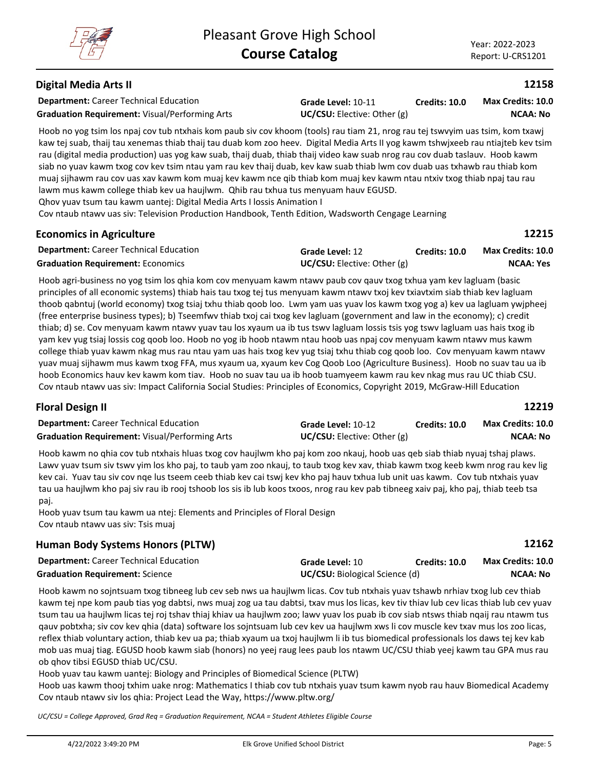## Digital Media Arts II

**12158**

**Department:** Career Technical Education
**Graduation Requirement:** Visual/Performing Arts
**Grade Level:** 10-11
**UC/CSU:** Elective: Other (g)
**Credits:** 10.0
**Max Credits:** 10.0
**NCAA:** No

Hoob no yog tsim los npaj cov tub ntxhais kom paub siv cov khoom (tools) rau tiam 21, nrog rau tej tswvyim uas tsim, kom txawj kaw tej suab, thaij tau xenemas thiab thaij tau duab kom zoo heev. Digital Media Arts II yog kawm tshwjxeeb rau ntiajteb kev tsim rau (digital media production) uas yog kaw suab, thaij duab, thiab thaij video kaw suab nrog rau cov duab taslauv. Hoob kawm siab no yuav kawm txog cov kev tsim ntau yam rau kev thaij duab, kev kaw suab thiab lwm cov duab uas txhawb rau thiab kom muaj sijhawm rau cov uas xav kawm kom muaj kev kawm nce qib thiab kom muaj kev kawm ntau ntxiv txog thiab npaj tau rau lawm mus kawm college thiab kev ua haujlwm. Qhib rau txhua tus menyuam hauv EGUSD.
Qhov yuav tsum tau kawm uantej: Digital Media Arts I lossis Animation I
Cov ntaub ntawv uas siv: Television Production Handbook, Tenth Edition, Wadsworth Cengage Learning

## Economics in Agriculture

**12215**

**Department:** Career Technical Education
**Graduation Requirement:** Economics
**Grade Level:** 12
**UC/CSU:** Elective: Other (g)
**Credits:** 10.0
**Max Credits:** 10.0
**NCAA:** Yes

Hoob agri-business no yog tsim los qhia kom cov menyuam kawm ntawv paub cov qauv txog txhua yam kev lagluam (basic principles of all economic systems) thiab hais tau txog tej tus menyuam kawm ntawv txoj kev txiavtxim siab thiab kev lagluam thoob qabntuj (world economy) txog tsiaj txhu thiab qoob loo. Lwm yam uas yuav los kawm txog yog a) kev ua lagluam ywjpheej (free enterprise business types); b) Tseemfwv thiab txoj cai txog kev lagluam (government and law in the economy); c) credit thiab; d) se. Cov menyuam kawm ntawv yuav tau los xyaum ua ib tus tswv lagluam lossis tsis yog tswv lagluam uas hais txog ib yam kev yug tsiaj lossis cog qoob loo. Hoob no yog ib hoob ntawm ntau hoob uas npaj cov menyuam kawm ntawv mus kawm college thiab yuav kawm nkag mus rau ntau yam uas hais txog kev yug tsiaj txhu thiab cog qoob loo. Cov menyuam kawm ntawv yuav muaj sijhawm mus kawm txog FFA, mus xyaum ua, xyaum kev Cog Qoob Loo (Agriculture Business). Hoob no suav tau ua ib hoob Economics hauv kev kawm kom tiav. Hoob no suav tau ua ib hoob tuamyeem kawm rau kev nkag mus rau UC thiab CSU.
Cov ntaub ntawv uas siv: Impact California Social Studies: Principles of Economics, Copyright 2019, McGraw-Hill Education

## Floral Design II

**12219**

**Department:** Career Technical Education
**Graduation Requirement:** Visual/Performing Arts
**Grade Level:** 10-12
**UC/CSU:** Elective: Other (g)
**Credits:** 10.0
**Max Credits:** 10.0
**NCAA:** No

Hoob kawm no qhia cov tub ntxhais hluas txog cov haujlwm kho paj kom zoo nkauj, hoob uas qeb siab thiab nyuaj tshaj plaws. Lawv yuav tsum siv tswv yim los kho paj, to taub yam zoo nkauj, to taub txog kev xav, thiab kawm txog keeb kwm nrog rau kev lig kev cai. Yuav tau siv cov nqe lus tseem ceeb thiab kev cai tswj kev kho paj hauv txhua lub unit uas kawm. Cov tub ntxhais yuav tau ua haujlwm kho paj siv rau ib rooj tshoob los sis ib lub koos txoos, nrog rau kev pab tibneeg xaiv paj, kho paj, thiab teeb tsa paj.
Hoob yuav tsum tau kawm ua ntej: Elements and Principles of Floral Design
Cov ntaub ntawv uas siv: Tsis muaj

## Human Body Systems Honors (PLTW)

**12162**

**Department:** Career Technical Education
**Graduation Requirement:** Science
**Grade Level:** 10
**UC/CSU:** Biological Science (d)
**Credits:** 10.0
**Max Credits:** 10.0
**NCAA:** No

Hoob kawm no sojntsuam txog tibneeg lub cev seb nws ua haujlwm licas. Cov tub ntxhais yuav tshawb nrhiav txog lub cev thiab kawm tej npe kom paub tias yog dabtsi, nws muaj zog ua tau dabtsi, txav mus los licas, kev tiv thiav lub cev licas thiab lub cev yuav tsum tau ua haujlwm licas tej roj tshav thiaj khiav ua haujlwm zoo; lawv yuav los puab ib cov siab ntsws thiab nqaij rau ntawm tus qauv pobtxha; siv cov kev qhia (data) software los sojntsuam lub cev kev ua haujlwm xws li cov muscle kev txav mus los zoo licas, reflex thiab voluntary action, thiab kev ua pa; thiab xyaum ua txoj haujlwm li ib tus biomedical professionals los daws tej kev kab mob uas muaj tiag. EGUSD hoob kawm siab (honors) no yeej raug lees paub los ntawm UC/CSU thiab yeej kawm tau GPA mus rau ob qhov tibsi EGUSD thiab UC/CSU.
Hoob yuav tau kawm uantej: Biology and Principles of Biomedical Science (PLTW)
Hoob uas kawm thooj txhim uake nrog: Mathematics I thiab cov tub ntxhais yuav tsum kawm nyob rau hauv Biomedical Academy
Cov ntaub ntawv siv los qhia: Project Lead the Way, https://www.pltw.org/

*UC/CSU = College Approved, Grad Req = Graduation Requirement, NCAA = Student Athletes Eligible Course*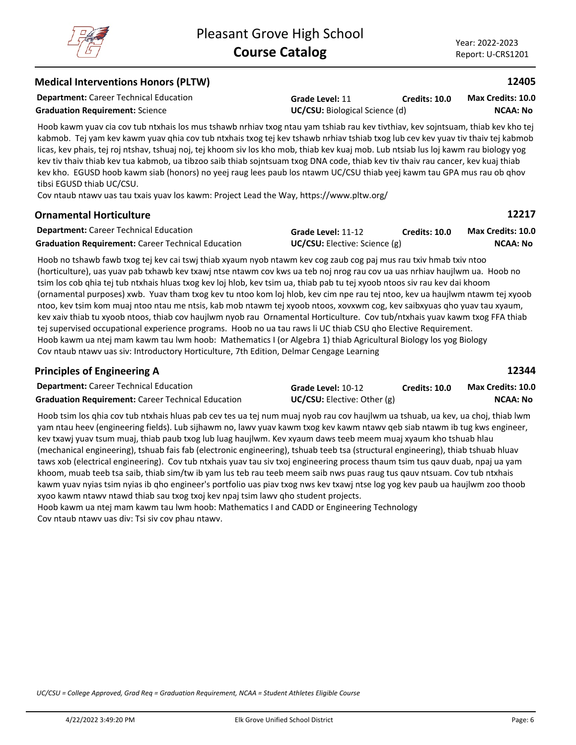## Medical Interventions Honors (PLTW) — 12405

**Department:** Career Technical Education | **Grade Level:** 11 | **Credits: 10.0** | **Max Credits: 10.0**
**Graduation Requirement:** Science | **UC/CSU:** Biological Science (d) | **NCAA: No**

Hoob kawm yuav cia cov tub ntxhais los mus tshawb nrhiav txog ntau yam tshiab rau kev tivthiav, kev sojntsuam, thiab kev kho tej kabmob. Tej yam kev kawm yuav qhia cov tub ntxhais txog tej kev tshawb nrhiav tshiab txog lub cev kev yuav tiv thaiv tej kabmob licas, kev phais, tej roj ntshav, tshuaj noj, tej khoom siv los kho mob, thiab kev kuaj mob. Lub ntsiab lus loj kawm rau biology yog kev tiv thaiv thiab kev tua kabmob, ua tibzoo saib thiab sojntsuam txog DNA code, thiab kev tiv thaiv rau cancer, kev kuaj thiab kev kho. EGUSD hoob kawm siab (honors) no yeej raug lees paub los ntawm UC/CSU thiab yeej kawm tau GPA mus rau ob qhov tibsi EGUSD thiab UC/CSU.
Cov ntaub ntawv uas tau txais yuav los kawm: Project Lead the Way, https://www.pltw.org/

## Ornamental Horticulture — 12217

**Department:** Career Technical Education | **Grade Level:** 11-12 | **Credits: 10.0** | **Max Credits: 10.0**
**Graduation Requirement:** Career Technical Education | **UC/CSU:** Elective: Science (g) | **NCAA: No**

Hoob no tshawb fawb txog tej kev cai tswj thiab xyaum nyob ntawm kev cog zaub cog paj mus rau txiv hmab txiv ntoo (horticulture), uas yuav pab txhawb kev txawj ntse ntawm cov kws ua teb noj nrog rau cov ua uas nrhiav haujlwm ua. Hoob no tsim los cob qhia tej tub ntxhais hluas txog kev loj hlob, kev tsim ua, thiab pab tu tej xyoob ntoos siv rau kev dai khoom (ornamental purposes) xwb. Yuav tham txog kev tu ntoo kom loj hlob, kev cim npe rau tej ntoo, kev ua haujlwm ntawm tej xyoob ntoo, kev tsim kom muaj ntoo ntau me ntsis, kab mob ntawm tej xyoob ntoos, xovxwm cog, kev saibxyuas qho yuav tau xyaum, kev xaiv thiab tu xyoob ntoos, thiab cov haujlwm nyob rau Ornamental Horticulture. Cov tub/ntxhais yuav kawm txog FFA thiab tej supervised occupational experience programs. Hoob no ua tau raws li UC thiab CSU qho Elective Requirement.
Hoob kawm ua ntej mam kawm tau lwm hoob: Mathematics I (or Algebra 1) thiab Agricultural Biology los yog Biology
Cov ntaub ntawv uas siv: Introductory Horticulture, 7th Edition, Delmar Cengage Learning

## Principles of Engineering A — 12344

**Department:** Career Technical Education | **Grade Level:** 10-12 | **Credits: 10.0** | **Max Credits: 10.0**
**Graduation Requirement:** Career Technical Education | **UC/CSU:** Elective: Other (g) | **NCAA: No**

Hoob tsim los qhia cov tub ntxhais hluas pab cev tes ua tej num muaj nyob rau cov haujlwm ua tshuab, ua kev, ua choj, thiab lwm yam ntau heev (engineering fields). Lub sijhawm no, lawv yuav kawm txog kev kawm ntawv qeb siab ntawm ib tug kws engineer, kev txawj yuav tsum muaj, thiab paub txog lub luag haujlwm. Kev xyaum daws teeb meem muaj xyaum kho tshuab hlau (mechanical engineering), tshuab fais fab (electronic engineering), tshuab teeb tsa (structural engineering), thiab tshuab hluav taws xob (electrical engineering). Cov tub ntxhais yuav tau siv txoj engineering process thaum tsim tus qauv duab, npaj ua yam khoom, muab teeb tsa saib, thiab sim/tw ib yam lus teb rau teeb meem saib nws puas raug tus qauv ntsuam. Cov tub ntxhais kawm yuav nyias tsim nyias ib qho engineer's portfolio uas piav txog nws kev txawj ntse log yog kev paub ua haujlwm zoo thoob xyoo kawm ntawv ntawd thiab sau txog txoj kev npaj tsim lawv qho student projects.
Hoob kawm ua ntej mam kawm tau lwm hoob: Mathematics I and CADD or Engineering Technology
Cov ntaub ntawv uas div: Tsi siv cov phau ntawv.

*UC/CSU = College Approved, Grad Req = Graduation Requirement, NCAA = Student Athletes Eligible Course*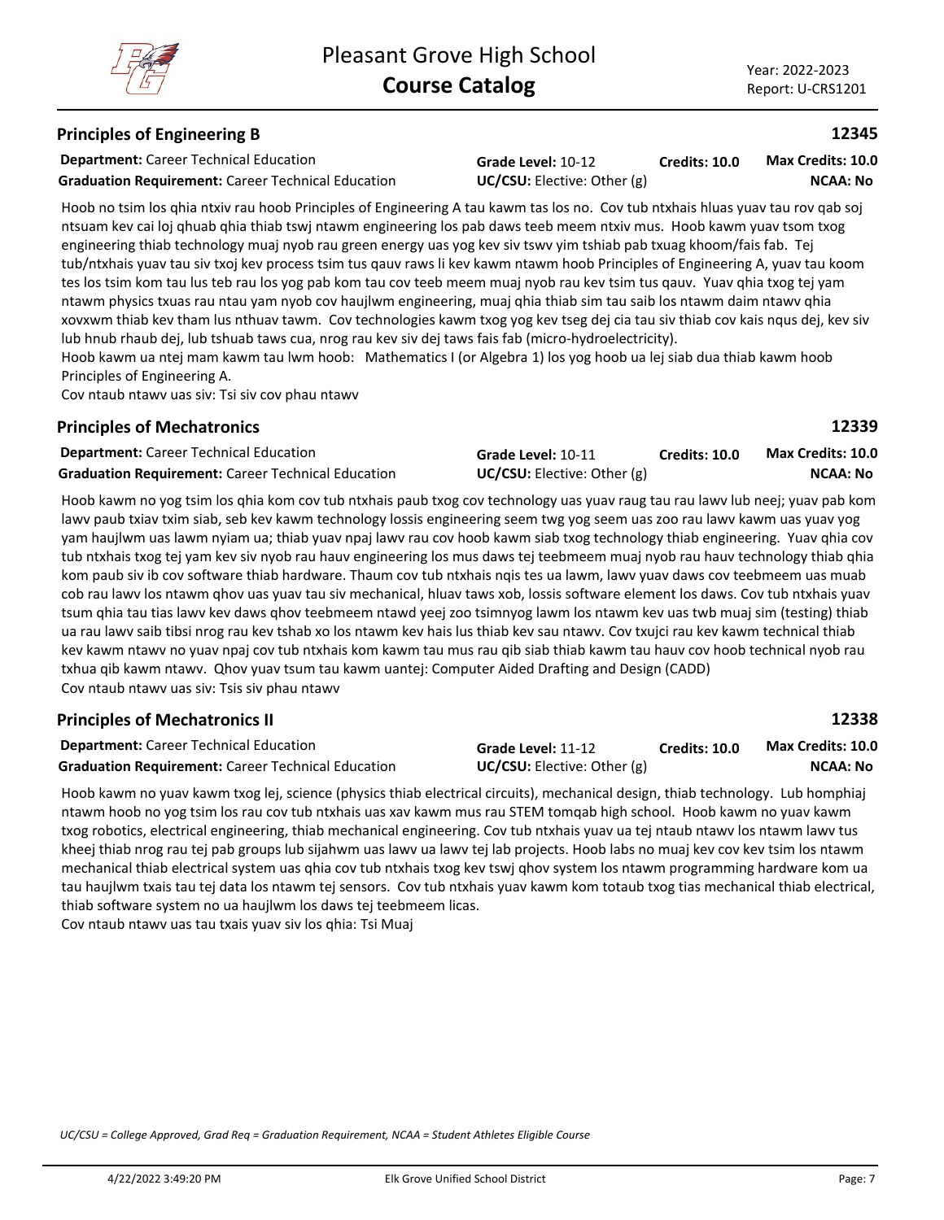## Principles of Engineering B

**12345**

**Department:** Career Technical Education | **Grade Level:** 10-12 | **Credits: 10.0** | **Max Credits: 10.0**
**Graduation Requirement:** Career Technical Education | **UC/CSU:** Elective: Other (g) | **NCAA: No**

Hoob no tsim los qhia ntxiv rau hoob Principles of Engineering A tau kawm tas los no. Cov tub ntxhais hluas yuav tau rov qab soj ntsuam kev cai loj qhuab qhia thiab tswj ntawm engineering los pab daws teeb meem ntxiv mus. Hoob kawm yuav tsom txog engineering thiab technology muaj nyob rau green energy uas yog kev siv tswv yim tshiab pab txuag khoom/fais fab. Tej tub/ntxhais yuav tau siv txoj kev process tsim tus qauv raws li kev kawm ntawm hoob Principles of Engineering A, yuav tau koom tes los tsim kom tau lus teb rau los yog pab kom tau cov teeb meem muaj nyob rau kev tsim tus qauv. Yuav qhia txog tej yam ntawm physics txuas rau ntau yam nyob cov haujlwm engineering, muaj qhia thiab sim tau saib los ntawm daim ntawv qhia xovxwm thiab kev tham lus nthuav tawm. Cov technologies kawm txog yog kev tseg dej cia tau siv thiab cov kais nqus dej, kev siv lub hnub rhaub dej, lub tshuab taws cua, nrog rau kev siv dej taws fais fab (micro-hydroelectricity).
Hoob kawm ua ntej mam kawm tau lwm hoob: Mathematics I (or Algebra 1) los yog hoob ua lej siab dua thiab kawm hoob Principles of Engineering A.
Cov ntaub ntawv uas siv: Tsi siv cov phau ntawv

## Principles of Mechatronics

**12339**

**Department:** Career Technical Education | **Grade Level:** 10-11 | **Credits: 10.0** | **Max Credits: 10.0**
**Graduation Requirement:** Career Technical Education | **UC/CSU:** Elective: Other (g) | **NCAA: No**

Hoob kawm no yog tsim los qhia kom cov tub ntxhais paub txog cov technology uas yuav raug tau rau lawv lub neej; yuav pab kom lawv paub txiav txim siab, seb kev kawm technology lossis engineering seem twg yog seem uas zoo rau lawv kawm uas yuav yog yam haujlwm uas lawm nyiam ua; thiab yuav npaj lawv rau cov hoob kawm siab txog technology thiab engineering. Yuav qhia cov tub ntxhais txog tej yam kev siv nyob rau hauv engineering los mus daws tej teebmeem muaj nyob rau hauv technology thiab qhia kom paub siv ib cov software thiab hardware. Thaum cov tub ntxhais nqis tes ua lawm, lawv yuav daws cov teebmeem uas muab cob rau lawv los ntawm qhov uas yuav tau siv mechanical, hluav taws xob, lossis software element los daws. Cov tub ntxhais yuav tsum qhia tau tias lawv kev daws qhov teebmeem ntawd yeej zoo tsimnyog lawm los ntawm kev uas twb muaj sim (testing) thiab ua rau lawv saib tibsi nrog rau kev tshab xo los ntawm kev hais lus thiab kev sau ntawv. Cov txujci rau kev kawm technical thiab kev kawm ntawv no yuav npaj cov tub ntxhais kom kawm tau mus rau qib siab thiab kawm tau hauv cov hoob technical nyob rau txhua qib kawm ntawv. Qhov yuav tsum tau kawm uantej: Computer Aided Drafting and Design (CADD)
Cov ntaub ntawv uas siv: Tsis siv phau ntawv

## Principles of Mechatronics II

**12338**

**Department:** Career Technical Education | **Grade Level:** 11-12 | **Credits: 10.0** | **Max Credits: 10.0**
**Graduation Requirement:** Career Technical Education | **UC/CSU:** Elective: Other (g) | **NCAA: No**

Hoob kawm no yuav kawm txog lej, science (physics thiab electrical circuits), mechanical design, thiab technology. Lub homphiaj ntawm hoob no yog tsim los rau cov tub ntxhais uas xav kawm mus rau STEM tomqab high school. Hoob kawm no yuav kawm txog robotics, electrical engineering, thiab mechanical engineering. Cov tub ntxhais yuav ua tej ntaub ntawv los ntawm lawv tus kheej thiab nrog rau tej pab groups lub sijahwm uas lawv ua lawv tej lab projects. Hoob labs no muaj kev cov kev tsim los ntawm mechanical thiab electrical system uas qhia cov tub ntxhais txog kev tswj qhov system los ntawm programming hardware kom ua tau haujlwm txais tau tej data los ntawm tej sensors. Cov tub ntxhais yuav kawm kom totaub txog tias mechanical thiab electrical, thiab software system no ua haujlwm los daws tej teebmeem licas.
Cov ntaub ntawv uas tau txais yuav siv los qhia: Tsi Muaj

*UC/CSU = College Approved, Grad Req = Graduation Requirement, NCAA = Student Athletes Eligible Course*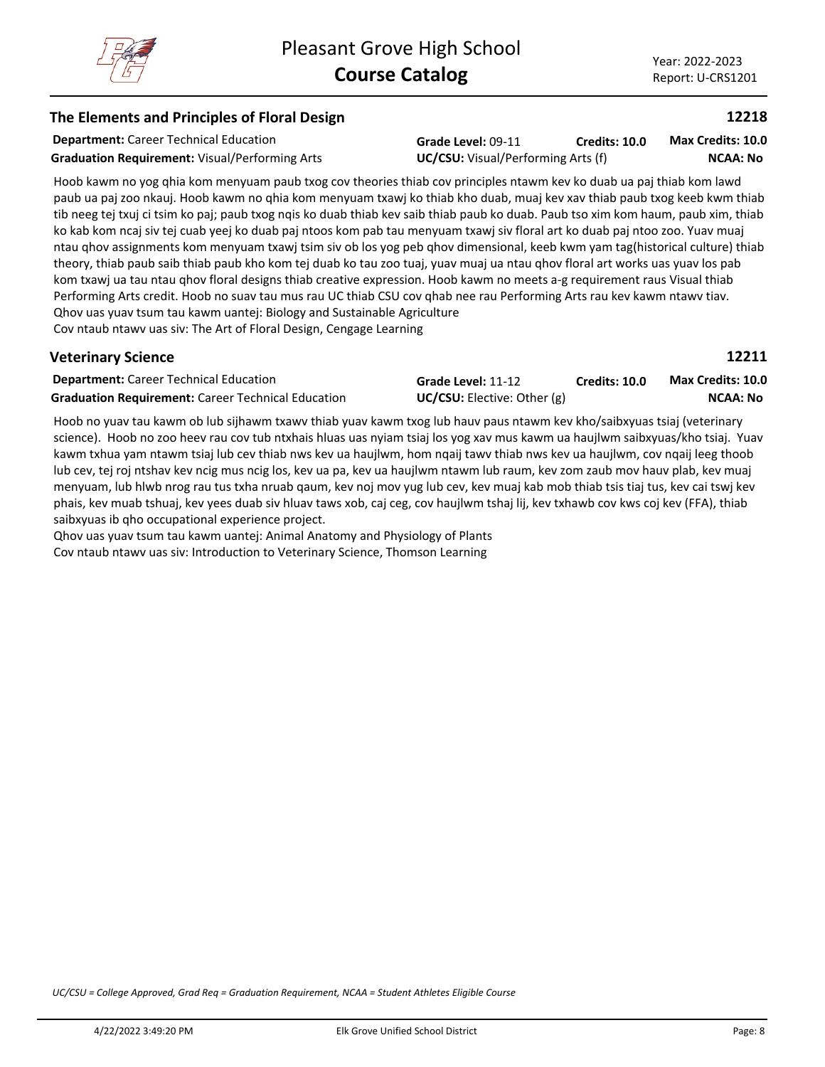## The Elements and Principles of Floral Design **12218**

**Department:** Career Technical Education | **Grade Level:** 09-11 | **Credits: 10.0** | **Max Credits: 10.0**

**Graduation Requirement:** Visual/Performing Arts | **UC/CSU:** Visual/Performing Arts (f) | **NCAA: No**

Hoob kawm no yog qhia kom menyuam paub txog cov theories thiab cov principles ntawm kev ko duab ua paj thiab kom lawd paub ua paj zoo nkauj. Hoob kawm no qhia kom menyuam txawj ko thiab kho duab, muaj kev xav thiab paub txog keeb kwm thiab tib neeg tej txuj ci tsim ko paj; paub txog nqis ko duab thiab kev saib thiab paub ko duab. Paub tso xim kom haum, paub xim, thiab ko kab kom ncaj siv tej cuab yeej ko duab paj ntoos kom pab tau menyuam txawj siv floral art ko duab paj ntoo zoo. Yuav muaj ntau qhov assignments kom menyuam txawj tsim siv ob los yog peb qhov dimensional, keeb kwm yam tag(historical culture) thiab theory, thiab paub saib thiab paub kho kom tej duab ko tau zoo tuaj, yuav muaj ua ntau qhov floral art works uas yuav los pab kom txawj ua tau ntau qhov floral designs thiab creative expression. Hoob kawm no meets a-g requirement raus Visual thiab Performing Arts credit. Hoob no suav tau mus rau UC thiab CSU cov qhab nee rau Performing Arts rau kev kawm ntawv tiav.
Qhov uas yuav tsum tau kawm uantej: Biology and Sustainable Agriculture
Cov ntaub ntawv uas siv: The Art of Floral Design, Cengage Learning

## Veterinary Science **12211**

**Department:** Career Technical Education | **Grade Level:** 11-12 | **Credits: 10.0** | **Max Credits: 10.0**

**Graduation Requirement:** Career Technical Education | **UC/CSU:** Elective: Other (g) | **NCAA: No**

Hoob no yuav tau kawm ob lub sijhawm txawv thiab yuav kawm txog lub hauv paus ntawm kev kho/saibxyuas tsiaj (veterinary science). Hoob no zoo heev rau cov tub ntxhais hluas uas nyiam tsiaj los yog xav mus kawm ua haujlwm saibxyuas/kho tsiaj. Yuav kawm txhua yam ntawm tsiaj lub cev thiab nws kev ua haujlwm, hom nqaij tawv thiab nws kev ua haujlwm, cov nqaij leeg thoob lub cev, tej roj ntshav kev ncig mus ncig los, kev ua pa, kev ua haujlwm ntawm lub raum, kev zom zaub mov hauv plab, kev muaj menyuam, lub hlwb nrog rau tus txha nruab qaum, kev noj mov yug lub cev, kev muaj kab mob thiab tsis tiaj tus, kev cai tswj kev phais, kev muab tshuaj, kev yees duab siv hluav taws xob, caj ceg, cov haujlwm tshaj lij, kev txhawb cov kws coj kev (FFA), thiab saibxyuas ib qho occupational experience project.
Qhov uas yuav tsum tau kawm uantej: Animal Anatomy and Physiology of Plants
Cov ntaub ntawv uas siv: Introduction to Veterinary Science, Thomson Learning

*UC/CSU = College Approved, Grad Req = Graduation Requirement, NCAA = Student Athletes Eligible Course*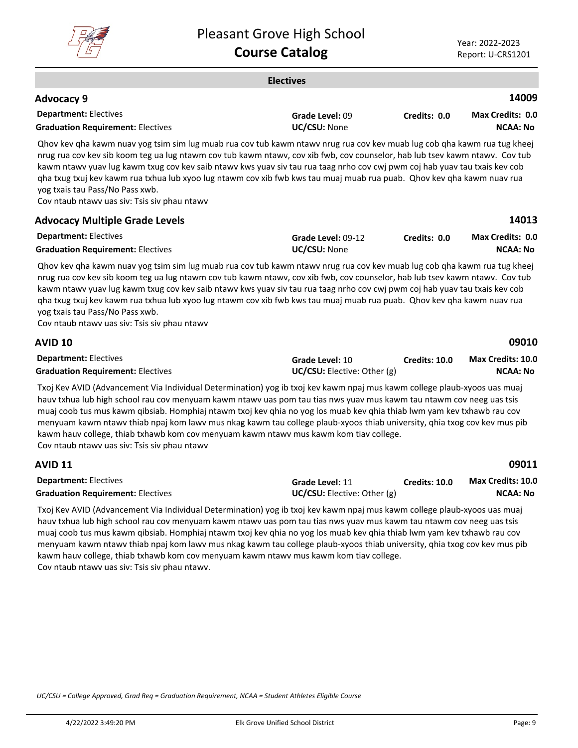## Electives

### Advocacy 9 — 14009

**Department:** Electives | **Grade Level:** 09 | **Credits:** 0.0 | **Max Credits:** 0.0
**Graduation Requirement:** Electives | **UC/CSU:** None | **NCAA:** No

Qhov kev qha kawm nuav yog tsim sim lug muab rua cov tub kawm ntawv nrug rua cov kev muab lug cob qha kawm rua tug kheej nrug rua cov kev sib koom teg ua lug ntawm cov tub kawm ntawv, cov xib fwb, cov counselor, hab lub tsev kawm ntawv. Cov tub kawm ntawv yuav lug kawm txug cov kev saib ntawv kws yuav siv tau rua taag nrho cov cwj pwm coj hab yuav tau txais kev cob qha txug txuj kev kawm rua txhua lub xyoo lug ntawm cov xib fwb kws tau muaj muab rua puab. Qhov kev qha kawm nuav rua yog txais tau Pass/No Pass xwb.
Cov ntaub ntawv uas siv: Tsis siv phau ntawv

### Advocacy Multiple Grade Levels — 14013

**Department:** Electives | **Grade Level:** 09-12 | **Credits:** 0.0 | **Max Credits:** 0.0
**Graduation Requirement:** Electives | **UC/CSU:** None | **NCAA:** No

Qhov kev qha kawm nuav yog tsim sim lug muab rua cov tub kawm ntawv nrug rua cov kev muab lug cob qha kawm rua tug kheej nrug rua cov kev sib koom teg ua lug ntawm cov tub kawm ntawv, cov xib fwb, cov counselor, hab lub tsev kawm ntawv. Cov tub kawm ntawv yuav lug kawm txug cov kev saib ntawv kws yuav siv tau rua taag nrho cov cwj pwm coj hab yuav tau txais kev cob qha txug txuj kev kawm rua txhua lub xyoo lug ntawm cov xib fwb kws tau muaj muab rua puab. Qhov kev qha kawm nuav rua yog txais tau Pass/No Pass xwb.
Cov ntaub ntawv uas siv: Tsis siv phau ntawv

### AVID 10 — 09010

**Department:** Electives | **Grade Level:** 10 | **Credits:** 10.0 | **Max Credits:** 10.0
**Graduation Requirement:** Electives | **UC/CSU:** Elective: Other (g) | **NCAA:** No

Txoj Kev AVID (Advancement Via Individual Determination) yog ib txoj kev kawm npaj mus kawm college plaub-xyoos uas muaj hauv txhua lub high school rau cov menyuam kawm ntawv uas pom tau tias nws yuav mus kawm tau ntawm cov neeg uas tsis muaj coob tus mus kawm qibsiab. Homphiaj ntawm txoj kev qhia no yog los muab kev qhia thiab lwm yam kev txhawb rau cov menyuam kawm ntawv thiab npaj kom lawv mus nkag kawm tau college plaub-xyoos thiab university, qhia txog cov kev mus pib kawm hauv college, thiab txhawb kom cov menyuam kawm ntawv mus kawm kom tiav college.
Cov ntaub ntawv uas siv: Tsis siv phau ntawv

### AVID 11 — 09011

**Department:** Electives | **Grade Level:** 11 | **Credits:** 10.0 | **Max Credits:** 10.0
**Graduation Requirement:** Electives | **UC/CSU:** Elective: Other (g) | **NCAA:** No

Txoj Kev AVID (Advancement Via Individual Determination) yog ib txoj kev kawm npaj mus kawm college plaub-xyoos uas muaj hauv txhua lub high school rau cov menyuam kawm ntawv uas pom tau tias nws yuav mus kawm tau ntawm cov neeg uas tsis muaj coob tus mus kawm qibsiab. Homphiaj ntawm txoj kev qhia no yog los muab kev qhia thiab lwm yam kev txhawb rau cov menyuam kawm ntawv thiab npaj kom lawv mus nkag kawm tau college plaub-xyoos thiab university, qhia txog cov kev mus pib kawm hauv college, thiab txhawb kom cov menyuam kawm ntawv mus kawm kom tiav college.
Cov ntaub ntawv uas siv: Tsis siv phau ntawv.

*UC/CSU = College Approved, Grad Req = Graduation Requirement, NCAA = Student Athletes Eligible Course*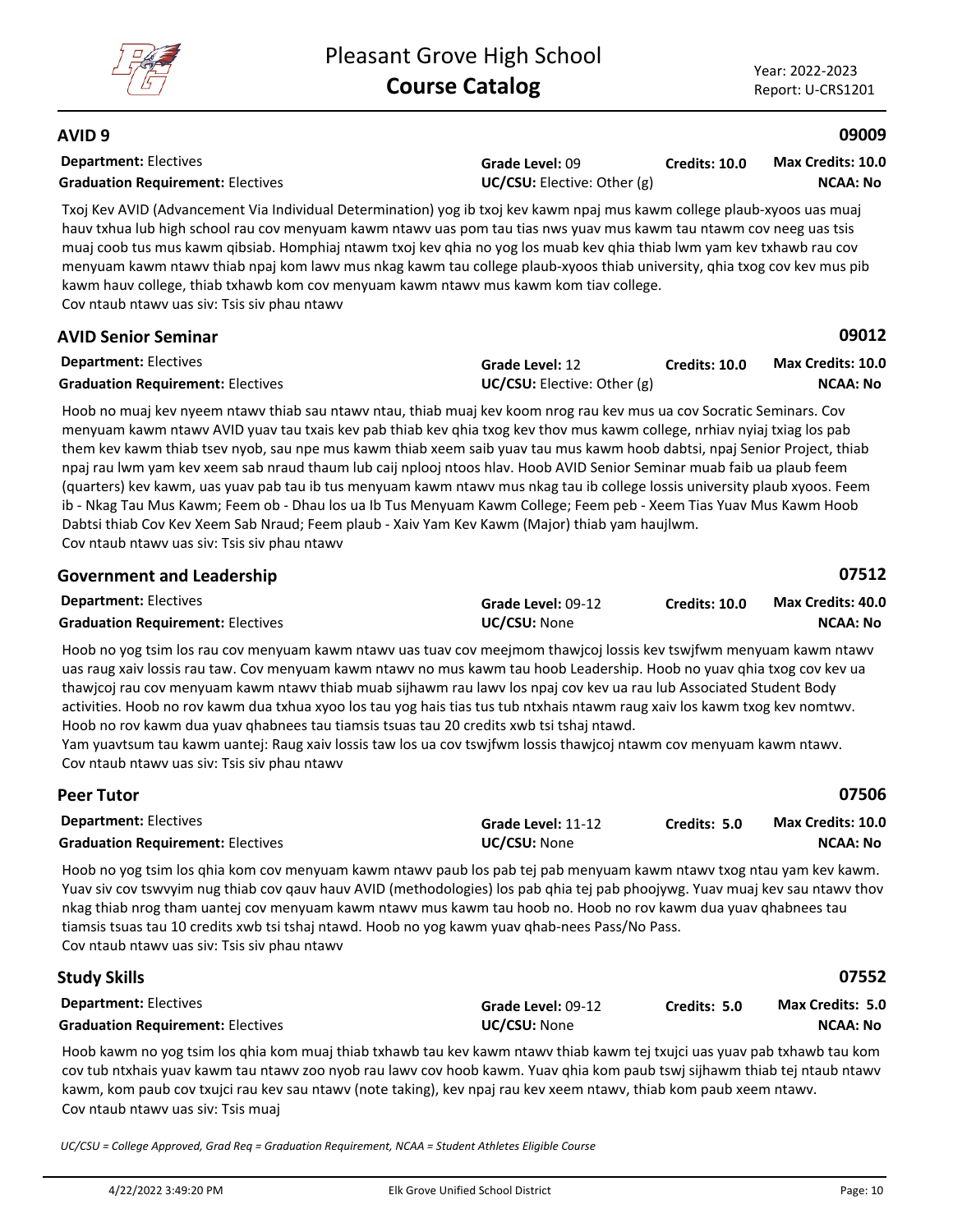## AVID 9 — 09009

**Department:** Electives | **Grade Level:** 09 | **Credits: 10.0** | **Max Credits: 10.0**
**Graduation Requirement:** Electives | **UC/CSU:** Elective: Other (g) | **NCAA: No**

Txoj Kev AVID (Advancement Via Individual Determination) yog ib txoj kev kawm npaj mus kawm college plaub-xyoos uas muaj hauv txhua lub high school rau cov menyuam kawm ntawv uas pom tau tias nws yuav mus kawm tau ntawm cov neeg uas tsis muaj coob tus mus kawm qibsiab. Homphiaj ntawm txoj kev qhia no yog los muab kev qhia thiab lwm yam kev txhawb rau cov menyuam kawm ntawv thiab npaj kom lawv mus nkag kawm tau college plaub-xyoos thiab university, qhia txog cov kev mus pib kawm hauv college, thiab txhawb kom cov menyuam kawm ntawv mus kawm kom tiav college.
Cov ntaub ntawv uas siv: Tsis siv phau ntawv

## AVID Senior Seminar — 09012

**Department:** Electives | **Grade Level:** 12 | **Credits: 10.0** | **Max Credits: 10.0**
**Graduation Requirement:** Electives | **UC/CSU:** Elective: Other (g) | **NCAA: No**

Hoob no muaj kev nyeem ntawv thiab sau ntawv ntau, thiab muaj kev koom nrog rau kev mus ua cov Socratic Seminars. Cov menyuam kawm ntawv AVID yuav tau txais kev pab thiab kev qhia txog kev thov mus kawm college, nrhiav nyiaj txiag los pab them kev kawm thiab tsev nyob, sau npe mus kawm thiab xeem saib yuav tau mus kawm hoob dabtsi, npaj Senior Project, thiab npaj rau lwm yam kev xeem sab nraud thaum lub caij nplooj ntoos hlav. Hoob AVID Senior Seminar muab faib ua plaub feem (quarters) kev kawm, uas yuav pab tau ib tus menyuam kawm ntawv mus nkag tau ib college lossis university plaub xyoos. Feem ib - Nkag Tau Mus Kawm; Feem ob - Dhau los ua Ib Tus Menyuam Kawm College; Feem peb - Xeem Tias Yuav Mus Kawm Hoob Dabtsi thiab Cov Kev Xeem Sab Nraud; Feem plaub - Xaiv Yam Kev Kawm (Major) thiab yam haujlwm.
Cov ntaub ntawv uas siv: Tsis siv phau ntawv

## Government and Leadership — 07512

**Department:** Electives | **Grade Level:** 09-12 | **Credits: 10.0** | **Max Credits: 40.0**
**Graduation Requirement:** Electives | **UC/CSU:** None | **NCAA: No**

Hoob no yog tsim los rau cov menyuam kawm ntawv uas tuav cov meejmom thawjcoj lossis kev tswjfwm menyuam kawm ntawv uas raug xaiv lossis rau taw. Cov menyuam kawm ntawv no mus kawm tau hoob Leadership. Hoob no yuav qhia txog cov kev ua thawjcoj rau cov menyuam kawm ntawv thiab muab sijhawm rau lawv los npaj cov kev ua rau lub Associated Student Body activities. Hoob no rov kawm dua txhua xyoo los tau yog hais tias tus tub ntxhais ntawm raug xaiv los kawm txog kev nomtwv. Hoob no rov kawm dua yuav qhabnees tau tiamsis tsuas tau 20 credits xwb tsi tshaj ntawd.
Yam yuavtsum tau kawm uantej: Raug xaiv lossis taw los ua cov tswjfwm lossis thawjcoj ntawm cov menyuam kawm ntawv.
Cov ntaub ntawv uas siv: Tsis siv phau ntawv

## Peer Tutor — 07506

**Department:** Electives | **Grade Level:** 11-12 | **Credits: 5.0** | **Max Credits: 10.0**
**Graduation Requirement:** Electives | **UC/CSU:** None | **NCAA: No**

Hoob no yog tsim los qhia kom cov menyuam kawm ntawv paub los pab tej pab menyuam kawm ntawv txog ntau yam kev kawm. Yuav siv cov tswvyim nug thiab cov qauv hauv AVID (methodologies) los pab qhia tej pab phoojywg. Yuav muaj kev sau ntawv thov nkag thiab nrog tham uantej cov menyuam kawm ntawv mus kawm tau hoob no. Hoob no rov kawm dua yuav qhabnees tau tiamsis tsuas tau 10 credits xwb tsi tshaj ntawd. Hoob no yog kawm yuav qhab-nees Pass/No Pass.
Cov ntaub ntawv uas siv: Tsis siv phau ntawv

## Study Skills — 07552

**Department:** Electives | **Grade Level:** 09-12 | **Credits: 5.0** | **Max Credits: 5.0**
**Graduation Requirement:** Electives | **UC/CSU:** None | **NCAA: No**

Hoob kawm no yog tsim los qhia kom muaj thiab txhawb tau kev kawm ntawv thiab kawm tej txujci uas yuav pab txhawb tau kom cov tub ntxhais yuav kawm tau ntawv zoo nyob rau lawv cov hoob kawm. Yuav qhia kom paub tswj sijhawm thiab tej ntaub ntawv kawm, kom paub cov txujci rau kev sau ntawv (note taking), kev npaj rau kev xeem ntawv, thiab kom paub xeem ntawv.
Cov ntaub ntawv uas siv: Tsis muaj

*UC/CSU = College Approved, Grad Req = Graduation Requirement, NCAA = Student Athletes Eligible Course*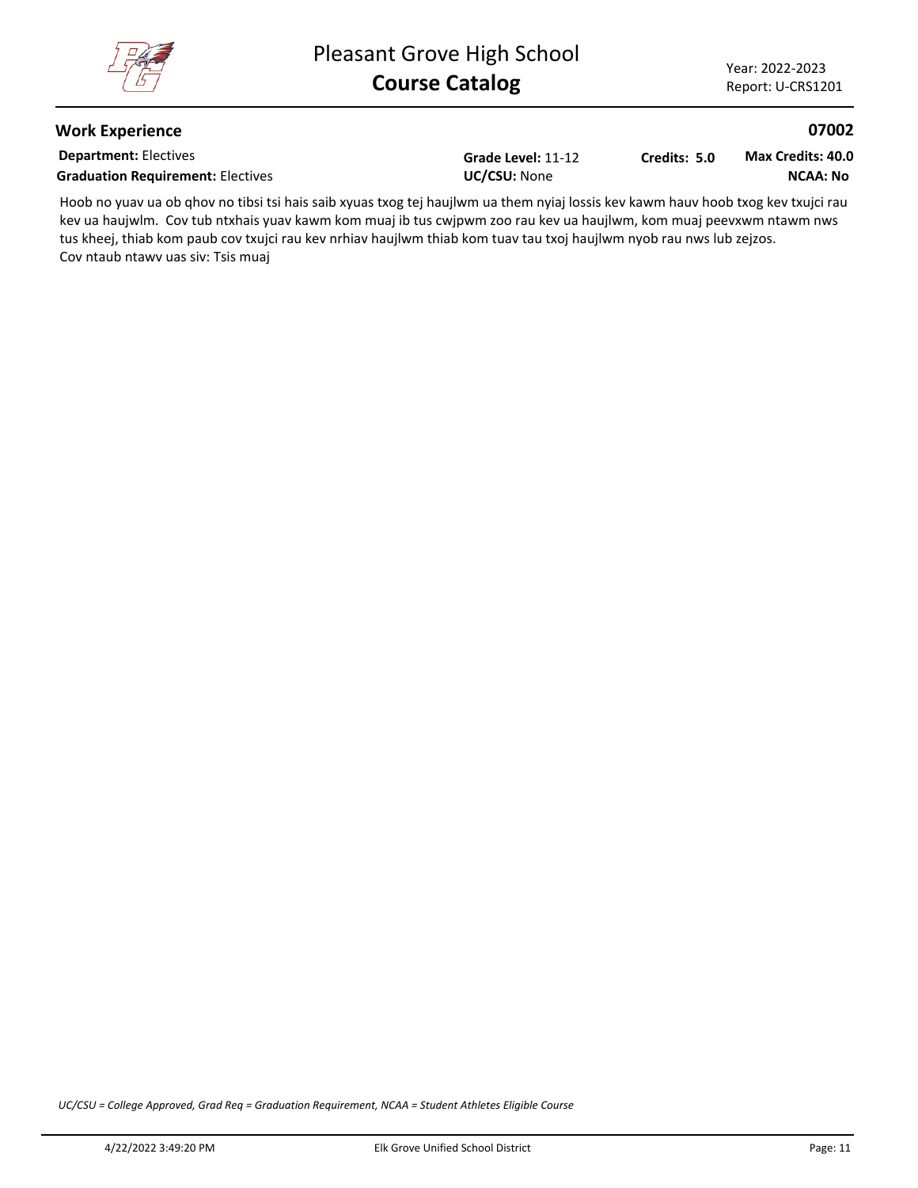## Work Experience

**07002**

**Department:** Electives | **Grade Level:** 11-12 | **Credits: 5.0** | **Max Credits: 40.0**

**Graduation Requirement:** Electives | **UC/CSU:** None | **NCAA: No**

Hoob no yuav ua ob qhov no tibsi tsi hais saib xyuas txog tej haujlwm ua them nyiaj lossis kev kawm hauv hoob txog kev txujci rau kev ua haujwlm.  Cov tub ntxhais yuav kawm kom muaj ib tus cwjpwm zoo rau kev ua haujlwm, kom muaj peevxwm ntawm nws tus kheej, thiab kom paub cov txujci rau kev nrhiav haujlwm thiab kom tuav tau txoj haujlwm nyob rau nws lub zejzos.
Cov ntaub ntawv uas siv: Tsis muaj

*UC/CSU = College Approved, Grad Req = Graduation Requirement, NCAA = Student Athletes Eligible Course*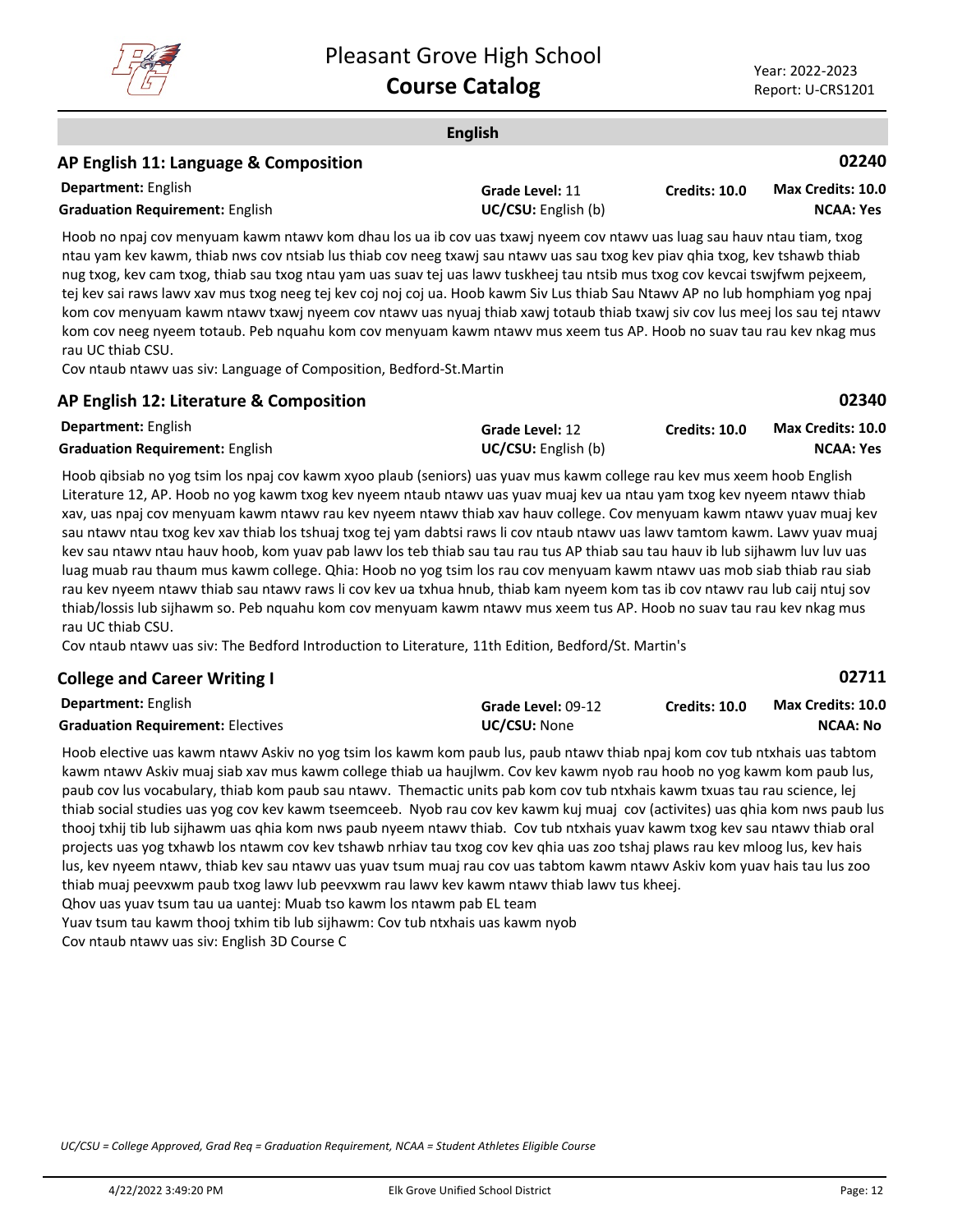## English

### AP English 11: Language & Composition

**02240**

**Department:** English
**Graduation Requirement:** English
**Grade Level:** 11
**UC/CSU:** English (b)
**Credits: 10.0**
**Max Credits: 10.0**
**NCAA: Yes**

Hoob no npaj cov menyuam kawm ntawv kom dhau los ua ib cov uas txawj nyeem cov ntawv uas luag sau hauv ntau tiam, txog ntau yam kev kawm, thiab nws cov ntsiab lus thiab cov neeg txawj sau ntawv uas sau txog kev piav qhia txog, kev tshawb thiab nug txog, kev cam txog, thiab sau txog ntau yam uas suav tej uas lawv tuskheej tau ntsib mus txog cov kevcai tswjfwm pejxeem, tej kev sai raws lawv xav mus txog neeg tej kev coj noj coj ua. Hoob kawm Siv Lus thiab Sau Ntawv AP no lub homphiam yog npaj kom cov menyuam kawm ntawv txawj nyeem cov ntawv uas nyuaj thiab xawj totaub thiab txawj siv cov lus meej los sau tej ntawv kom cov neeg nyeem totaub. Peb nquahu kom cov menyuam kawm ntawv mus xeem tus AP. Hoob no suav tau rau kev nkag mus rau UC thiab CSU.

Cov ntaub ntawv uas siv: Language of Composition, Bedford-St.Martin

### AP English 12: Literature & Composition

**02340**

**Department:** English
**Graduation Requirement:** English
**Grade Level:** 12
**UC/CSU:** English (b)
**Credits: 10.0**
**Max Credits: 10.0**
**NCAA: Yes**

Hoob qibsiab no yog tsim los npaj cov kawm xyoo plaub (seniors) uas yuav mus kawm college rau kev mus xeem hoob English Literature 12, AP. Hoob no yog kawm txog kev nyeem ntaub ntawv uas yuav muaj kev ua ntau yam txog kev nyeem ntawv thiab xav, uas npaj cov menyuam kawm ntawv rau kev nyeem ntawv thiab xav hauv college. Cov menyuam kawm ntawv yuav muaj kev sau ntawv ntau txog kev xav thiab los tshuaj txog tej yam dabtsi raws li cov ntaub ntawv uas lawv tamtom kawm. Lawv yuav muaj kev sau ntawv ntau hauv hoob, kom yuav pab lawv los teb thiab sau tau rau tus AP thiab sau tau hauv ib lub sijhawm luv luv uas luag muab rau thaum mus kawm college. Qhia: Hoob no yog tsim los rau cov menyuam kawm ntawv uas mob siab thiab rau siab rau kev nyeem ntawv thiab sau ntawv raws li cov kev ua txhua hnub, thiab kam nyeem kom tas ib cov ntawv rau lub caij ntuj sov thiab/lossis lub sijhawm so. Peb nquahu kom cov menyuam kawm ntawv mus xeem tus AP. Hoob no suav tau rau kev nkag mus rau UC thiab CSU.

Cov ntaub ntawv uas siv: The Bedford Introduction to Literature, 11th Edition, Bedford/St. Martin's

### College and Career Writing I

**02711**

**Department:** English
**Graduation Requirement:** Electives
**Grade Level:** 09-12
**UC/CSU:** None
**Credits: 10.0**
**Max Credits: 10.0**
**NCAA: No**

Hoob elective uas kawm ntawv Askiv no yog tsim los kawm kom paub lus, paub ntawv thiab npaj kom cov tub ntxhais uas tabtom kawm ntawv Askiv muaj siab xav mus kawm college thiab ua haujlwm. Cov kev kawm nyob rau hoob no yog kawm kom paub lus, paub cov lus vocabulary, thiab kom paub sau ntawv. Themactic units pab kom cov tub ntxhais kawm txuas tau rau science, lej thiab social studies uas yog cov kev kawm tseemceeb. Nyob rau cov kev kawm kuj muaj cov (activites) uas qhia kom nws paub lus thooj txhij tib lub sijhawm uas qhia kom nws paub nyeem ntawv thiab. Cov tub ntxhais yuav kawm txog kev sau ntawv thiab oral projects uas yog txhawb los ntawm cov kev tshawb nrhiav tau txog cov kev qhia uas zoo tshaj plaws rau kev mloog lus, kev hais lus, kev nyeem ntawv, thiab kev sau ntawv uas yuav tsum muaj rau cov uas tabtom kawm ntawv Askiv kom yuav hais tau lus zoo thiab muaj peevxwm paub txog lawv lub peevxwm rau lawv kev kawm ntawv thiab lawv tus kheej.

Qhov uas yuav tsum tau ua uantej: Muab tso kawm los ntawm pab EL team

Yuav tsum tau kawm thooj txhim tib lub sijhawm: Cov tub ntxhais uas kawm nyob

Cov ntaub ntawv uas siv: English 3D Course C

*UC/CSU = College Approved, Grad Req = Graduation Requirement, NCAA = Student Athletes Eligible Course*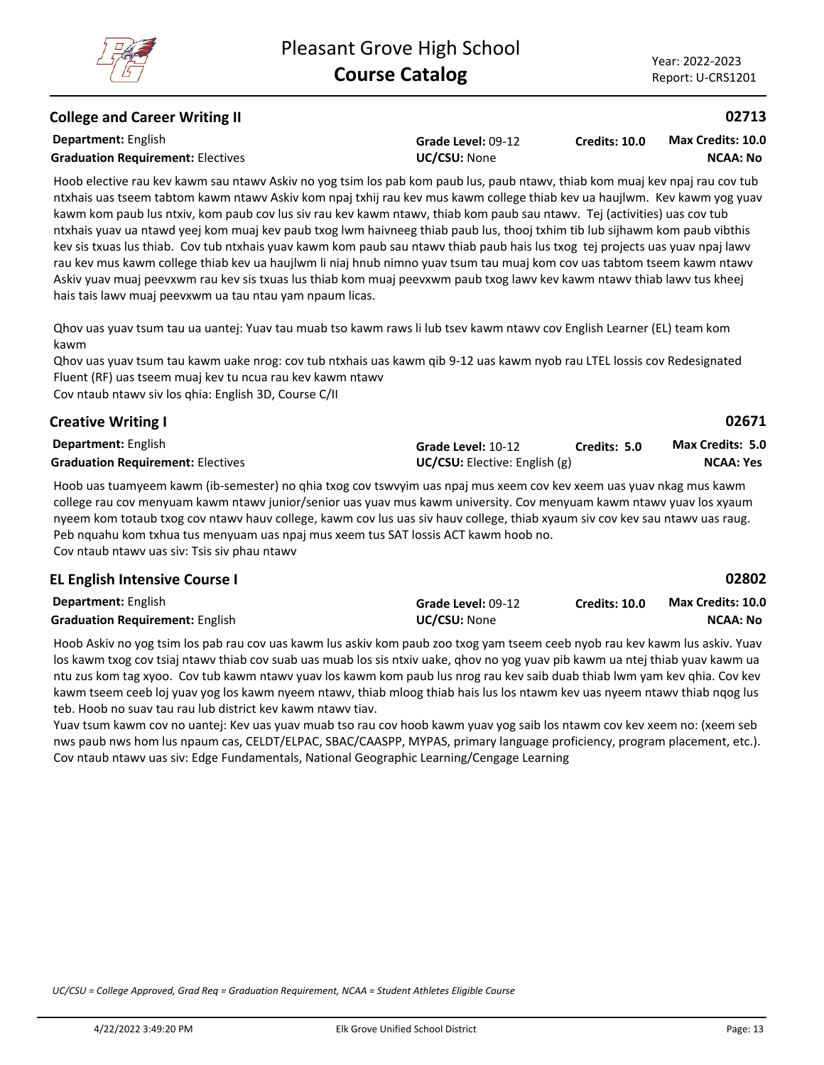## College and Career Writing II — 02713

**Department:** English | **Grade Level:** 09-12 | **Credits: 10.0** | **Max Credits: 10.0**
**Graduation Requirement:** Electives | **UC/CSU:** None | **NCAA: No**

Hoob elective rau kev kawm sau ntawv Askiv no yog tsim los pab kom paub lus, paub ntawv, thiab kom muaj kev npaj rau cov tub ntxhais uas tseem tabtom kawm ntawv Askiv kom npaj txhij rau kev mus kawm college thiab kev ua haujlwm. Kev kawm yog yuav kawm kom paub lus ntxiv, kom paub cov lus siv rau kev kawm ntawv, thiab kom paub sau ntawv. Tej (activities) uas cov tub ntxhais yuav ua ntawd yeej kom muaj kev paub txog lwm haivneeg thiab paub lus, thooj txhim tib lub sijhawm kom paub vibthis kev sis txuas lus thiab. Cov tub ntxhais yuav kawm kom paub sau ntawv thiab paub hais lus txog tej projects uas yuav npaj lawv rau kev mus kawm college thiab kev ua haujlwm li niaj hnub nimno yuav tsum tau muaj kom cov uas tabtom tseem kawm ntawv Askiv yuav muaj peevxwm rau kev sis txuas lus thiab kom muaj peevxwm paub txog lawv kev kawm ntawv thiab lawv tus kheej hais tais lawv muaj peevxwm ua tau ntau yam npaum licas.

Qhov uas yuav tsum tau ua uantej: Yuav tau muab tso kawm raws li lub tsev kawm ntawv cov English Learner (EL) team kom kawm
Qhov uas yuav tsum tau kawm uake nrog: cov tub ntxhais uas kawm qib 9-12 uas kawm nyob rau LTEL lossis cov Redesignated Fluent (RF) uas tseem muaj kev tu ncua rau kev kawm ntawv
Cov ntaub ntawv siv los qhia: English 3D, Course C/II

## Creative Writing I — 02671

**Department:** English | **Grade Level:** 10-12 | **Credits: 5.0** | **Max Credits: 5.0**
**Graduation Requirement:** Electives | **UC/CSU:** Elective: English (g) | **NCAA: Yes**

Hoob uas tuamyeem kawm (ib-semester) no qhia txog cov tswvyim uas npaj mus xeem cov kev xeem uas yuav nkag mus kawm college rau cov menyuam kawm ntawv junior/senior uas yuav mus kawm university. Cov menyuam kawm ntawv yuav los xyaum nyeem kom totaub txog cov ntawv hauv college, kawm cov lus uas siv hauv college, thiab xyaum siv cov kev sau ntawv uas raug. Peb nquahu kom txhua tus menyuam uas npaj mus xeem tus SAT lossis ACT kawm hoob no.
Cov ntaub ntawv uas siv: Tsis siv phau ntawv

## EL English Intensive Course I — 02802

**Department:** English | **Grade Level:** 09-12 | **Credits: 10.0** | **Max Credits: 10.0**
**Graduation Requirement:** English | **UC/CSU:** None | **NCAA: No**

Hoob Askiv no yog tsim los pab rau cov uas kawm lus askiv kom paub zoo txog yam tseem ceeb nyob rau kev kawm lus askiv. Yuav los kawm txog cov tsiaj ntawv thiab cov suab uas muab los sis ntxiv uake, qhov no yog yuav pib kawm ua ntej thiab yuav kawm ua ntu zus kom tag xyoo. Cov tub kawm ntawv yuav los kawm kom paub lus nrog rau kev saib duab thiab lwm yam kev qhia. Cov kev kawm tseem ceeb loj yuav yog los kawm nyeem ntawv, thiab mloog thiab hais lus los ntawm kev uas nyeem ntawv thiab nqog lus teb. Hoob no suav tau rau lub district kev kawm ntawv tiav.
Yuav tsum kawm cov no uantej: Kev uas yuav muab tso rau cov hoob kawm yuav yog saib los ntawm cov kev xeem no: (xeem seb nws paub nws hom lus npaum cas, CELDT/ELPAC, SBAC/CAASPP, MYPAS, primary language proficiency, program placement, etc.).
Cov ntaub ntawv uas siv: Edge Fundamentals, National Geographic Learning/Cengage Learning

*UC/CSU = College Approved, Grad Req = Graduation Requirement, NCAA = Student Athletes Eligible Course*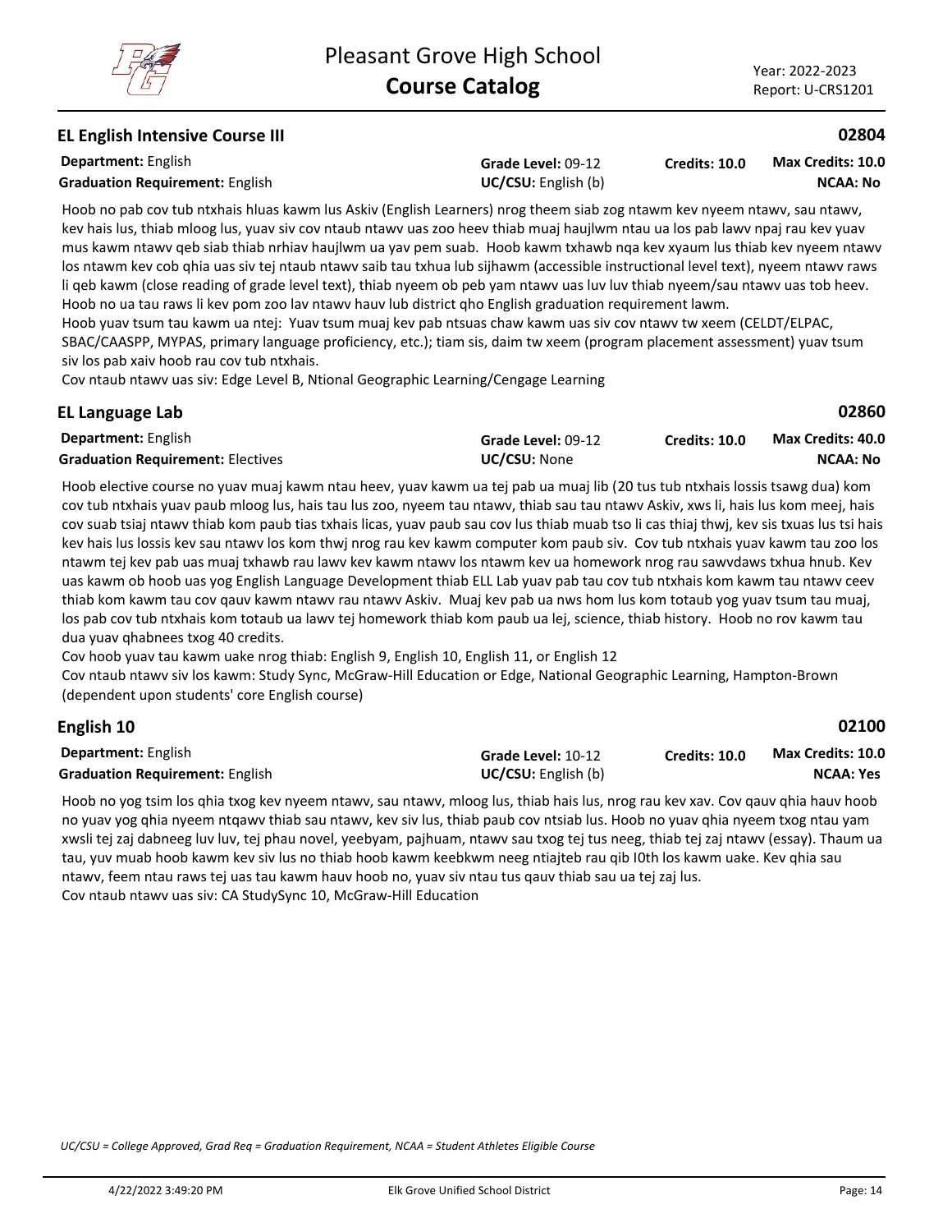## EL English Intensive Course III

**02804**

| | | | |
|---|---|---|---|
| **Department:** English | **Grade Level:** 09-12 | **Credits: 10.0** | **Max Credits: 10.0** |
| **Graduation Requirement:** English | **UC/CSU:** English (b) | | **NCAA: No** |

Hoob no pab cov tub ntxhais hluas kawm lus Askiv (English Learners) nrog theem siab zog ntawm kev nyeem ntawv, sau ntawv, kev hais lus, thiab mloog lus, yuav siv cov ntaub ntawv uas zoo heev thiab muaj haujlwm ntau ua los pab lawv npaj rau kev yuav mus kawm ntawv qeb siab thiab nrhiav haujlwm ua yav pem suab. Hoob kawm txhawb nqa kev xyaum lus thiab kev nyeem ntawv los ntawm kev cob qhia uas siv tej ntaub ntawv saib tau txhua lub sijhawm (accessible instructional level text), nyeem ntawv raws li qeb kawm (close reading of grade level text), thiab nyeem ob peb yam ntawv uas luv luv thiab nyeem/sau ntawv uas tob heev. Hoob no ua tau raws li kev pom zoo lav ntawv hauv lub district qho English graduation requirement lawm.
Hoob yuav tsum tau kawm ua ntej: Yuav tsum muaj kev pab ntsuas chaw kawm uas siv cov ntawv tw xeem (CELDT/ELPAC, SBAC/CAASPP, MYPAS, primary language proficiency, etc.); tiam sis, daim tw xeem (program placement assessment) yuav tsum siv los pab xaiv hoob rau cov tub ntxhais.
Cov ntaub ntawv uas siv: Edge Level B, Ntional Geographic Learning/Cengage Learning

## EL Language Lab

**02860**

| | | | |
|---|---|---|---|
| **Department:** English | **Grade Level:** 09-12 | **Credits: 10.0** | **Max Credits: 40.0** |
| **Graduation Requirement:** Electives | **UC/CSU:** None | | **NCAA: No** |

Hoob elective course no yuav muaj kawm ntau heev, yuav kawm ua tej pab ua muaj lib (20 tus tub ntxhais lossis tsawg dua) kom cov tub ntxhais yuav paub mloog lus, hais tau lus zoo, nyeem tau ntawv, thiab sau tau ntawv Askiv, xws li, hais lus kom meej, hais cov suab tsiaj ntawv thiab kom paub tias txhais licas, yuav paub sau cov lus thiab muab tso li cas thiaj thwj, kev sis txuas lus tsi hais kev hais lus lossis kev sau ntawv los kom thwj nrog rau kev kawm computer kom paub siv. Cov tub ntxhais yuav kawm tau zoo los ntawm tej kev pab uas muaj txhawb rau lawv kev kawm ntawv los ntawm kev ua homework nrog rau sawvdaws txhua hnub. Kev uas kawm ob hoob uas yog English Language Development thiab ELL Lab yuav pab tau cov tub ntxhais kom kawm tau ntawv ceev thiab kom kawm tau cov qauv kawm ntawv rau ntawv Askiv. Muaj kev pab ua nws hom lus kom totaub yog yuav tsum tau muaj, los pab cov tub ntxhais kom totaub ua lawv tej homework thiab kom paub ua lej, science, thiab history. Hoob no rov kawm tau dua yuav qhabnees txog 40 credits.
Cov hoob yuav tau kawm uake nrog thiab: English 9, English 10, English 11, or English 12
Cov ntaub ntawv siv los kawm: Study Sync, McGraw-Hill Education or Edge, National Geographic Learning, Hampton-Brown (dependent upon students' core English course)

## English 10

**02100**

| | | | |
|---|---|---|---|
| **Department:** English | **Grade Level:** 10-12 | **Credits: 10.0** | **Max Credits: 10.0** |
| **Graduation Requirement:** English | **UC/CSU:** English (b) | | **NCAA: Yes** |

Hoob no yog tsim los qhia txog kev nyeem ntawv, sau ntawv, mloog lus, thiab hais lus, nrog rau kev xav. Cov qauv qhia hauv hoob no yuav yog qhia nyeem ntqawv thiab sau ntawv, kev siv lus, thiab paub cov ntsiab lus. Hoob no yuav qhia nyeem txog ntau yam xwsli tej zaj dabneeg luv luv, tej phau novel, yeebyam, pajhuam, ntawv sau txog tej tus neeg, thiab tej zaj ntawv (essay). Thaum ua tau, yuv muab hoob kawm kev siv lus no thiab hoob kawm keebkwm neeg ntiajteb rau qib I0th los kawm uake. Kev qhia sau ntawv, feem ntau raws tej uas tau kawm hauv hoob no, yuav siv ntau tus qauv thiab sau ua tej zaj lus.
Cov ntaub ntawv uas siv: CA StudySync 10, McGraw-Hill Education

*UC/CSU = College Approved, Grad Req = Graduation Requirement, NCAA = Student Athletes Eligible Course*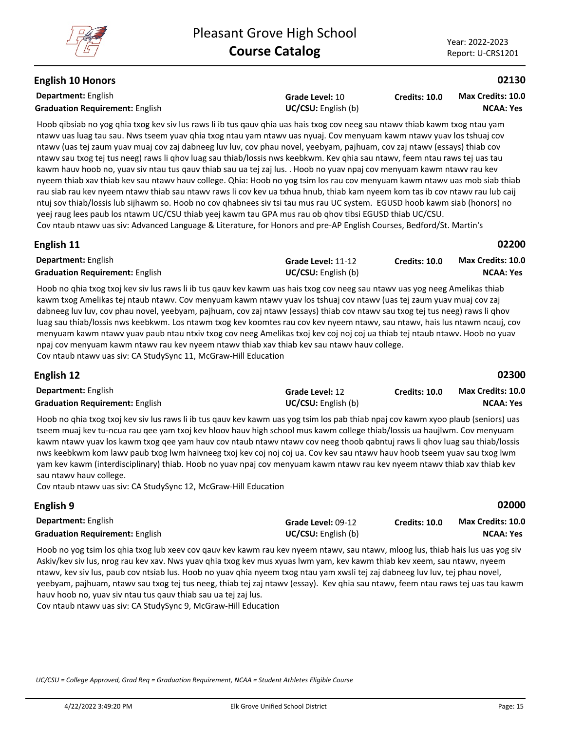## English 10 Honors

**02130**

**Department:** English
**Graduation Requirement:** English
**Grade Level:** 10
**UC/CSU:** English (b)
**Credits: 10.0**
**Max Credits: 10.0**
**NCAA: Yes**

Hoob qibsiab no yog qhia txog kev siv lus raws li ib tus qauv qhia uas hais txog cov neeg sau ntawv thiab kawm txog ntau yam ntawv uas luag tau sau. Nws tseem yuav qhia txog ntau yam ntawv uas nyuaj. Cov menyuam kawm ntawv yuav los tshuaj cov ntawv (uas tej zaum yuav muaj cov zaj dabneeg luv luv, cov phau novel, yeebyam, pajhuam, cov zaj ntawv (essays) thiab cov ntawv sau txog tej tus neeg) raws li qhov luag sau thiab/lossis nws keebkwm. Kev qhia sau ntawv, feem ntau raws tej uas tau kawm hauv hoob no, yuav siv ntau tus qauv thiab sau ua tej zaj lus. . Hoob no yuav npaj cov menyuam kawm ntawv rau kev nyeem thiab xav thiab kev sau ntawv hauv college. Qhia: Hoob no yog tsim los rau cov menyuam kawm ntawv uas mob siab thiab rau siab rau kev nyeem ntawv thiab sau ntawv raws li cov kev ua txhua hnub, thiab kam nyeem kom tas ib cov ntawv rau lub caij ntuj sov thiab/lossis lub sijhawm so. Hoob no cov qhabnees siv tsi tau mus rau UC system. EGUSD hoob kawm siab (honors) no yeej raug lees paub los ntawm UC/CSU thiab yeej kawm tau GPA mus rau ob qhov tibsi EGUSD thiab UC/CSU.
Cov ntaub ntawv uas siv: Advanced Language & Literature, for Honors and pre-AP English Courses, Bedford/St. Martin's

## English 11

**02200**

**Department:** English
**Graduation Requirement:** English
**Grade Level:** 11-12
**UC/CSU:** English (b)
**Credits: 10.0**
**Max Credits: 10.0**
**NCAA: Yes**

Hoob no qhia txog txoj kev siv lus raws li ib tus qauv kev kawm uas hais txog cov neeg sau ntawv uas yog neeg Amelikas thiab kawm txog Amelikas tej ntaub ntawv. Cov menyuam kawm ntawv yuav los tshuaj cov ntawv (uas tej zaum yuav muaj cov zaj dabneeg luv luv, cov phau novel, yeebyam, pajhuam, cov zaj ntawv (essays) thiab cov ntawv sau txog tej tus neeg) raws li qhov luag sau thiab/lossis nws keebkwm. Los ntawm txog kev koomtes rau cov kev nyeem ntawv, sau ntawv, hais lus ntawm ncauj, cov menyuam kawm ntawv yuav paub ntau ntxiv txog cov neeg Amelikas txoj kev coj noj coj ua thiab tej ntaub ntawv. Hoob no yuav npaj cov menyuam kawm ntawv rau kev nyeem ntawv thiab xav thiab kev sau ntawv hauv college.
Cov ntaub ntawv uas siv: CA StudySync 11, McGraw-Hill Education

## English 12

**02300**

**Department:** English
**Graduation Requirement:** English
**Grade Level:** 12
**UC/CSU:** English (b)
**Credits: 10.0**
**Max Credits: 10.0**
**NCAA: Yes**

Hoob no qhia txog txoj kev siv lus raws li ib tus qauv kev kawm uas yog tsim los pab thiab npaj cov kawm xyoo plaub (seniors) uas tseem muaj kev tu-ncua rau qee yam txoj kev hloov hauv high school mus kawm college thiab/lossis ua haujlwm. Cov menyuam kawm ntawv yuav los kawm txog qee yam hauv cov ntaub ntawv ntawv cov neeg thoob qabntuj raws li qhov luag sau thiab/lossis nws keebkwm kom lawv paub txog lwm haivneeg txoj kev coj noj coj ua. Cov kev sau ntawv hauv hoob tseem yuav sau txog lwm yam kev kawm (interdisciplinary) thiab. Hoob no yuav npaj cov menyuam kawm ntawv rau kev nyeem ntawv thiab xav thiab kev sau ntawv hauv college.
Cov ntaub ntawv uas siv: CA StudySync 12, McGraw-Hill Education

## English 9

**02000**

**Department:** English
**Graduation Requirement:** English
**Grade Level:** 09-12
**UC/CSU:** English (b)
**Credits: 10.0**
**Max Credits: 10.0**
**NCAA: Yes**

Hoob no yog tsim los qhia txog lub xeev cov qauv kev kawm rau kev nyeem ntawv, sau ntawv, mloog lus, thiab hais lus uas yog siv Askiv/kev siv lus, nrog rau kev xav. Nws yuav qhia txog kev mus xyuas lwm yam, kev kawm thiab kev xeem, sau ntawv, nyeem ntawv, kev siv lus, paub cov ntsiab lus. Hoob no yuav qhia nyeem txog ntau yam xwsli tej zaj dabneeg luv luv, tej phau novel, yeebyam, pajhuam, ntawv sau txog tej tus neeg, thiab tej zaj ntawv (essay). Kev qhia sau ntawv, feem ntau raws tej uas tau kawm hauv hoob no, yuav siv ntau tus qauv thiab sau ua tej zaj lus.
Cov ntaub ntawv uas siv: CA StudySync 9, McGraw-Hill Education

*UC/CSU = College Approved, Grad Req = Graduation Requirement, NCAA = Student Athletes Eligible Course*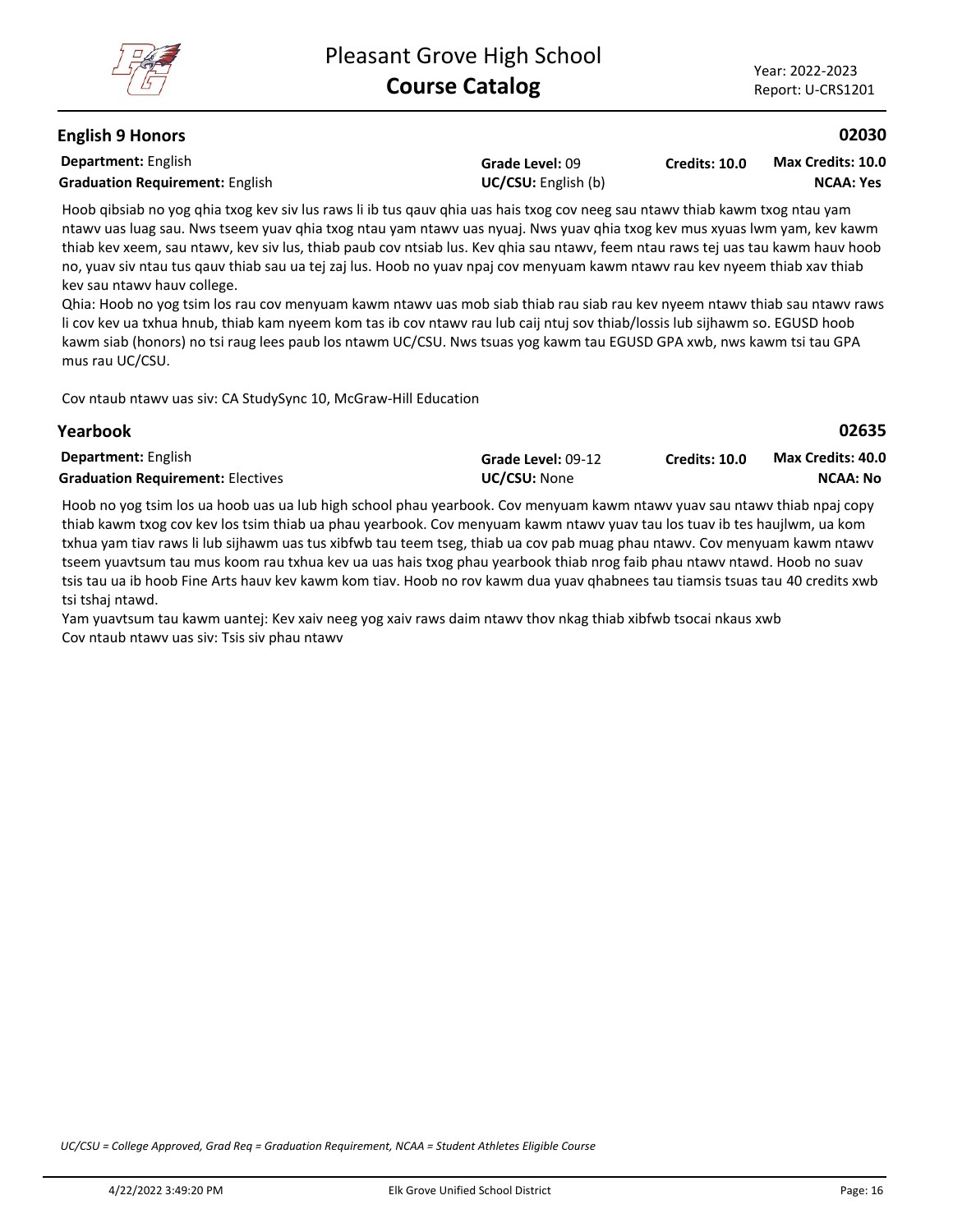## English 9 Honors

**02030**

**Department:** English
**Graduation Requirement:** English
**Grade Level:** 09
**UC/CSU:** English (b)
**Credits:** 10.0
**Max Credits:** 10.0
**NCAA:** Yes

Hoob qibsiab no yog qhia txog kev siv lus raws li ib tus qauv qhia uas hais txog cov neeg sau ntawv thiab kawm txog ntau yam ntawv uas luag sau. Nws tseem yuav qhia txog ntau yam ntawv uas nyuaj. Nws yuav qhia txog kev mus xyuas lwm yam, kev kawm thiab kev xeem, sau ntawv, kev siv lus, thiab paub cov ntsiab lus. Kev qhia sau ntawv, feem ntau raws tej uas tau kawm hauv hoob no, yuav siv ntau tus qauv thiab sau ua tej zaj lus. Hoob no yuav npaj cov menyuam kawm ntawv rau kev nyeem thiab xav thiab kev sau ntawv hauv college.

Qhia: Hoob no yog tsim los rau cov menyuam kawm ntawv uas mob siab thiab rau siab rau kev nyeem ntawv thiab sau ntawv raws li cov kev ua txhua hnub, thiab kam nyeem kom tas ib cov ntawv rau lub caij ntuj sov thiab/lossis lub sijhawm so. EGUSD hoob kawm siab (honors) no tsi raug lees paub los ntawm UC/CSU. Nws tsuas yog kawm tau EGUSD GPA xwb, nws kawm tsi tau GPA mus rau UC/CSU.

Cov ntaub ntawv uas siv: CA StudySync 10, McGraw-Hill Education

## Yearbook

**02635**

**Department:** English
**Graduation Requirement:** Electives
**Grade Level:** 09-12
**UC/CSU:** None
**Credits:** 10.0
**Max Credits:** 40.0
**NCAA:** No

Hoob no yog tsim los ua hoob uas ua lub high school phau yearbook. Cov menyuam kawm ntawv yuav sau ntawv thiab npaj copy thiab kawm txog cov kev los tsim thiab ua phau yearbook. Cov menyuam kawm ntawv yuav tau los tuav ib tes haujlwm, ua kom txhua yam tiav raws li lub sijhawm uas tus xibfwb tau teem tseg, thiab ua cov pab muag phau ntawv. Cov menyuam kawm ntawv tseem yuavtsum tau mus koom rau txhua kev ua uas hais txog phau yearbook thiab nrog faib phau ntawv ntawd. Hoob no suav tsis tau ua ib hoob Fine Arts hauv kev kawm kom tiav. Hoob no rov kawm dua yuav qhabnees tau tiamsis tsuas tau 40 credits xwb tsi tshaj ntawd.

Yam yuavtsum tau kawm uantej: Kev xaiv neeg yog xaiv raws daim ntawv thov nkag thiab xibfwb tsocai nkaus xwb

Cov ntaub ntawv uas siv: Tsis siv phau ntawv

*UC/CSU = College Approved, Grad Req = Graduation Requirement, NCAA = Student Athletes Eligible Course*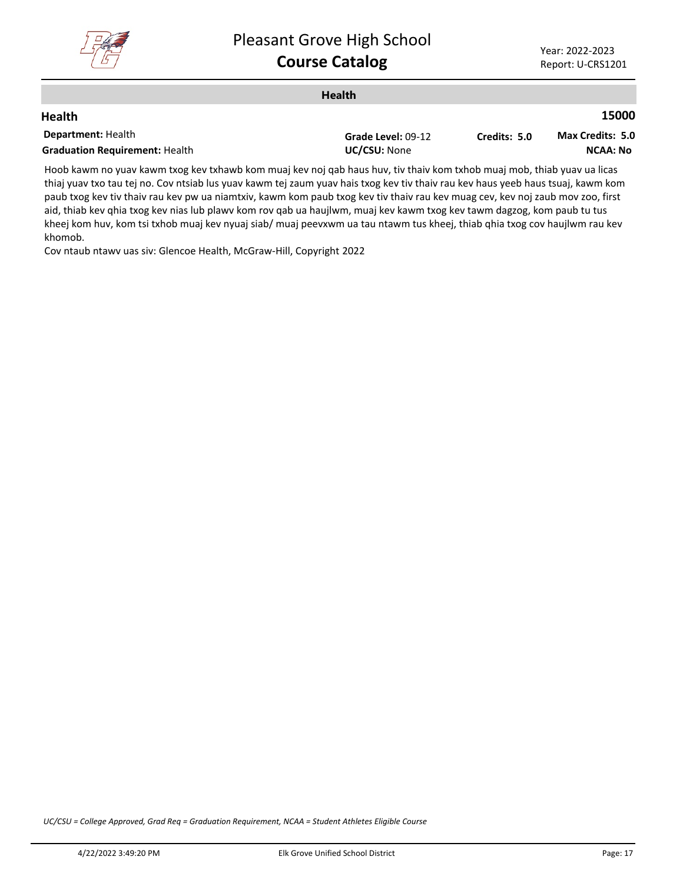## Health

### Health

**15000**

**Department:** Health | **Grade Level:** 09-12 | **Credits: 5.0** | **Max Credits: 5.0**

**Graduation Requirement:** Health | **UC/CSU:** None | **NCAA: No**

Hoob kawm no yuav kawm txog kev txhawb kom muaj kev noj qab haus huv, tiv thaiv kom txhob muaj mob, thiab yuav ua licas thiaj yuav txo tau tej no. Cov ntsiab lus yuav kawm tej zaum yuav hais txog kev tiv thaiv rau kev haus yeeb haus tsuaj, kawm kom paub txog kev tiv thaiv rau kev pw ua niamtxiv, kawm kom paub txog kev tiv thaiv rau kev muag cev, kev noj zaub mov zoo, first aid, thiab kev qhia txog kev nias lub plawv kom rov qab ua haujlwm, muaj kev kawm txog kev tawm dagzog, kom paub tu tus kheej kom huv, kom tsi txhob muaj kev nyuaj siab/ muaj peevxwm ua tau ntawm tus kheej, thiab qhia txog cov haujlwm rau kev khomob.

Cov ntaub ntawv uas siv: Glencoe Health, McGraw-Hill, Copyright 2022

*UC/CSU = College Approved, Grad Req = Graduation Requirement, NCAA = Student Athletes Eligible Course*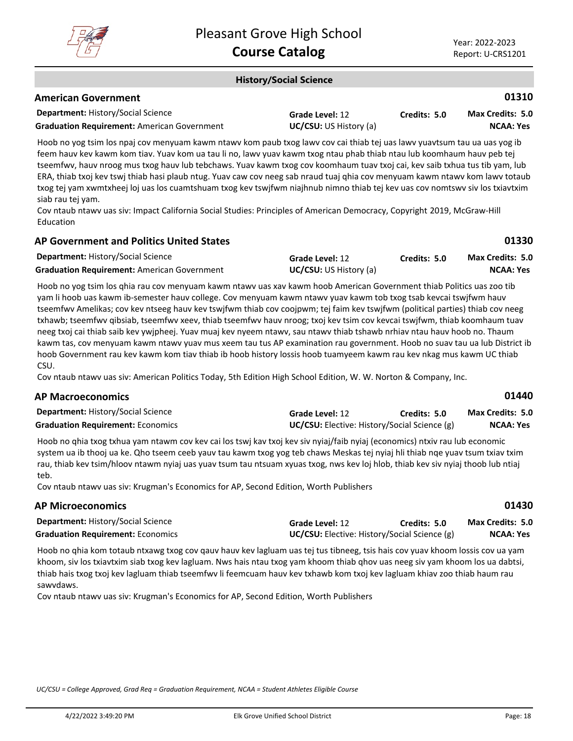## History/Social Science

### American Government — 01310

**Department:** History/Social Science | **Grade Level:** 12 | **Credits:** 5.0 | **Max Credits:** 5.0
**Graduation Requirement:** American Government | **UC/CSU:** US History (a) | **NCAA:** Yes

Hoob no yog tsim los npaj cov menyuam kawm ntawv kom paub txog lawv cov cai thiab tej uas lawv yuavtsum tau ua uas yog ib feem hauv kev kawm kom tiav. Yuav kom ua tau li no, lawv yuav kawm txog ntau phab thiab ntau lub koomhaum hauv peb tej tseemfwv, hauv nroog mus txog hauv lub tebchaws. Yuav kawm txog cov koomhaum tuav txoj cai, kev saib txhua tus tib yam, lub ERA, thiab txoj kev tswj thiab hasi plaub ntug. Yuav caw cov neeg sab nraud tuaj qhia cov menyuam kawm ntawv kom lawv totaub txog tej yam xwmtxheej loj uas los cuamtshuam txog kev tswjfwm niajhnub nimno thiab tej kev uas cov nomtswv siv los txiavtxim siab rau tej yam.
Cov ntaub ntawv uas siv: Impact California Social Studies: Principles of American Democracy, Copyright 2019, McGraw-Hill Education

### AP Government and Politics United States — 01330

**Department:** History/Social Science | **Grade Level:** 12 | **Credits:** 5.0 | **Max Credits:** 5.0
**Graduation Requirement:** American Government | **UC/CSU:** US History (a) | **NCAA:** Yes

Hoob no yog tsim los qhia rau cov menyuam kawm ntawv uas xav kawm hoob American Government thiab Politics uas zoo tib yam li hoob uas kawm ib-semester hauv college. Cov menyuam kawm ntawv yuav kawm tob txog tsab kevcai tswjfwm hauv tseemfwv Amelikas; cov kev ntseeg hauv kev tswjfwm thiab cov coojpwm; tej faim kev tswjfwm (political parties) thiab cov neeg txhawb; tseemfwv qibsiab, tseemfwv xeev, thiab tseemfwv hauv nroog; txoj kev tsim cov kevcai tswjfwm, thiab koomhaum tuav neeg txoj cai thiab saib kev ywjpheej. Yuav muaj kev nyeem ntawv, sau ntawv thiab tshawb nrhiav ntau hauv hoob no. Thaum kawm tas, cov menyuam kawm ntawv yuav mus xeem tau tus AP examination rau government. Hoob no suav tau ua lub District ib hoob Government rau kev kawm kom tiav thiab ib hoob history lossis hoob tuamyeem kawm rau kev nkag mus kawm UC thiab CSU.
Cov ntaub ntawv uas siv: American Politics Today, 5th Edition High School Edition, W. W. Norton & Company, Inc.

### AP Macroeconomics — 01440

**Department:** History/Social Science | **Grade Level:** 12 | **Credits:** 5.0 | **Max Credits:** 5.0
**Graduation Requirement:** Economics | **UC/CSU:** Elective: History/Social Science (g) | **NCAA:** Yes

Hoob no qhia txog txhua yam ntawm cov kev cai los tswj kav txoj kev siv nyiaj/faib nyiaj (economics) ntxiv rau lub economic system ua ib thooj ua ke. Qho tseem ceeb yauv tau kawm txog yog teb chaws Meskas tej nyiaj hli thiab nqe yuav tsum txiav txim rau, thiab kev tsim/hloov ntawm nyiaj uas yuav tsum tau ntsuam xyuas txog, nws kev loj hlob, thiab kev siv nyiaj thoob lub ntiaj teb.
Cov ntaub ntawv uas siv: Krugman's Economics for AP, Second Edition, Worth Publishers

### AP Microeconomics — 01430

**Department:** History/Social Science | **Grade Level:** 12 | **Credits:** 5.0 | **Max Credits:** 5.0
**Graduation Requirement:** Economics | **UC/CSU:** Elective: History/Social Science (g) | **NCAA:** Yes

Hoob no qhia kom totaub ntxawg txog cov qauv hauv kev lagluam uas tej tus tibneeg, tsis hais cov yuav khoom lossis cov ua yam khoom, siv los txiavtxim siab txog kev lagluam. Nws hais ntau txog yam khoom thiab qhov uas neeg siv yam khoom los ua dabtsi, thiab hais txog txoj kev lagluam thiab tseemfwv li feemcuam hauv kev txhawb kom txoj kev lagluam khiav zoo thiab haum rau sawvdaws.
Cov ntaub ntawv uas siv: Krugman's Economics for AP, Second Edition, Worth Publishers

*UC/CSU = College Approved, Grad Req = Graduation Requirement, NCAA = Student Athletes Eligible Course*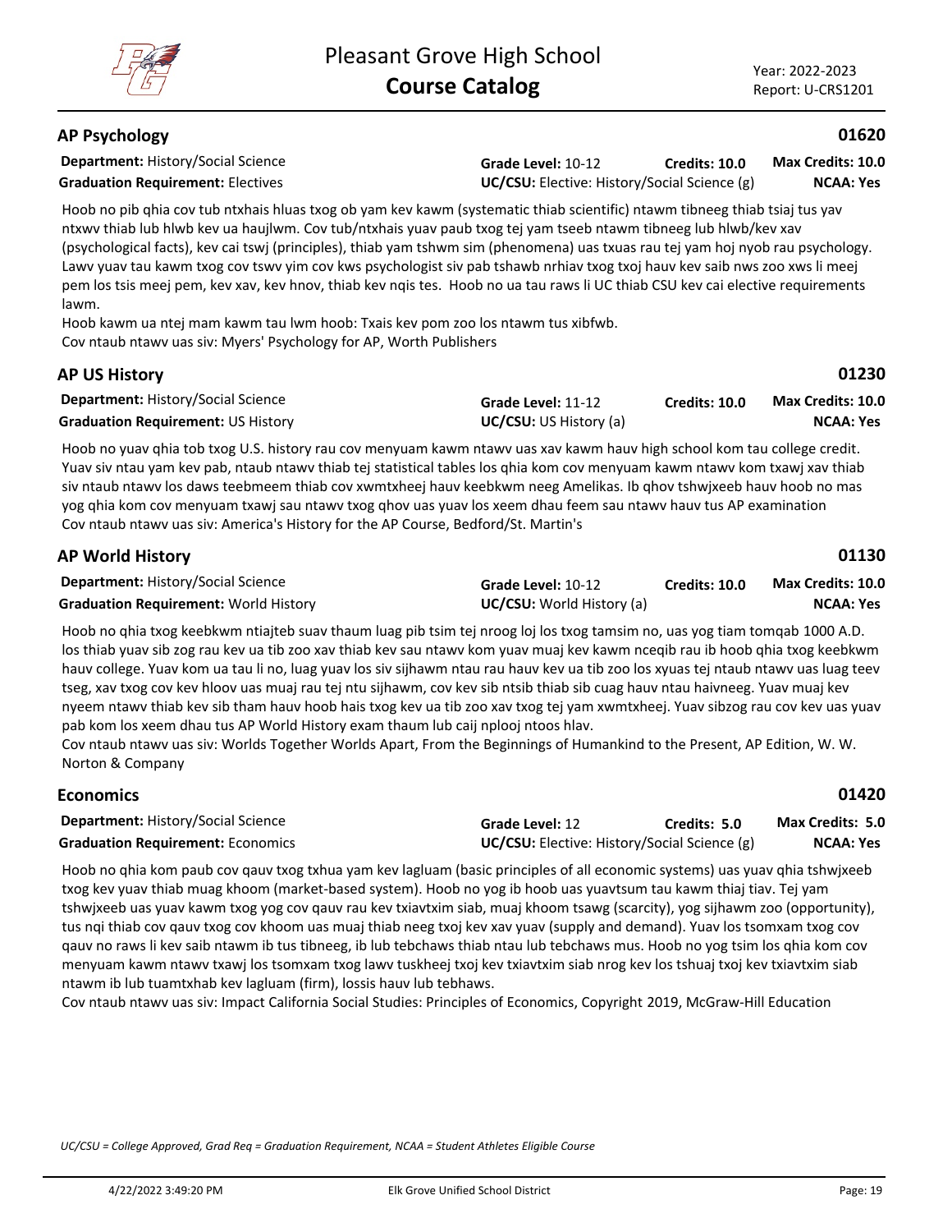## AP Psychology

**01620**

**Department:** History/Social Science
**Graduation Requirement:** Electives
**Grade Level:** 10-12
**Credits:** 10.0
**Max Credits:** 10.0
**UC/CSU:** Elective: History/Social Science (g)
**NCAA:** Yes

Hoob no pib qhia cov tub ntxhais hluas txog ob yam kev kawm (systematic thiab scientific) ntawm tibneeg thiab tsiaj tus yav ntxwv thiab lub hlwb kev ua haujlwm. Cov tub/ntxhais yuav paub txog tej yam tseeb ntawm tibneeg lub hlwb/kev xav (psychological facts), kev cai tswj (principles), thiab yam tshwm sim (phenomena) uas txuas rau tej yam hoj nyob rau psychology. Lawv yuav tau kawm txog cov tswv yim cov kws psychologist siv pab tshawb nrhiav txog txoj hauv kev saib nws zoo xws li meej pem los tsis meej pem, kev xav, kev hnov, thiab kev nqis tes. Hoob no ua tau raws li UC thiab CSU kev cai elective requirements lawm.

Hoob kawm ua ntej mam kawm tau lwm hoob: Txais kev pom zoo los ntawm tus xibfwb.

Cov ntaub ntawv uas siv: Myers' Psychology for AP, Worth Publishers

## AP US History

**01230**

**Department:** History/Social Science
**Graduation Requirement:** US History
**Grade Level:** 11-12
**Credits:** 10.0
**Max Credits:** 10.0
**UC/CSU:** US History (a)
**NCAA:** Yes

Hoob no yuav qhia tob txog U.S. history rau cov menyuam kawm ntawv uas xav kawm hauv high school kom tau college credit. Yuav siv ntau yam kev pab, ntaub ntawv thiab tej statistical tables los qhia kom cov menyuam kawm ntawv kom txawj xav thiab siv ntaub ntawv los daws teebmeem thiab cov xwmtxheej hauv keebkwm neeg Amelikas. Ib qhov tshwjxeeb hauv hoob no mas yog qhia kom cov menyuam txawj sau ntawv txog qhov uas yuav los xeem dhau feem sau ntawv hauv tus AP examination

Cov ntaub ntawv uas siv: America's History for the AP Course, Bedford/St. Martin's

## AP World History

**01130**

**Department:** History/Social Science
**Graduation Requirement:** World History
**Grade Level:** 10-12
**Credits:** 10.0
**Max Credits:** 10.0
**UC/CSU:** World History (a)
**NCAA:** Yes

Hoob no qhia txog keebkwm ntiajteb suav thaum luag pib tsim tej nroog loj los txog tamsim no, uas yog tiam tomqab 1000 A.D. los thiab yuav sib zog rau kev ua tib zoo xav thiab kev sau ntawv kom yuav muaj kev kawm nceqib rau ib hoob qhia txog keebkwm hauv college. Yuav kom ua tau li no, luag yuav los siv sijhawm ntau rau hauv kev ua tib zoo los xyuas tej ntaub ntawv uas luag teev tseg, xav txog cov kev hloov uas muaj rau tej ntu sijhawm, cov kev sib ntsib thiab sib cuag hauv ntau haivneeg. Yuav muaj kev nyeem ntawv thiab kev sib tham hauv hoob hais txog kev ua tib zoo xav txog tej yam xwmtxheej. Yuav sibzog rau cov kev uas yuav pab kom los xeem dhau tus AP World History exam thaum lub caij nplooj ntoos hlav.

Cov ntaub ntawv uas siv: Worlds Together Worlds Apart, From the Beginnings of Humankind to the Present, AP Edition, W. W. Norton & Company

## Economics

**01420**

**Department:** History/Social Science
**Graduation Requirement:** Economics
**Grade Level:** 12
**Credits:** 5.0
**Max Credits:** 5.0
**UC/CSU:** Elective: History/Social Science (g)
**NCAA:** Yes

Hoob no qhia kom paub cov qauv txog txhua yam kev lagluam (basic principles of all economic systems) uas yuav qhia tshwjxeeb txog kev yuav thiab muag khoom (market-based system). Hoob no yog ib hoob uas yuavtsum tau kawm thiaj tiav. Tej yam tshwjxeeb uas yuav kawm txog yog cov qauv rau kev txiavtxim siab, muaj khoom tsawg (scarcity), yog sijhawm zoo (opportunity), tus nqi thiab cov qauv txog cov khoom uas muaj thiab neeg txoj kev xav yuav (supply and demand). Yuav los tsomxam txog cov qauv no raws li kev saib ntawm ib tus tibneeg, ib lub tebchaws thiab ntau lub tebchaws mus. Hoob no yog tsim los qhia kom cov menyuam kawm ntawv txawj los tsomxam txog lawv tuskheej txoj kev txiavtxim siab nrog kev los tshuaj txoj kev txiavtxim siab ntawm ib lub tuamtxhab kev lagluam (firm), lossis hauv lub tebhaws.

Cov ntaub ntawv uas siv: Impact California Social Studies: Principles of Economics, Copyright 2019, McGraw-Hill Education

*UC/CSU = College Approved, Grad Req = Graduation Requirement, NCAA = Student Athletes Eligible Course*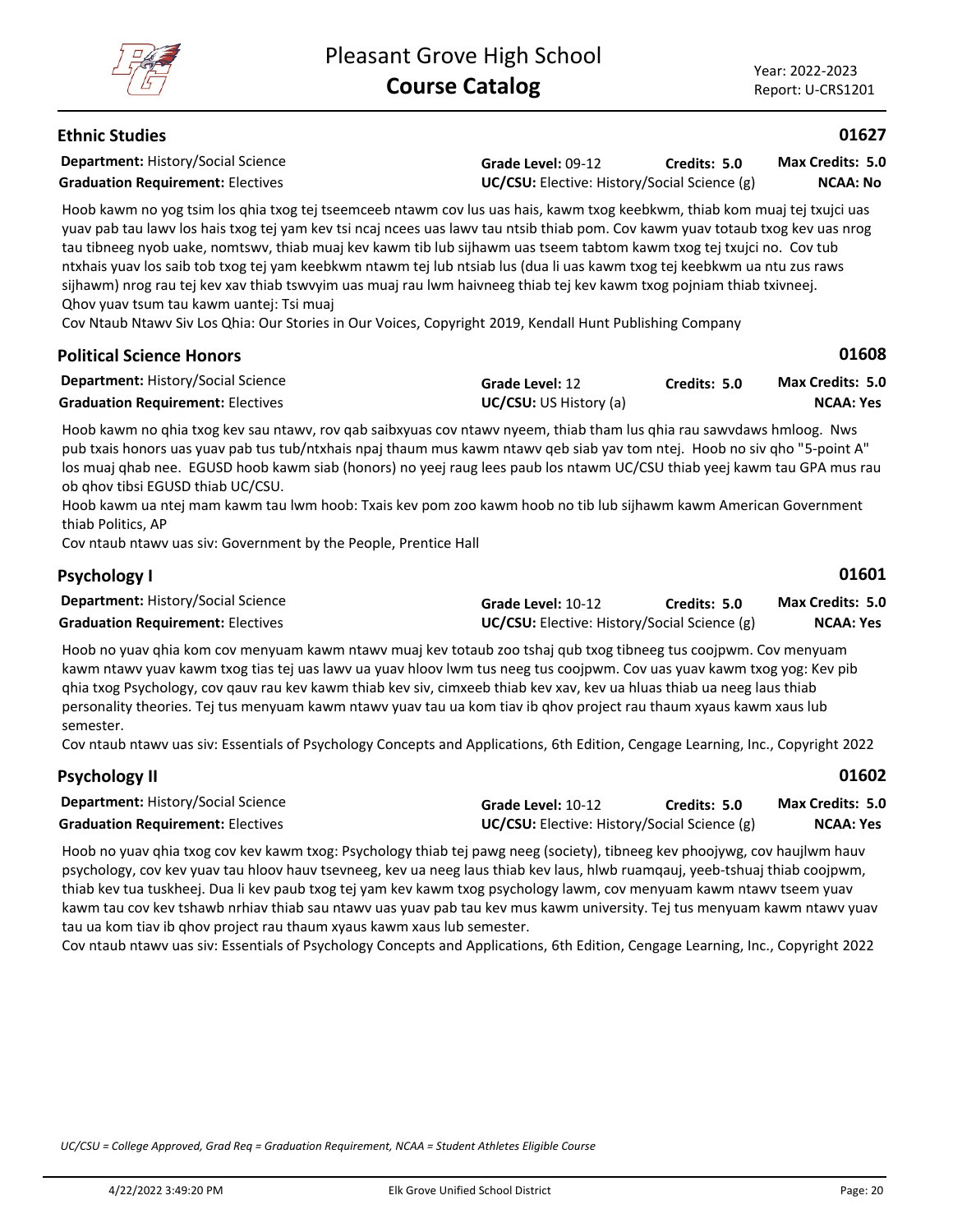## Ethnic Studies

**01627**

**Department:** History/Social Science | **Grade Level:** 09-12 | **Credits:** 5.0 | **Max Credits:** 5.0
**Graduation Requirement:** Electives | **UC/CSU:** Elective: History/Social Science (g) | **NCAA:** No

Hoob kawm no yog tsim los qhia txog tej tseemceeb ntawm cov lus uas hais, kawm txog keebkwm, thiab kom muaj tej txujci uas yuav pab tau lawv los hais txog tej yam kev tsi ncaj ncees uas lawv tau ntsib thiab pom. Cov kawm yuav totaub txog kev uas nrog tau tibneeg nyob uake, nomtswv, thiab muaj kev kawm tib lub sijhawm uas tseem tabtom kawm txog tej txujci no. Cov tub ntxhais yuav los saib tob txog tej yam keebkwm ntawm tej lub ntsiab lus (dua li uas kawm txog tej keebkwm ua ntu zus raws sijhawm) nrog rau tej kev xav thiab tswvyim uas muaj rau lwm haivneeg thiab tej kev kawm txog pojniam thiab txivneej.
Qhov yuav tsum tau kawm uantej: Tsi muaj
Cov Ntaub Ntawv Siv Los Qhia: Our Stories in Our Voices, Copyright 2019, Kendall Hunt Publishing Company

## Political Science Honors

**01608**

**Department:** History/Social Science | **Grade Level:** 12 | **Credits:** 5.0 | **Max Credits:** 5.0
**Graduation Requirement:** Electives | **UC/CSU:** US History (a) | **NCAA:** Yes

Hoob kawm no qhia txog kev sau ntawv, rov qab saibxyuas cov ntawv nyeem, thiab tham lus qhia rau sawvdaws hmloog. Nws pub txais honors uas yuav pab tus tub/ntxhais npaj thaum mus kawm ntawv qeb siab yav tom ntej. Hoob no siv qho "5-point A" los muaj qhab nee. EGUSD hoob kawm siab (honors) no yeej raug lees paub los ntawm UC/CSU thiab yeej kawm tau GPA mus rau ob qhov tibsi EGUSD thiab UC/CSU.
Hoob kawm ua ntej mam kawm tau lwm hoob: Txais kev pom zoo kawm hoob no tib lub sijhawm kawm American Government thiab Politics, AP
Cov ntaub ntawv uas siv: Government by the People, Prentice Hall

## Psychology I

**01601**

**Department:** History/Social Science | **Grade Level:** 10-12 | **Credits:** 5.0 | **Max Credits:** 5.0
**Graduation Requirement:** Electives | **UC/CSU:** Elective: History/Social Science (g) | **NCAA:** Yes

Hoob no yuav qhia kom cov menyuam kawm ntawv muaj kev totaub zoo tshaj qub txog tibneeg tus coojpwm. Cov menyuam kawm ntawv yuav kawm txog tias tej uas lawv ua yuav hloov lwm tus neeg tus coojpwm. Cov uas yuav kawm txog yog: Kev pib qhia txog Psychology, cov qauv rau kev kawm thiab kev siv, cimxeeb thiab kev xav, kev ua hluas thiab ua neeg laus thiab personality theories. Tej tus menyuam kawm ntawv yuav tau ua kom tiav ib qhov project rau thaum xyaus kawm xaus lub semester.
Cov ntaub ntawv uas siv: Essentials of Psychology Concepts and Applications, 6th Edition, Cengage Learning, Inc., Copyright 2022

## Psychology II

**01602**

**Department:** History/Social Science | **Grade Level:** 10-12 | **Credits:** 5.0 | **Max Credits:** 5.0
**Graduation Requirement:** Electives | **UC/CSU:** Elective: History/Social Science (g) | **NCAA:** Yes

Hoob no yuav qhia txog cov kev kawm txog: Psychology thiab tej pawg neeg (society), tibneeg kev phoojywg, cov haujlwm hauv psychology, cov kev yuav tau hloov hauv tsevneeg, kev ua neeg laus thiab kev laus, hlwb ruamqauj, yeeb-tshuaj thiab coojpwm, thiab kev tua tuskheej. Dua li kev paub txog tej yam kev kawm txog psychology lawm, cov menyuam kawm ntawv tseem yuav kawm tau cov kev tshawb nrhiav thiab sau ntawv uas yuav pab tau kev mus kawm university. Tej tus menyuam kawm ntawv yuav tau ua kom tiav ib qhov project rau thaum xyaus kawm xaus lub semester.
Cov ntaub ntawv uas siv: Essentials of Psychology Concepts and Applications, 6th Edition, Cengage Learning, Inc., Copyright 2022

*UC/CSU = College Approved, Grad Req = Graduation Requirement, NCAA = Student Athletes Eligible Course*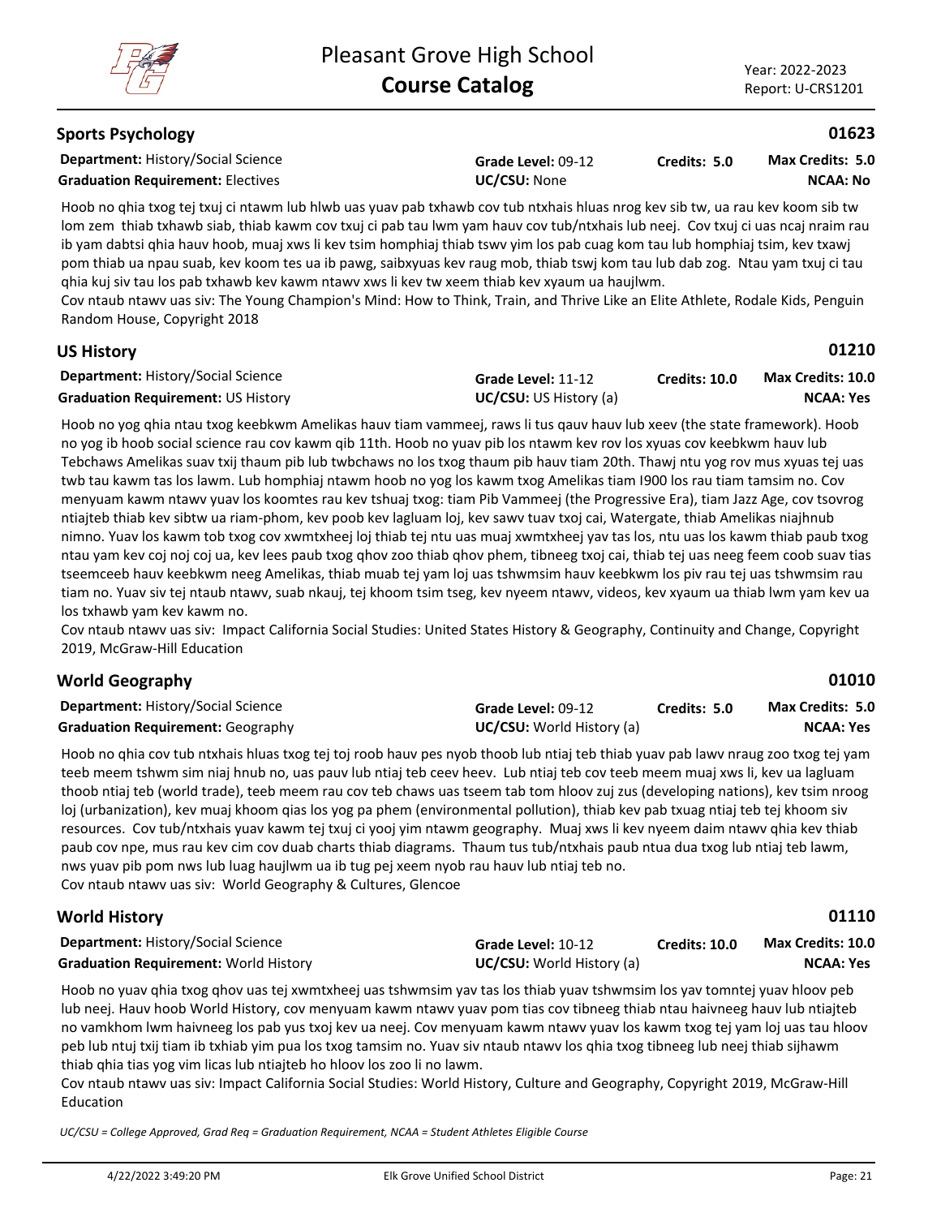## Sports Psychology — 01623

**Department:** History/Social Science | **Grade Level:** 09-12 | **Credits: 5.0** | **Max Credits: 5.0**
**Graduation Requirement:** Electives | **UC/CSU:** None | **NCAA: No**

Hoob no qhia txog tej txuj ci ntawm lub hlwb uas yuav pab txhawb cov tub ntxhais hluas nrog kev sib tw, ua rau kev koom sib tw lom zem thiab txhawb siab, thiab kawm cov txuj ci pab tau lwm yam hauv cov tub/ntxhais lub neej. Cov txuj ci uas ncaj nraim rau ib yam dabtsi qhia hauv hoob, muaj xws li kev tsim homphiaj thiab tswv yim los pab cuag kom tau lub homphiaj tsim, kev txawj pom thiab ua npau suab, kev koom tes ua ib pawg, saibxyuas kev raug mob, thiab tswj kom tau lub dab zog. Ntau yam txuj ci tau qhia kuj siv tau los pab txhawb kev kawm ntawv xws li kev tw xeem thiab kev xyaum ua haujlwm.
Cov ntaub ntawv uas siv: The Young Champion's Mind: How to Think, Train, and Thrive Like an Elite Athlete, Rodale Kids, Penguin Random House, Copyright 2018

## US History — 01210

**Department:** History/Social Science | **Grade Level:** 11-12 | **Credits: 10.0** | **Max Credits: 10.0**
**Graduation Requirement:** US History | **UC/CSU:** US History (a) | **NCAA: Yes**

Hoob no yog qhia ntau txog keebkwm Amelikas hauv tiam vammeej, raws li tus qauv hauv lub xeev (the state framework). Hoob no yog ib hoob social science rau cov kawm qib 11th. Hoob no yuav pib los ntawm kev rov los xyuas cov keebkwm hauv lub Tebchaws Amelikas suav txij thaum pib lub twbchaws no los txog thaum pib hauv tiam 20th. Thawj ntu yog rov mus xyuas tej uas twb tau kawm tas los lawm. Lub homphiaj ntawm hoob no yog los kawm txog Amelikas tiam I900 los rau tiam tamsim no. Cov menyuam kawm ntawv yuav los koomtes rau kev tshuaj txog: tiam Pib Vammeej (the Progressive Era), tiam Jazz Age, cov tsovrog ntiajteb thiab kev sibtw ua riam-phom, kev poob kev lagluam loj, kev sawv tuav txoj cai, Watergate, thiab Amelikas niajhnub nimno. Yuav los kawm tob txog cov xwmtxheej loj thiab tej ntu uas muaj xwmtxheej yav tas los, ntu uas los kawm thiab paub txog ntau yam kev coj noj coj ua, kev lees paub txog qhov zoo thiab qhov phem, tibneeg txoj cai, thiab tej uas neeg feem coob suav tias tseemceeb hauv keebkwm neeg Amelikas, thiab muab tej yam loj uas tshwmsim hauv keebkwm los piv rau tej uas tshwmsim rau tiam no. Yuav siv tej ntaub ntawv, suab nkauj, tej khoom tsim tseg, kev nyeem ntawv, videos, kev xyaum ua thiab lwm yam kev ua los txhawb yam kev kawm no.
Cov ntaub ntawv uas siv: Impact California Social Studies: United States History & Geography, Continuity and Change, Copyright 2019, McGraw-Hill Education

## World Geography — 01010

**Department:** History/Social Science | **Grade Level:** 09-12 | **Credits: 5.0** | **Max Credits: 5.0**
**Graduation Requirement:** Geography | **UC/CSU:** World History (a) | **NCAA: Yes**

Hoob no qhia cov tub ntxhais hluas txog tej toj roob hauv pes nyob thoob lub ntiaj teb thiab yuav pab lawv nraug zoo txog tej yam teeb meem tshwm sim niaj hnub no, uas pauv lub ntiaj teb ceev heev. Lub ntiaj teb cov teeb meem muaj xws li, kev ua lagluam thoob ntiaj teb (world trade), teeb meem rau cov teb chaws uas tseem tab tom hloov zuj zus (developing nations), kev tsim nroog loj (urbanization), kev muaj khoom qias los yog pa phem (environmental pollution), thiab kev pab txuag ntiaj teb tej khoom siv resources. Cov tub/ntxhais yuav kawm tej txuj ci yooj yim ntawm geography. Muaj xws li kev nyeem daim ntawv qhia kev thiab paub cov npe, mus rau kev cim cov duab charts thiab diagrams. Thaum tus tub/ntxhais paub ntua dua txog lub ntiaj teb lawm, nws yuav pib pom nws lub luag haujlwm ua ib tug pej xeem nyob rau hauv lub ntiaj teb no.
Cov ntaub ntawv uas siv: World Geography & Cultures, Glencoe

## World History — 01110

**Department:** History/Social Science | **Grade Level:** 10-12 | **Credits: 10.0** | **Max Credits: 10.0**
**Graduation Requirement:** World History | **UC/CSU:** World History (a) | **NCAA: Yes**

Hoob no yuav qhia txog qhov uas tej xwmtxheej uas tshwmsim yav tas los thiab yuav tshwmsim los yav tomntej yuav hloov peb lub neej. Hauv hoob World History, cov menyuam kawm ntawv yuav pom tias cov tibneeg thiab ntau haivneeg hauv lub ntiajteb no vamkhom lwm haivneeg los pab yus txoj kev ua neej. Cov menyuam kawm ntawv yuav los kawm txog tej yam loj uas tau hloov peb lub ntuj txij tiam ib txhiab yim pua los txog tamsim no. Yuav siv ntaub ntawv los qhia txog tibneeg lub neej thiab sijhawm thiab qhia tias yog vim licas lub ntiajteb ho hloov los zoo li no lawm.
Cov ntaub ntawv uas siv: Impact California Social Studies: World History, Culture and Geography, Copyright 2019, McGraw-Hill Education

*UC/CSU = College Approved, Grad Req = Graduation Requirement, NCAA = Student Athletes Eligible Course*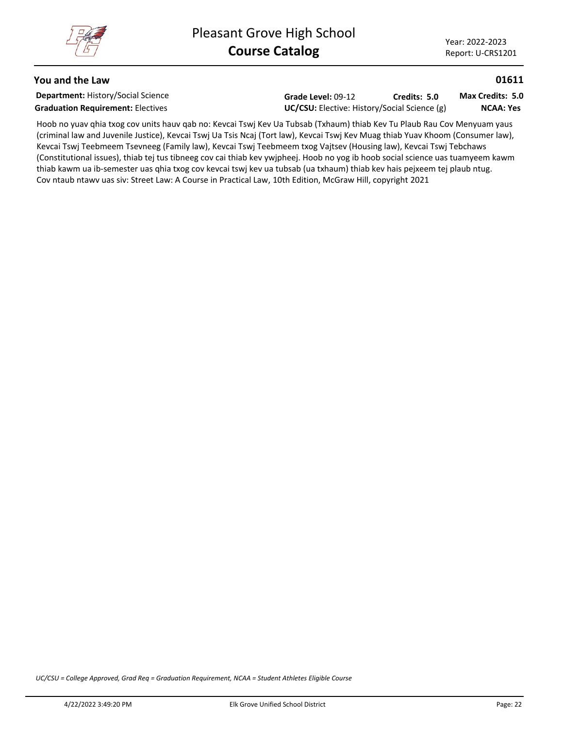## You and the Law

**01611**

**Department:** History/Social Science | **Grade Level:** 09-12 | **Credits: 5.0** | **Max Credits: 5.0**

**Graduation Requirement:** Electives | **UC/CSU:** Elective: History/Social Science (g) | **NCAA: Yes**

Hoob no yuav qhia txog cov units hauv qab no: Kevcai Tswj Kev Ua Tubsab (Txhaum) thiab Kev Tu Plaub Rau Cov Menyuam yaus (criminal law and Juvenile Justice), Kevcai Tswj Ua Tsis Ncaj (Tort law), Kevcai Tswj Kev Muag thiab Yuav Khoom (Consumer law), Kevcai Tswj Teebmeem Tsevneeg (Family law), Kevcai Tswj Teebmeem txog Vajtsev (Housing law), Kevcai Tswj Tebchaws (Constitutional issues), thiab tej tus tibneeg cov cai thiab kev ywjpheej. Hoob no yog ib hoob social science uas tuamyeem kawm thiab kawm ua ib-semester uas qhia txog cov kevcai tswj kev ua tubsab (ua txhaum) thiab kev hais pejxeem tej plaub ntug.
Cov ntaub ntawv uas siv: Street Law: A Course in Practical Law, 10th Edition, McGraw Hill, copyright 2021

*UC/CSU = College Approved, Grad Req = Graduation Requirement, NCAA = Student Athletes Eligible Course*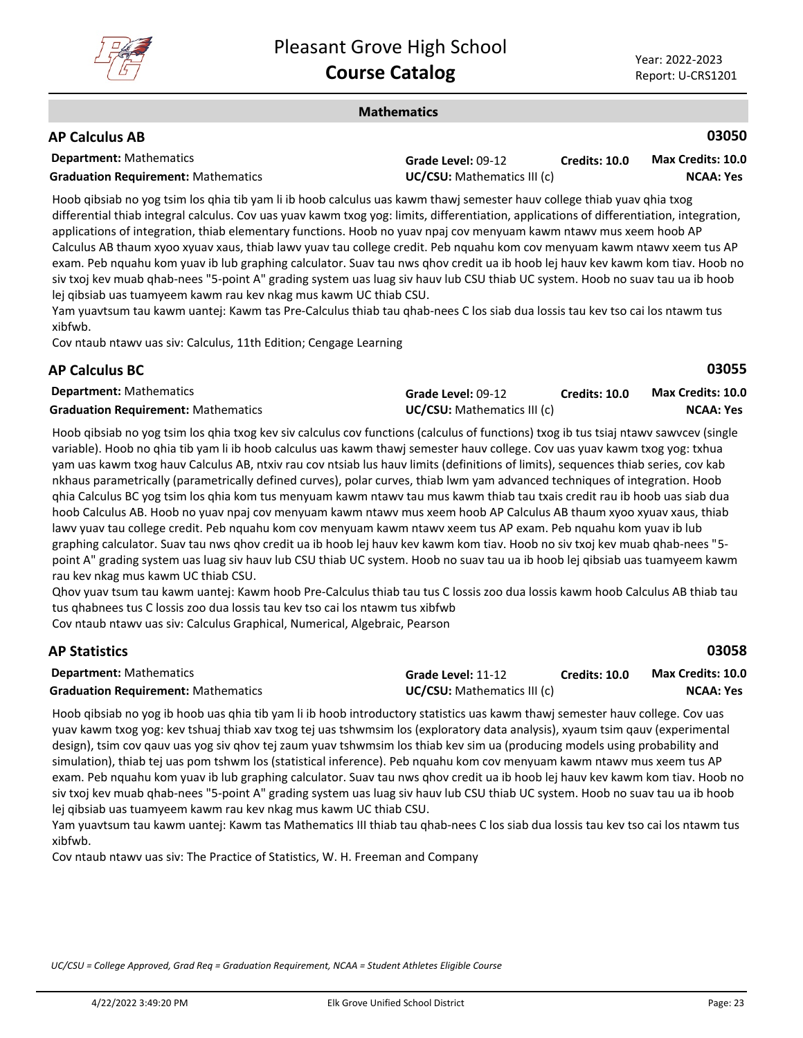## Mathematics

### AP Calculus AB — 03050

**Department:** Mathematics | **Grade Level:** 09-12 | **Credits:** 10.0 | **Max Credits:** 10.0
**Graduation Requirement:** Mathematics | **UC/CSU:** Mathematics III (c) | **NCAA:** Yes

Hoob qibsiab no yog tsim los qhia tib yam li ib hoob calculus uas kawm thawj semester hauv college thiab yuav qhia txog differential thiab integral calculus. Cov uas yuav kawm txog yog: limits, differentiation, applications of differentiation, integration, applications of integration, thiab elementary functions. Hoob no yuav npaj cov menyuam kawm ntawv mus xeem hoob AP Calculus AB thaum xyoo xyuav xaus, thiab lawv yuav tau college credit. Peb nquahu kom cov menyuam kawm ntawv xeem tus AP exam. Peb nquahu kom yuav ib lub graphing calculator. Suav tau nws qhov credit ua ib hoob lej hauv kev kawm kom tiav. Hoob no siv txoj kev muab qhab-nees "5-point A" grading system uas luag siv hauv lub CSU thiab UC system. Hoob no suav tau ua ib hoob lej qibsiab uas tuamyeem kawm rau kev nkag mus kawm UC thiab CSU.
Yam yuavtsum tau kawm uantej: Kawm tas Pre-Calculus thiab tau qhab-nees C los siab dua lossis tau kev tso cai los ntawm tus xibfwb.
Cov ntaub ntawv uas siv: Calculus, 11th Edition; Cengage Learning

### AP Calculus BC — 03055

**Department:** Mathematics | **Grade Level:** 09-12 | **Credits:** 10.0 | **Max Credits:** 10.0
**Graduation Requirement:** Mathematics | **UC/CSU:** Mathematics III (c) | **NCAA:** Yes

Hoob qibsiab no yog tsim los qhia txog kev siv calculus cov functions (calculus of functions) txog ib tus tsiaj ntawv sawvcev (single variable). Hoob no qhia tib yam li ib hoob calculus uas kawm thawj semester hauv college. Cov uas yuav kawm txog yog: txhua yam uas kawm txog hauv Calculus AB, ntxiv rau cov ntsiab lus hauv limits (definitions of limits), sequences thiab series, cov kab nkhaus parametrically (parametrically defined curves), polar curves, thiab lwm yam advanced techniques of integration. Hoob qhia Calculus BC yog tsim los qhia kom tus menyuam kawm ntawv tau mus kawm thiab tau txais credit rau ib hoob uas siab dua hoob Calculus AB. Hoob no yuav npaj cov menyuam kawm ntawv mus xeem hoob AP Calculus AB thaum xyoo xyuav xaus, thiab lawv yuav tau college credit. Peb nquahu kom cov menyuam kawm ntawv xeem tus AP exam. Peb nquahu kom yuav ib lub graphing calculator. Suav tau nws qhov credit ua ib hoob lej hauv kev kawm kom tiav. Hoob no siv txoj kev muab qhab-nees "5-point A" grading system uas luag siv hauv lub CSU thiab UC system. Hoob no suav tau ua ib hoob lej qibsiab uas tuamyeem kawm rau kev nkag mus kawm UC thiab CSU.
Qhov yuav tsum tau kawm uantej: Kawm hoob Pre-Calculus thiab tau tus C lossis zoo dua lossis kawm hoob Calculus AB thiab tau tus qhabnees tus C lossis zoo dua lossis tau kev tso cai los ntawm tus xibfwb
Cov ntaub ntawv uas siv: Calculus Graphical, Numerical, Algebraic, Pearson

### AP Statistics — 03058

**Department:** Mathematics | **Grade Level:** 11-12 | **Credits:** 10.0 | **Max Credits:** 10.0
**Graduation Requirement:** Mathematics | **UC/CSU:** Mathematics III (c) | **NCAA:** Yes

Hoob qibsiab no yog ib hoob uas qhia tib yam li ib hoob introductory statistics uas kawm thawj semester hauv college. Cov uas yuav kawm txog yog: kev tshuaj thiab xav txog tej uas tshwmsim los (exploratory data analysis), xyaum tsim qauv (experimental design), tsim cov qauv uas yog siv qhov tej zaum yuav tshwmsim los thiab kev sim ua (producing models using probability and simulation), thiab tej uas pom tshwm los (statistical inference). Peb nquahu kom cov menyuam kawm ntawv mus xeem tus AP exam. Peb nquahu kom yuav ib lub graphing calculator. Suav tau nws qhov credit ua ib hoob lej hauv kev kawm kom tiav. Hoob no siv txoj kev muab qhab-nees "5-point A" grading system uas luag siv hauv lub CSU thiab UC system. Hoob no suav tau ua ib hoob lej qibsiab uas tuamyeem kawm rau kev nkag mus kawm UC thiab CSU.
Yam yuavtsum tau kawm uantej: Kawm tas Mathematics III thiab tau qhab-nees C los siab dua lossis tau kev tso cai los ntawm tus xibfwb.
Cov ntaub ntawv uas siv: The Practice of Statistics, W. H. Freeman and Company

*UC/CSU = College Approved, Grad Req = Graduation Requirement, NCAA = Student Athletes Eligible Course*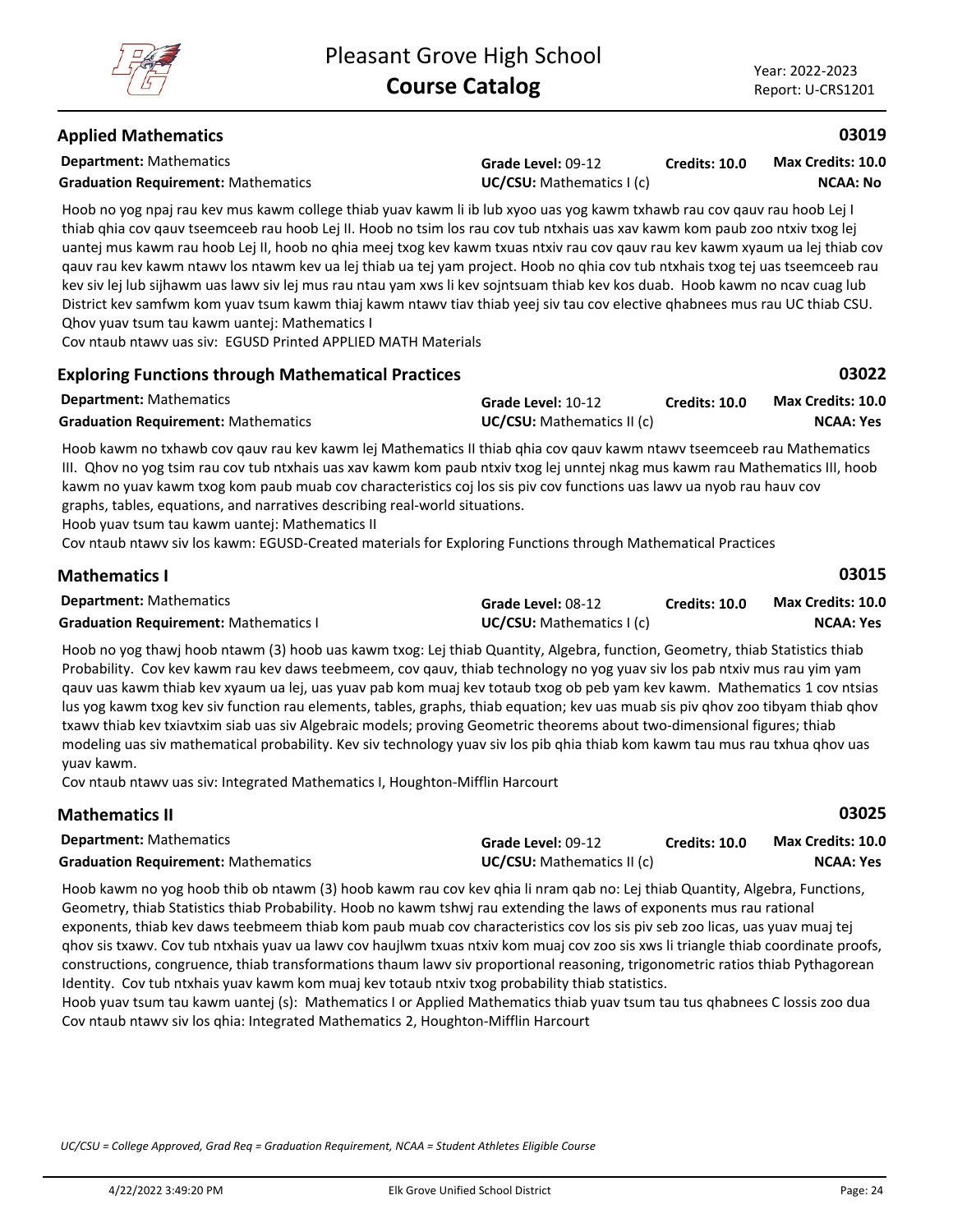## Applied Mathematics — 03019

**Department:** Mathematics | **Grade Level:** 09-12 | **Credits: 10.0** | **Max Credits: 10.0**
**Graduation Requirement:** Mathematics | **UC/CSU:** Mathematics I (c) | **NCAA: No**

Hoob no yog npaj rau kev mus kawm college thiab yuav kawm li ib lub xyoo uas yog kawm txhawb rau cov qauv rau hoob Lej I thiab qhia cov qauv tseemceeb rau hoob Lej II. Hoob no tsim los rau cov tub ntxhais uas xav kawm kom paub zoo ntxiv txog lej uantej mus kawm rau hoob Lej II, hoob no qhia meej txog kev kawm txuas ntxiv rau cov qauv rau kev kawm xyaum ua lej thiab cov qauv rau kev kawm ntawv los ntawm kev ua lej thiab ua tej yam project. Hoob no qhia cov tub ntxhais txog tej uas tseemceeb rau kev siv lej lub sijhawm uas lawv siv lej mus rau ntau yam xws li kev sojntsuam thiab kev kos duab. Hoob kawm no ncav cuag lub District kev samfwm kom yuav tsum kawm thiaj kawm ntawv tiav thiab yeej siv tau cov elective qhabnees mus rau UC thiab CSU.
Qhov yuav tsum tau kawm uantej: Mathematics I
Cov ntaub ntawv uas siv: EGUSD Printed APPLIED MATH Materials

## Exploring Functions through Mathematical Practices — 03022

**Department:** Mathematics | **Grade Level:** 10-12 | **Credits: 10.0** | **Max Credits: 10.0**
**Graduation Requirement:** Mathematics | **UC/CSU:** Mathematics II (c) | **NCAA: Yes**

Hoob kawm no txhawb cov qauv rau kev kawm lej Mathematics II thiab qhia cov qauv kawm ntawv tseemceeb rau Mathematics III. Qhov no yog tsim rau cov tub ntxhais uas xav kawm kom paub ntxiv txog lej unntej nkag mus kawm rau Mathematics III, hoob kawm no yuav kawm txog kom paub muab cov characteristics coj los sis piv cov functions uas lawv ua nyob rau hauv cov graphs, tables, equations, and narratives describing real-world situations.
Hoob yuav tsum tau kawm uantej: Mathematics II
Cov ntaub ntawv siv los kawm: EGUSD-Created materials for Exploring Functions through Mathematical Practices

## Mathematics I — 03015

**Department:** Mathematics | **Grade Level:** 08-12 | **Credits: 10.0** | **Max Credits: 10.0**
**Graduation Requirement:** Mathematics I | **UC/CSU:** Mathematics I (c) | **NCAA: Yes**

Hoob no yog thawj hoob ntawm (3) hoob uas kawm txog: Lej thiab Quantity, Algebra, function, Geometry, thiab Statistics thiab Probability. Cov kev kawm rau kev daws teebmeem, cov qauv, thiab technology no yog yuav siv los pab ntxiv mus rau yim yam qauv uas kawm thiab kev xyaum ua lej, uas yuav pab kom muaj kev totaub txog ob peb yam kev kawm. Mathematics 1 cov ntsias lus yog kawm txog kev siv function rau elements, tables, graphs, thiab equation; kev uas muab sis piv qhov zoo tibyam thiab qhov txawv thiab kev txiavtxim siab uas siv Algebraic models; proving Geometric theorems about two-dimensional figures; thiab modeling uas siv mathematical probability. Kev siv technology yuav siv los pib qhia thiab kom kawm tau mus rau txhua qhov uas yuav kawm.
Cov ntaub ntawv uas siv: Integrated Mathematics I, Houghton-Mifflin Harcourt

## Mathematics II — 03025

**Department:** Mathematics | **Grade Level:** 09-12 | **Credits: 10.0** | **Max Credits: 10.0**
**Graduation Requirement:** Mathematics | **UC/CSU:** Mathematics II (c) | **NCAA: Yes**

Hoob kawm no yog hoob thib ob ntawm (3) hoob kawm rau cov kev qhia li nram qab no: Lej thiab Quantity, Algebra, Functions, Geometry, thiab Statistics thiab Probability. Hoob no kawm tshwj rau extending the laws of exponents mus rau rational exponents, thiab kev daws teebmeem thiab kom paub muab cov characteristics cov los sis piv seb zoo licas, uas yuav muaj tej qhov sis txawv. Cov tub ntxhais yuav ua lawv cov haujlwm txuas ntxiv kom muaj cov zoo sis xws li triangle thiab coordinate proofs, constructions, congruence, thiab transformations thaum lawv siv proportional reasoning, trigonometric ratios thiab Pythagorean Identity. Cov tub ntxhais yuav kawm kom muaj kev totaub ntxiv txog probability thiab statistics.
Hoob yuav tsum tau kawm uantej (s): Mathematics I or Applied Mathematics thiab yuav tsum tau tus qhabnees C lossis zoo dua
Cov ntaub ntawv siv los qhia: Integrated Mathematics 2, Houghton-Mifflin Harcourt

*UC/CSU = College Approved, Grad Req = Graduation Requirement, NCAA = Student Athletes Eligible Course*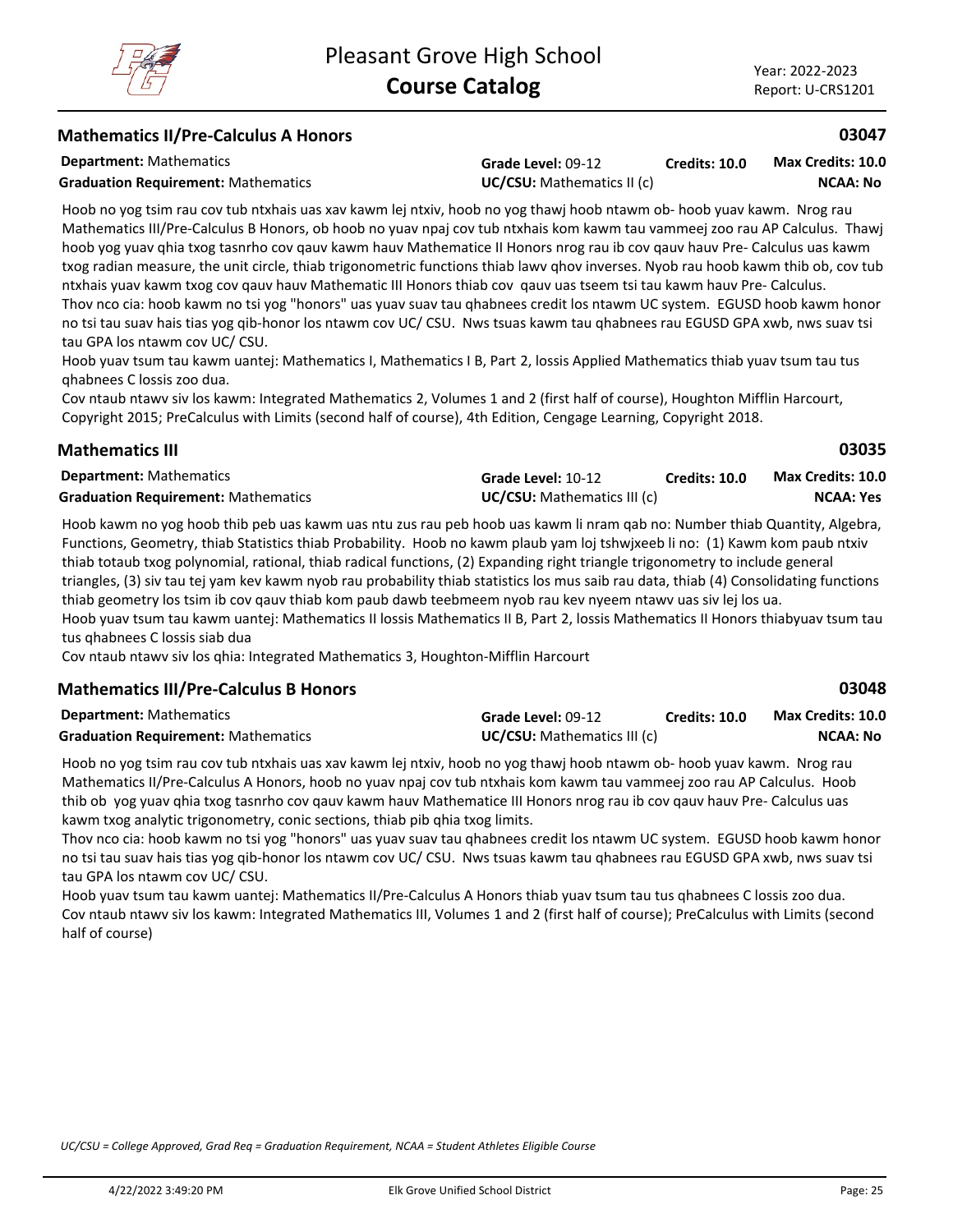## Mathematics II/Pre-Calculus A Honors

**03047**

**Department:** Mathematics | **Grade Level:** 09-12 | **Credits: 10.0** | **Max Credits: 10.0**
**Graduation Requirement:** Mathematics | **UC/CSU:** Mathematics II (c) | **NCAA: No**

Hoob no yog tsim rau cov tub ntxhais uas xav kawm lej ntxiv, hoob no yog thawj hoob ntawm ob- hoob yuav kawm. Nrog rau Mathematics III/Pre-Calculus B Honors, ob hoob no yuav npaj cov tub ntxhais kom kawm tau vammeej zoo rau AP Calculus. Thawj hoob yog yuav qhia txog tasnrho cov qauv kawm hauv Mathematice II Honors nrog rau ib cov qauv hauv Pre- Calculus uas kawm txog radian measure, the unit circle, thiab trigonometric functions thiab lawv qhov inverses. Nyob rau hoob kawm thib ob, cov tub ntxhais yuav kawm txog cov qauv hauv Mathematic III Honors thiab cov qauv uas tseem tsi tau kawm hauv Pre- Calculus.
Thov nco cia: hoob kawm no tsi yog "honors" uas yuav suav tau qhabnees credit los ntawm UC system. EGUSD hoob kawm honor no tsi tau suav hais tias yog qib-honor los ntawm cov UC/ CSU. Nws tsuas kawm tau qhabnees rau EGUSD GPA xwb, nws suav tsi tau GPA los ntawm cov UC/ CSU.
Hoob yuav tsum tau kawm uantej: Mathematics I, Mathematics I B, Part 2, lossis Applied Mathematics thiab yuav tsum tau tus qhabnees C lossis zoo dua.
Cov ntaub ntawv siv los kawm: Integrated Mathematics 2, Volumes 1 and 2 (first half of course), Houghton Mifflin Harcourt, Copyright 2015; PreCalculus with Limits (second half of course), 4th Edition, Cengage Learning, Copyright 2018.

## Mathematics III

**03035**

**Department:** Mathematics | **Grade Level:** 10-12 | **Credits: 10.0** | **Max Credits: 10.0**
**Graduation Requirement:** Mathematics | **UC/CSU:** Mathematics III (c) | **NCAA: Yes**

Hoob kawm no yog hoob thib peb uas kawm uas ntu zus rau peb hoob uas kawm li nram qab no: Number thiab Quantity, Algebra, Functions, Geometry, thiab Statistics thiab Probability. Hoob no kawm plaub yam loj tshwjxeeb li no: (1) Kawm kom paub ntxiv thiab totaub txog polynomial, rational, thiab radical functions, (2) Expanding right triangle trigonometry to include general triangles, (3) siv tau tej yam kev kawm nyob rau probability thiab statistics los mus saib rau data, thiab (4) Consolidating functions thiab geometry los tsim ib cov qauv thiab kom paub dawb teebmeem nyob rau kev nyeem ntawv uas siv lej los ua.
Hoob yuav tsum tau kawm uantej: Mathematics II lossis Mathematics II B, Part 2, lossis Mathematics II Honors thiabyuav tsum tau tus qhabnees C lossis siab dua
Cov ntaub ntawv siv los qhia: Integrated Mathematics 3, Houghton-Mifflin Harcourt

## Mathematics III/Pre-Calculus B Honors

**03048**

**Department:** Mathematics | **Grade Level:** 09-12 | **Credits: 10.0** | **Max Credits: 10.0**
**Graduation Requirement:** Mathematics | **UC/CSU:** Mathematics III (c) | **NCAA: No**

Hoob no yog tsim rau cov tub ntxhais uas xav kawm lej ntxiv, hoob no yog thawj hoob ntawm ob- hoob yuav kawm. Nrog rau Mathematics II/Pre-Calculus A Honors, hoob no yuav npaj cov tub ntxhais kom kawm tau vammeej zoo rau AP Calculus. Hoob thib ob yog yuav qhia txog tasnrho cov qauv kawm hauv Mathematice III Honors nrog rau ib cov qauv hauv Pre- Calculus uas kawm txog analytic trigonometry, conic sections, thiab pib qhia txog limits.
Thov nco cia: hoob kawm no tsi yog "honors" uas yuav suav tau qhabnees credit los ntawm UC system. EGUSD hoob kawm honor no tsi tau suav hais tias yog qib-honor los ntawm cov UC/ CSU. Nws tsuas kawm tau qhabnees rau EGUSD GPA xwb, nws suav tsi tau GPA los ntawm cov UC/ CSU.
Hoob yuav tsum tau kawm uantej: Mathematics II/Pre-Calculus A Honors thiab yuav tsum tau tus qhabnees C lossis zoo dua.
Cov ntaub ntawv siv los kawm: Integrated Mathematics III, Volumes 1 and 2 (first half of course); PreCalculus with Limits (second half of course)

*UC/CSU = College Approved, Grad Req = Graduation Requirement, NCAA = Student Athletes Eligible Course*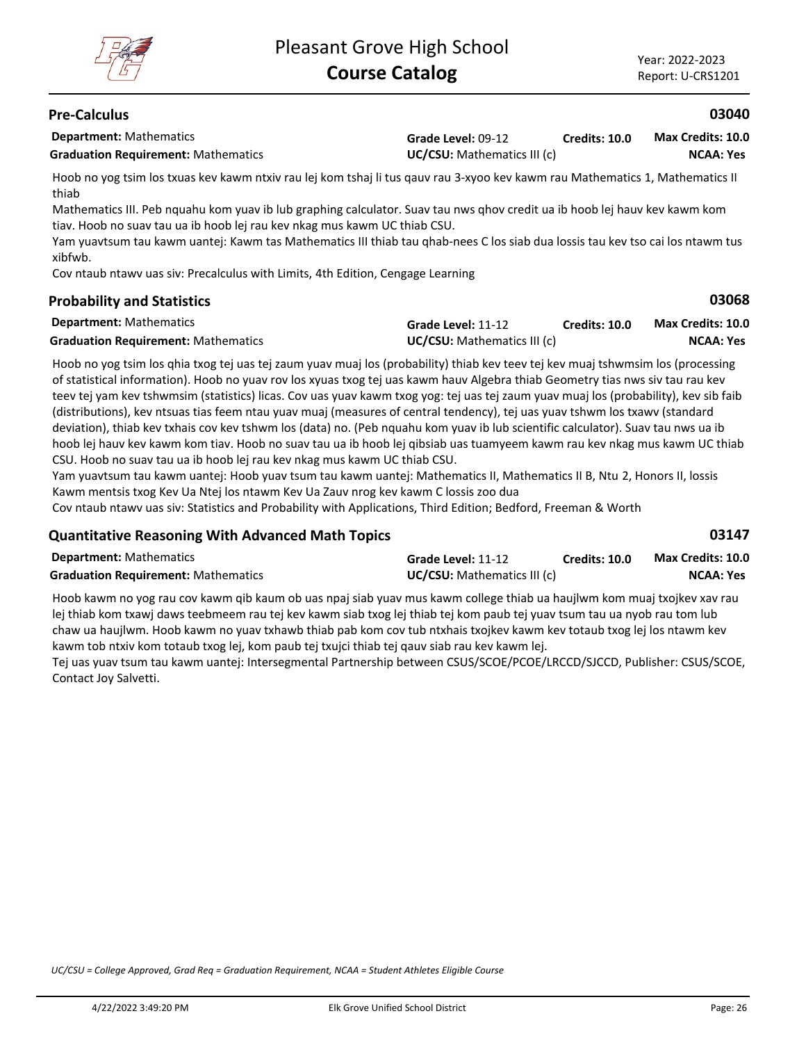## Pre-Calculus

**03040**

**Department:** Mathematics
**Grade Level:** 09-12
**Credits: 10.0**
**Max Credits: 10.0**
**Graduation Requirement:** Mathematics
**UC/CSU:** Mathematics III (c)
**NCAA: Yes**

Hoob no yog tsim los txuas kev kawm ntxiv rau lej kom tshaj li tus qauv rau 3-xyoo kev kawm rau Mathematics 1, Mathematics II thiab
Mathematics III. Peb nquahu kom yuav ib lub graphing calculator. Suav tau nws qhov credit ua ib hoob lej hauv kev kawm kom tiav. Hoob no suav tau ua ib hoob lej rau kev nkag mus kawm UC thiab CSU.
Yam yuavtsum tau kawm uantej: Kawm tas Mathematics III thiab tau qhab-nees C los siab dua lossis tau kev tso cai los ntawm tus xibfwb.
Cov ntaub ntawv uas siv: Precalculus with Limits, 4th Edition, Cengage Learning

## Probability and Statistics

**03068**

**Department:** Mathematics
**Grade Level:** 11-12
**Credits: 10.0**
**Max Credits: 10.0**
**Graduation Requirement:** Mathematics
**UC/CSU:** Mathematics III (c)
**NCAA: Yes**

Hoob no yog tsim los qhia txog tej uas tej zaum yuav muaj los (probability) thiab kev teev tej kev muaj tshwmsim los (processing of statistical information). Hoob no yuav rov los xyuas txog tej uas kawm hauv Algebra thiab Geometry tias nws siv tau rau kev teev tej yam kev tshwmsim (statistics) licas. Cov uas yuav kawm txog yog: tej uas tej zaum yuav muaj los (probability), kev sib faib (distributions), kev ntsuas tias feem ntau yuav muaj (measures of central tendency), tej uas yuav tshwm los txawv (standard deviation), thiab kev txhais cov kev tshwm los (data) no. (Peb nquahu kom yuav ib lub scientific calculator). Suav tau nws ua ib hoob lej hauv kev kawm kom tiav. Hoob no suav tau ua ib hoob lej qibsiab uas tuamyeem kawm rau kev nkag mus kawm UC thiab CSU. Hoob no suav tau ua ib hoob lej rau kev nkag mus kawm UC thiab CSU.
Yam yuavtsum tau kawm uantej: Hoob yuav tsum tau kawm uantej: Mathematics II, Mathematics II B, Ntu 2, Honors II, lossis Kawm mentsis txog Kev Ua Ntej los ntawm Kev Ua Zauv nrog kev kawm C lossis zoo dua
Cov ntaub ntawv uas siv: Statistics and Probability with Applications, Third Edition; Bedford, Freeman & Worth

## Quantitative Reasoning With Advanced Math Topics

**03147**

**Department:** Mathematics
**Grade Level:** 11-12
**Credits: 10.0**
**Max Credits: 10.0**
**Graduation Requirement:** Mathematics
**UC/CSU:** Mathematics III (c)
**NCAA: Yes**

Hoob kawm no yog rau cov kawm qib kaum ob uas npaj siab yuav mus kawm college thiab ua haujlwm kom muaj txojkev xav rau lej thiab kom txawj daws teebmeem rau tej kev kawm siab txog lej thiab tej kom paub tej yuav tsum tau ua nyob rau tom lub chaw ua haujlwm. Hoob kawm no yuav txhawb thiab pab kom cov tub ntxhais txojkev kawm kev totaub txog lej los ntawm kev kawm tob ntxiv kom totaub txog lej, kom paub tej txujci thiab tej qauv siab rau kev kawm lej.
Tej uas yuav tsum tau kawm uantej: Intersegmental Partnership between CSUS/SCOE/PCOE/LRCCD/SJCCD, Publisher: CSUS/SCOE, Contact Joy Salvetti.

*UC/CSU = College Approved, Grad Req = Graduation Requirement, NCAA = Student Athletes Eligible Course*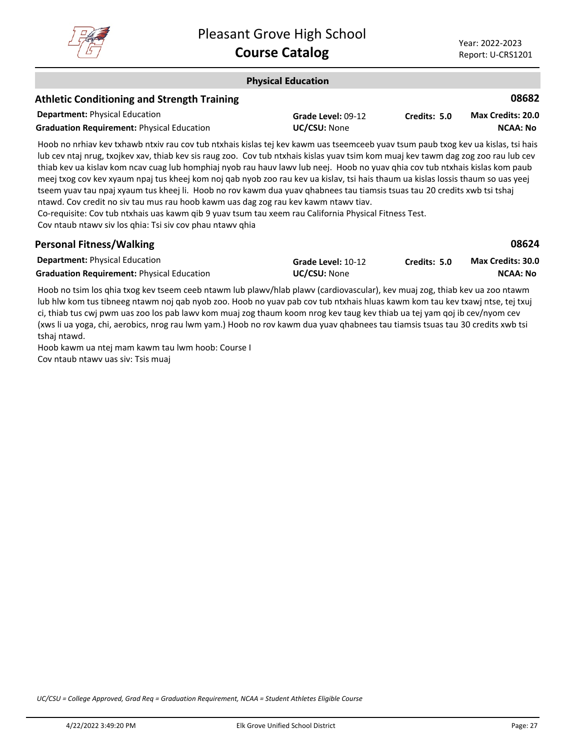## Physical Education

### Athletic Conditioning and Strength Training — 08682

**Department:** Physical Education
**Graduation Requirement:** Physical Education
**Grade Level:** 09-12
**UC/CSU:** None
**Credits:** 5.0
**Max Credits:** 20.0
**NCAA:** No

Hoob no nrhiav kev txhawb ntxiv rau cov tub ntxhais kislas tej kev kawm uas tseemceeb yuav tsum paub txog kev ua kislas, tsi hais lub cev ntaj nrug, txojkev xav, thiab kev sis raug zoo. Cov tub ntxhais kislas yuav tsim kom muaj kev tawm dag zog zoo rau lub cev thiab kev ua kislav kom ncav cuag lub homphiaj nyob rau hauv lawv lub neej. Hoob no yuav qhia cov tub ntxhais kislas kom paub meej txog cov kev xyaum npaj tus kheej kom noj qab nyob zoo rau kev ua kislav, tsi hais thaum ua kislas lossis thaum so uas yeej tseem yuav tau npaj xyaum tus kheej li. Hoob no rov kawm dua yuav qhabnees tau tiamsis tsuas tau 20 credits xwb tsi tshaj ntawd. Cov credit no siv tau mus rau hoob kawm uas dag zog rau kev kawm ntawv tiav.
Co-requisite: Cov tub ntxhais uas kawm qib 9 yuav tsum tau xeem rau California Physical Fitness Test.
Cov ntaub ntawv siv los qhia: Tsi siv cov phau ntawv qhia

### Personal Fitness/Walking — 08624

**Department:** Physical Education
**Graduation Requirement:** Physical Education
**Grade Level:** 10-12
**UC/CSU:** None
**Credits:** 5.0
**Max Credits:** 30.0
**NCAA:** No

Hoob no tsim los qhia txog kev tseem ceeb ntawm lub plawv/hlab plawv (cardiovascular), kev muaj zog, thiab kev ua zoo ntawm lub hlw kom tus tibneeg ntawm noj qab nyob zoo. Hoob no yuav pab cov tub ntxhais hluas kawm kom tau kev txawj ntse, tej txuj ci, thiab tus cwj pwm uas zoo los pab lawv kom muaj zog thaum koom nrog kev taug kev thiab ua tej yam qoj ib cev/nyom cev (xws li ua yoga, chi, aerobics, nrog rau lwm yam.) Hoob no rov kawm dua yuav qhabnees tau tiamsis tsuas tau 30 credits xwb tsi tshaj ntawd.
Hoob kawm ua ntej mam kawm tau lwm hoob: Course I
Cov ntaub ntawv uas siv: Tsis muaj

*UC/CSU = College Approved, Grad Req = Graduation Requirement, NCAA = Student Athletes Eligible Course*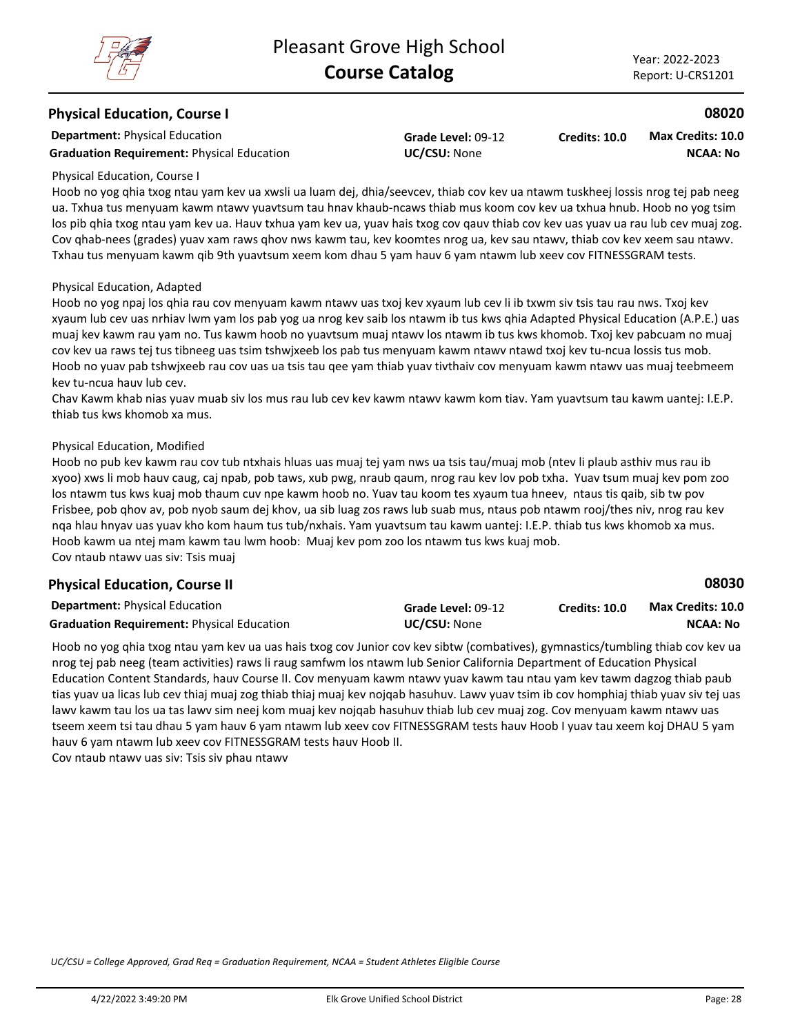## Physical Education, Course I

**08020**

**Department:** Physical Education
**Graduation Requirement:** Physical Education
**Grade Level:** 09-12
**UC/CSU:** None
**Credits:** 10.0
**Max Credits:** 10.0
**NCAA:** No

Physical Education, Course I
Hoob no yog qhia txog ntau yam kev ua xwsli ua luam dej, dhia/seevcev, thiab cov kev ua ntawm tuskheej lossis nrog tej pab neeg ua. Txhua tus menyuam kawm ntawv yuavtsum tau hnav khaub-ncaws thiab mus koom cov kev ua txhua hnub. Hoob no yog tsim los pib qhia txog ntau yam kev ua. Hauv txhua yam kev ua, yuav hais txog cov qauv thiab cov kev uas yuav ua rau lub cev muaj zog. Cov qhab-nees (grades) yuav xam raws qhov nws kawm tau, kev koomtes nrog ua, kev sau ntawv, thiab cov kev xeem sau ntawv. Txhau tus menyuam kawm qib 9th yuavtsum xeem kom dhau 5 yam hauv 6 yam ntawm lub xeev cov FITNESSGRAM tests.

Physical Education, Adapted
Hoob no yog npaj los qhia rau cov menyuam kawm ntawv uas txoj kev xyaum lub cev li ib txwm siv tsis tau rau nws. Txoj kev xyaum lub cev uas nrhiav lwm yam los pab yog ua nrog kev saib los ntawm ib tus kws qhia Adapted Physical Education (A.P.E.) uas muaj kev kawm rau yam no. Tus kawm hoob no yuavtsum muaj ntawv los ntawm ib tus kws khomob. Txoj kev pabcuam no muaj cov kev ua raws tej tus tibneeg uas tsim tshwjxeeb los pab tus menyuam kawm ntawv ntawd txoj kev tu-ncua lossis tus mob. Hoob no yuav pab tshwjxeeb rau cov uas ua tsis tau qee yam thiab yuav tivthaiv cov menyuam kawm ntawv uas muaj teebmeem kev tu-ncua hauv lub cev.
Chav Kawm khab nias yuav muab siv los mus rau lub cev kev kawm ntawv kawm kom tiav. Yam yuavtsum tau kawm uantej: I.E.P. thiab tus kws khomob xa mus.

Physical Education, Modified
Hoob no pub kev kawm rau cov tub ntxhais hluas uas muaj tej yam nws ua tsis tau/muaj mob (ntev li plaub asthiv mus rau ib xyoo) xws li mob hauv caug, caj npab, pob taws, xub pwg, nraub qaum, nrog rau kev lov pob txha. Yuav tsum muaj kev pom zoo los ntawm tus kws kuaj mob thaum cuv npe kawm hoob no. Yuav tau koom tes xyaum tua hneev, ntaus tis qaib, sib tw pov Frisbee, pob qhov av, pob nyob saum dej khov, ua sib luag zos raws lub suab mus, ntaus pob ntawm rooj/thes niv, nrog rau kev nqa hlau hnyav uas yuav kho kom haum tus tub/nxhais. Yam yuavtsum tau kawm uantej: I.E.P. thiab tus kws khomob xa mus. Hoob kawm ua ntej mam kawm tau lwm hoob: Muaj kev pom zoo los ntawm tus kws kuaj mob.
Cov ntaub ntawv uas siv: Tsis muaj

## Physical Education, Course II

**08030**

**Department:** Physical Education
**Graduation Requirement:** Physical Education
**Grade Level:** 09-12
**UC/CSU:** None
**Credits:** 10.0
**Max Credits:** 10.0
**NCAA:** No

Hoob no yog qhia txog ntau yam kev ua uas hais txog cov Junior cov kev sibtw (combatives), gymnastics/tumbling thiab cov kev ua nrog tej pab neeg (team activities) raws li raug samfwm los ntawm lub Senior California Department of Education Physical Education Content Standards, hauv Course II. Cov menyuam kawm ntawv yuav kawm tau ntau yam kev tawm dagzog thiab paub tias yuav ua licas lub cev thiaj muaj zog thiab thiaj muaj kev nojqab hasuhuv. Lawv yuav tsim ib cov homphiaj thiab yuav siv tej uas lawv kawm tau los ua tas lawv sim neej kom muaj kev nojqab hasuhuv thiab lub cev muaj zog. Cov menyuam kawm ntawv uas tseem xeem tsi tau dhau 5 yam hauv 6 yam ntawm lub xeev cov FITNESSGRAM tests hauv Hoob I yuav tau xeem koj DHAU 5 yam hauv 6 yam ntawm lub xeev cov FITNESSGRAM tests hauv Hoob II.
Cov ntaub ntawv uas siv: Tsis siv phau ntawv

*UC/CSU = College Approved, Grad Req = Graduation Requirement, NCAA = Student Athletes Eligible Course*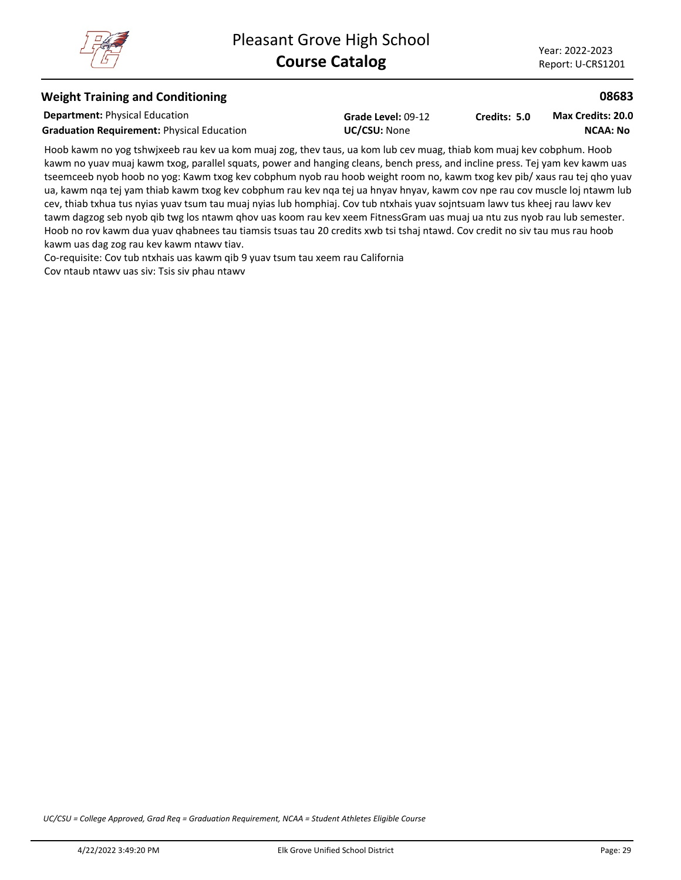## Weight Training and Conditioning

**08683**

**Department:** Physical Education
**Graduation Requirement:** Physical Education
**Grade Level:** 09-12
**UC/CSU:** None
**Credits:** 5.0
**Max Credits:** 20.0
**NCAA:** No

Hoob kawm no yog tshwjxeeb rau kev ua kom muaj zog, thev taus, ua kom lub cev muag, thiab kom muaj kev cobphum. Hoob kawm no yuav muaj kawm txog, parallel squats, power and hanging cleans, bench press, and incline press. Tej yam kev kawm uas tseemceeb nyob hoob no yog: Kawm txog kev cobphum nyob rau hoob weight room no, kawm txog kev pib/ xaus rau tej qho yuav ua, kawm nqa tej yam thiab kawm txog kev cobphum rau kev nqa tej ua hnyav hnyav, kawm cov npe rau cov muscle loj ntawm lub cev, thiab txhua tus nyias yuav tsum tau muaj nyias lub homphiaj. Cov tub ntxhais yuav sojntsuam lawv tus kheej rau lawv kev tawm dagzog seb nyob qib twg los ntawm qhov uas koom rau kev xeem FitnessGram uas muaj ua ntu zus nyob rau lub semester. Hoob no rov kawm dua yuav qhabnees tau tiamsis tsuas tau 20 credits xwb tsi tshaj ntawd. Cov credit no siv tau mus rau hoob kawm uas dag zog rau kev kawm ntawv tiav.

Co-requisite: Cov tub ntxhais uas kawm qib 9 yuav tsum tau xeem rau California

Cov ntaub ntawv uas siv: Tsis siv phau ntawv

*UC/CSU = College Approved, Grad Req = Graduation Requirement, NCAA = Student Athletes Eligible Course*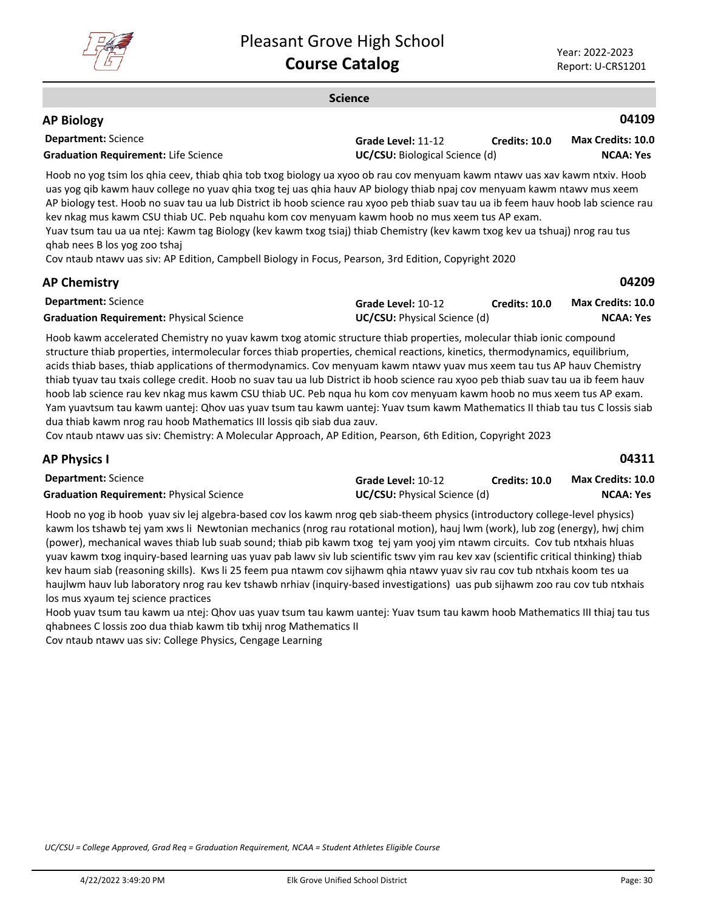## Science

### AP Biology

**04109**

**Department:** Science | **Grade Level:** 11-12 | **Credits:** 10.0 | **Max Credits:** 10.0
**Graduation Requirement:** Life Science | **UC/CSU:** Biological Science (d) | **NCAA:** Yes

Hoob no yog tsim los qhia ceev, thiab qhia tob txog biology ua xyoo ob rau cov menyuam kawm ntawv uas xav kawm ntxiv. Hoob uas yog qib kawm hauv college no yuav qhia txog tej uas qhia hauv AP biology thiab npaj cov menyuam kawm ntawv mus xeem AP biology test. Hoob no suav tau ua lub District ib hoob science rau xyoo peb thiab suav tau ua ib feem hauv hoob lab science rau kev nkag mus kawm CSU thiab UC. Peb nquahu kom cov menyuam kawm hoob no mus xeem tus AP exam.

Yuav tsum tau ua ua ntej: Kawm tag Biology (kev kawm txog tsiaj) thiab Chemistry (kev kawm txog kev ua tshuaj) nrog rau tus qhab nees B los yog zoo tshaj

Cov ntaub ntawv uas siv: AP Edition, Campbell Biology in Focus, Pearson, 3rd Edition, Copyright 2020

### AP Chemistry

**04209**

**Department:** Science | **Grade Level:** 10-12 | **Credits:** 10.0 | **Max Credits:** 10.0
**Graduation Requirement:** Physical Science | **UC/CSU:** Physical Science (d) | **NCAA:** Yes

Hoob kawm accelerated Chemistry no yuav kawm txog atomic structure thiab properties, molecular thiab ionic compound structure thiab properties, intermolecular forces thiab properties, chemical reactions, kinetics, thermodynamics, equilibrium, acids thiab bases, thiab applications of thermodynamics. Cov menyuam kawm ntawv yuav mus xeem tau tus AP hauv Chemistry thiab tyuav tau txais college credit. Hoob no suav tau ua lub District ib hoob science rau xyoo peb thiab suav tau ua ib feem hauv hoob lab science rau kev nkag mus kawm CSU thiab UC. Peb nqua hu kom cov menyuam kawm hoob no mus xeem tus AP exam.

Yam yuavtsum tau kawm uantej: Qhov uas yuav tsum tau kawm uantej: Yuav tsum kawm Mathematics II thiab tau tus C lossis siab dua thiab kawm nrog rau hoob Mathematics III lossis qib siab dua zauv.

Cov ntaub ntawv uas siv: Chemistry: A Molecular Approach, AP Edition, Pearson, 6th Edition, Copyright 2023

### AP Physics I

**04311**

**Department:** Science | **Grade Level:** 10-12 | **Credits:** 10.0 | **Max Credits:** 10.0
**Graduation Requirement:** Physical Science | **UC/CSU:** Physical Science (d) | **NCAA:** Yes

Hoob no yog ib hoob yuav siv lej algebra-based cov los kawm nrog qeb siab-theem physics (introductory college-level physics) kawm los tshawb tej yam xws li Newtonian mechanics (nrog rau rotational motion), hauj lwm (work), lub zog (energy), hwj chim (power), mechanical waves thiab lub suab sound; thiab pib kawm txog tej yam yooj yim ntawm circuits. Cov tub ntxhais hluas yuav kawm txog inquiry-based learning uas yuav pab lawv siv lub scientific tswv yim rau kev xav (scientific critical thinking) thiab kev haum siab (reasoning skills). Kws li 25 feem pua ntawm cov sijhawm qhia ntawv yuav siv rau cov tub ntxhais koom tes ua haujlwm hauv lub laboratory nrog rau kev tshawb nrhiav (inquiry-based investigations) uas pub sijhawm zoo rau cov tub ntxhais los mus xyaum tej science practices

Hoob yuav tsum tau kawm ua ntej: Qhov uas yuav tsum tau kawm uantej: Yuav tsum tau kawm hoob Mathematics III thiaj tau tus qhabnees C lossis zoo dua thiab kawm tib txhij nrog Mathematics II

Cov ntaub ntawv uas siv: College Physics, Cengage Learning

*UC/CSU = College Approved, Grad Req = Graduation Requirement, NCAA = Student Athletes Eligible Course*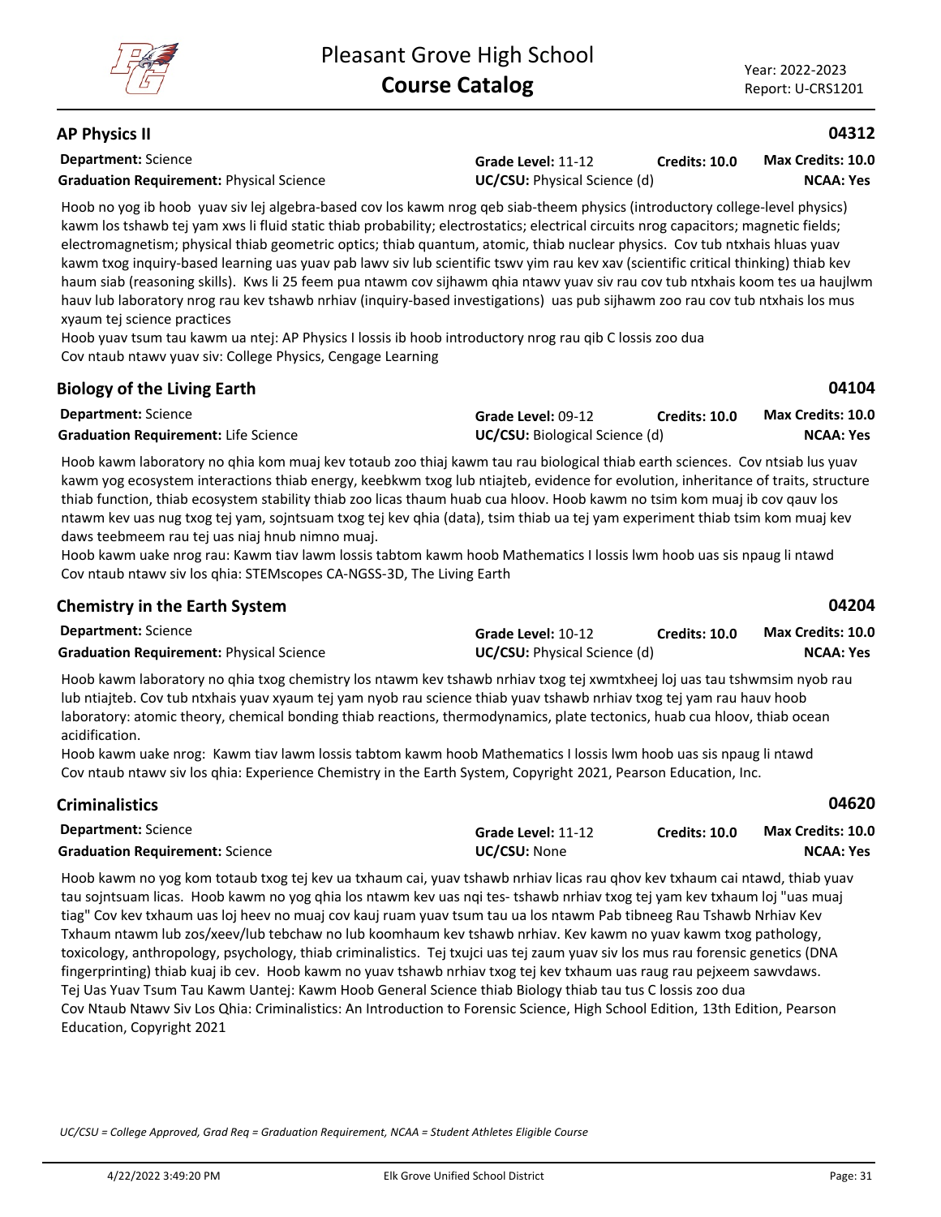## AP Physics II

**04312**

**Department:** Science
**Graduation Requirement:** Physical Science
**Grade Level:** 11-12 **Credits: 10.0** **Max Credits: 10.0**
**UC/CSU:** Physical Science (d) **NCAA: Yes**

Hoob no yog ib hoob yuav siv lej algebra-based cov los kawm nrog qeb siab-theem physics (introductory college-level physics) kawm los tshawb tej yam xws li fluid static thiab probability; electrostatics; electrical circuits nrog capacitors; magnetic fields; electromagnetism; physical thiab geometric optics; thiab quantum, atomic, thiab nuclear physics. Cov tub ntxhais hluas yuav kawm txog inquiry-based learning uas yuav pab lawv siv lub scientific tswv yim rau kev xav (scientific critical thinking) thiab kev haum siab (reasoning skills). Kws li 25 feem pua ntawm cov sijhawm qhia ntawv yuav siv rau cov tub ntxhais koom tes ua haujlwm hauv lub laboratory nrog rau kev tshawb nrhiav (inquiry-based investigations) uas pub sijhawm zoo rau cov tub ntxhais los mus xyaum tej science practices

Hoob yuav tsum tau kawm ua ntej: AP Physics I lossis ib hoob introductory nrog rau qib C lossis zoo dua

Cov ntaub ntawv yuav siv: College Physics, Cengage Learning

## Biology of the Living Earth

**04104**

**Department:** Science
**Graduation Requirement:** Life Science
**Grade Level:** 09-12 **Credits: 10.0** **Max Credits: 10.0**
**UC/CSU:** Biological Science (d) **NCAA: Yes**

Hoob kawm laboratory no qhia kom muaj kev totaub zoo thiaj kawm tau rau biological thiab earth sciences. Cov ntsiab lus yuav kawm yog ecosystem interactions thiab energy, keebkwm txog lub ntiajteb, evidence for evolution, inheritance of traits, structure thiab function, thiab ecosystem stability thiab zoo licas thaum huab cua hloov. Hoob kawm no tsim kom muaj ib cov qauv los ntawm kev uas nug txog tej yam, sojntsuam txog tej kev qhia (data), tsim thiab ua tej yam experiment thiab tsim kom muaj kev daws teebmeem rau tej uas niaj hnub nimno muaj.

Hoob kawm uake nrog rau: Kawm tiav lawm lossis tabtom kawm hoob Mathematics I lossis lwm hoob uas sis npaug li ntawd

Cov ntaub ntawv siv los qhia: STEMscopes CA-NGSS-3D, The Living Earth

## Chemistry in the Earth System

**04204**

**Department:** Science
**Graduation Requirement:** Physical Science
**Grade Level:** 10-12 **Credits: 10.0** **Max Credits: 10.0**
**UC/CSU:** Physical Science (d) **NCAA: Yes**

Hoob kawm laboratory no qhia txog chemistry los ntawm kev tshawb nrhiav txog tej xwmtxheej loj uas tau tshwmsim nyob rau lub ntiajteb. Cov tub ntxhais yuav xyaum tej yam nyob rau science thiab yuav tshawb nrhiav txog tej yam rau hauv hoob laboratory: atomic theory, chemical bonding thiab reactions, thermodynamics, plate tectonics, huab cua hloov, thiab ocean acidification.

Hoob kawm uake nrog: Kawm tiav lawm lossis tabtom kawm hoob Mathematics I lossis lwm hoob uas sis npaug li ntawd

Cov ntaub ntawv siv los qhia: Experience Chemistry in the Earth System, Copyright 2021, Pearson Education, Inc.

## Criminalistics

**04620**

**Department:** Science
**Graduation Requirement:** Science
**Grade Level:** 11-12 **Credits: 10.0** **Max Credits: 10.0**
**UC/CSU:** None **NCAA: Yes**

Hoob kawm no yog kom totaub txog tej kev ua txhaum cai, yuav tshawb nrhiav licas rau qhov kev txhaum cai ntawd, thiab yuav tau sojntsuam licas. Hoob kawm no yog qhia los ntawm kev uas nqi tes- tshawb nrhiav txog tej yam kev txhaum loj "uas muaj tiag" Cov kev txhaum uas loj heev no muaj cov kauj ruam yuav tsum tau ua los ntawm Pab tibneeg Rau Tshawb Nrhiav Kev Txhaum ntawm lub zos/xeev/lub tebchaw no lub koomhaum kev tshawb nrhiav. Kev kawm no yuav kawm txog pathology, toxicology, anthropology, psychology, thiab criminalistics. Tej txujci uas tej zaum yuav siv los mus rau forensic genetics (DNA fingerprinting) thiab kuaj ib cev. Hoob kawm no yuav tshawb nrhiav txog tej kev txhaum uas raug rau pejxeem sawvdaws.

Tej Uas Yuav Tsum Tau Kawm Uantej: Kawm Hoob General Science thiab Biology thiab tau tus C lossis zoo dua

Cov Ntaub Ntawv Siv Los Qhia: Criminalistics: An Introduction to Forensic Science, High School Edition, 13th Edition, Pearson Education, Copyright 2021

*UC/CSU = College Approved, Grad Req = Graduation Requirement, NCAA = Student Athletes Eligible Course*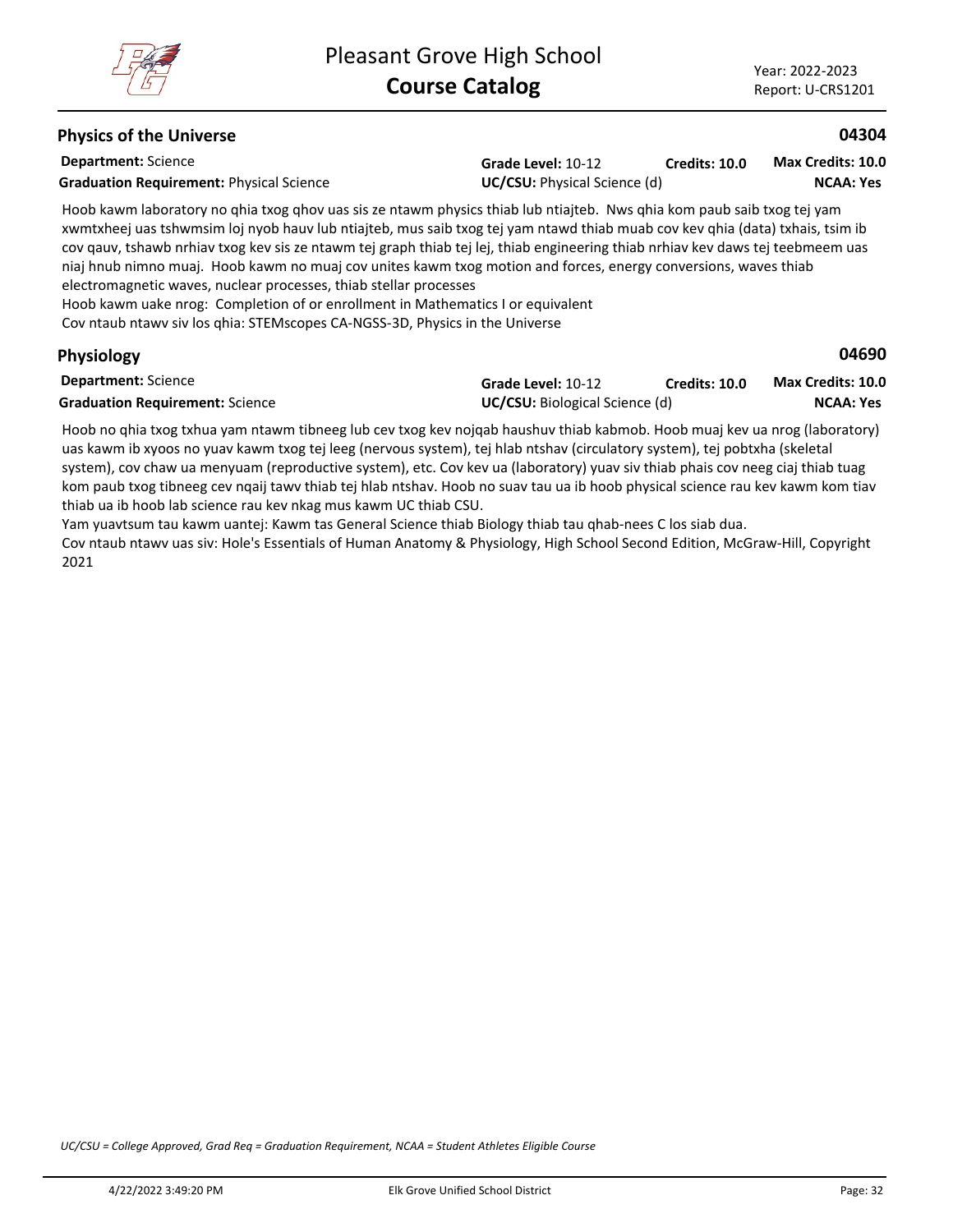## Physics of the Universe

**04304**

**Department:** Science | **Grade Level:** 10-12 | **Credits: 10.0** | **Max Credits: 10.0**

**Graduation Requirement:** Physical Science | **UC/CSU:** Physical Science (d) | **NCAA: Yes**

Hoob kawm laboratory no qhia txog qhov uas sis ze ntawm physics thiab lub ntiajteb. Nws qhia kom paub saib txog tej yam xwmtxheej uas tshwmsim loj nyob hauv lub ntiajteb, mus saib txog tej yam ntawd thiab muab cov kev qhia (data) txhais, tsim ib cov qauv, tshawb nrhiav txog kev sis ze ntawm tej graph thiab tej lej, thiab engineering thiab nrhiav kev daws tej teebmeem uas niaj hnub nimno muaj. Hoob kawm no muaj cov unites kawm txog motion and forces, energy conversions, waves thiab electromagnetic waves, nuclear processes, thiab stellar processes

Hoob kawm uake nrog: Completion of or enrollment in Mathematics I or equivalent

Cov ntaub ntawv siv los qhia: STEMscopes CA-NGSS-3D, Physics in the Universe

## Physiology

**04690**

**Department:** Science | **Grade Level:** 10-12 | **Credits: 10.0** | **Max Credits: 10.0**

**Graduation Requirement:** Science | **UC/CSU:** Biological Science (d) | **NCAA: Yes**

Hoob no qhia txog txhua yam ntawm tibneeg lub cev txog kev nojqab haushuv thiab kabmob. Hoob muaj kev ua nrog (laboratory) uas kawm ib xyoos no yuav kawm txog tej leeg (nervous system), tej hlab ntshav (circulatory system), tej pobtxha (skeletal system), cov chaw ua menyuam (reproductive system), etc. Cov kev ua (laboratory) yuav siv thiab phais cov neeg ciaj thiab tuag kom paub txog tibneeg cev nqaij tawv thiab tej hlab ntshav. Hoob no suav tau ua ib hoob physical science rau kev kawm kom tiav thiab ua ib hoob lab science rau kev nkag mus kawm UC thiab CSU.

Yam yuavtsum tau kawm uantej: Kawm tas General Science thiab Biology thiab tau qhab-nees C los siab dua.

Cov ntaub ntawv uas siv: Hole's Essentials of Human Anatomy & Physiology, High School Second Edition, McGraw-Hill, Copyright 2021

*UC/CSU = College Approved, Grad Req = Graduation Requirement, NCAA = Student Athletes Eligible Course*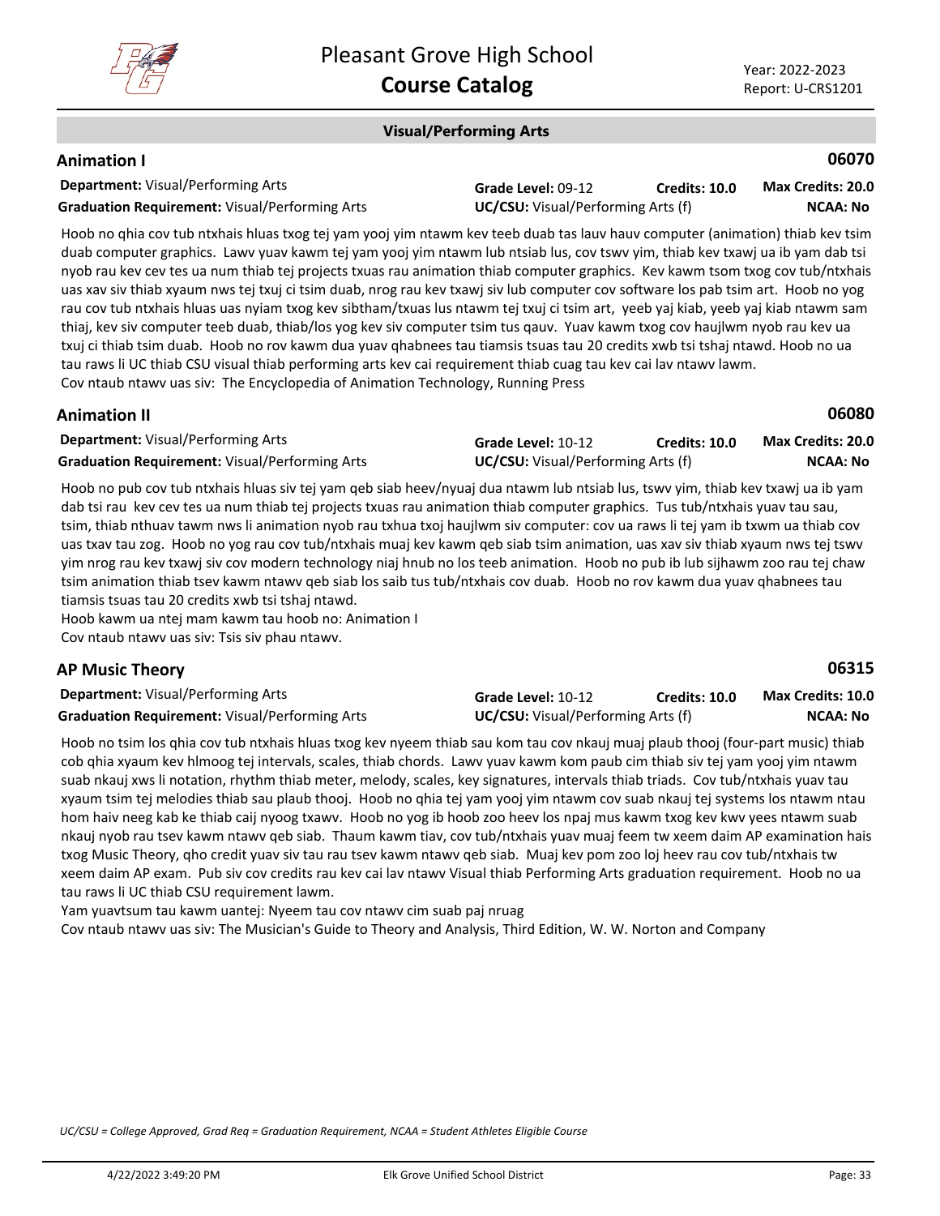# Pleasant Grove High School
## Course Catalog

Year: 2022-2023
Report: U-CRS1201

### Visual/Performing Arts

## Animation I

**06070**

**Department:** Visual/Performing Arts | **Grade Level:** 09-12 | **Credits: 10.0** | **Max Credits: 20.0**
**Graduation Requirement:** Visual/Performing Arts | **UC/CSU:** Visual/Performing Arts (f) | **NCAA: No**

Hoob no qhia cov tub ntxhais hluas txog tej yam yooj yim ntawm kev teeb duab tas lauv hauv computer (animation) thiab kev tsim duab computer graphics. Lawv yuav kawm tej yam yooj yim ntawm lub ntsiab lus, cov tswv yim, thiab kev txawj ua ib yam dab tsi nyob rau kev cev tes ua num thiab tej projects txuas rau animation thiab computer graphics. Kev kawm tsom txog cov tub/ntxhais uas xav siv thiab xyaum nws tej txuj ci tsim duab, nrog rau kev txawj siv lub computer cov software los pab tsim art. Hoob no yog rau cov tub ntxhais hluas uas nyiam txog kev sibtham/txuas lus ntawm tej txuj ci tsim art, yeeb yaj kiab, yeeb yaj kiab ntawm sam thiaj, kev siv computer teeb duab, thiab/los yog kev siv computer tsim tus qauv. Yuav kawm txog cov haujlwm nyob rau kev ua txuj ci thiab tsim duab. Hoob no rov kawm dua yuav qhabnees tau tiamsis tsuas tau 20 credits xwb tsi tshaj ntawd. Hoob no ua tau raws li UC thiab CSU visual thiab performing arts kev cai requirement thiab cuag tau kev cai lav ntawv lawm.
Cov ntaub ntawv uas siv: The Encyclopedia of Animation Technology, Running Press

## Animation II

**06080**

**Department:** Visual/Performing Arts | **Grade Level:** 10-12 | **Credits: 10.0** | **Max Credits: 20.0**
**Graduation Requirement:** Visual/Performing Arts | **UC/CSU:** Visual/Performing Arts (f) | **NCAA: No**

Hoob no pub cov tub ntxhais hluas siv tej yam qeb siab heev/nyuaj dua ntawm lub ntsiab lus, tswv yim, thiab kev txawj ua ib yam dab tsi rau kev cev tes ua num thiab tej projects txuas rau animation thiab computer graphics. Tus tub/ntxhais yuav tau sau, tsim, thiab nthuav tawm nws li animation nyob rau txhua txoj haujlwm siv computer: cov ua raws li tej yam ib txwm ua thiab cov uas txav tau zog. Hoob no yog rau cov tub/ntxhais muaj kev kawm qeb siab tsim animation, uas xav siv thiab xyaum nws tej tswv yim nrog rau kev txawj siv cov modern technology niaj hnub no los teeb animation. Hoob no pub ib lub sijhawm zoo rau tej chaw tsim animation thiab tsev kawm ntawv qeb siab los saib tus tub/ntxhais cov duab. Hoob no rov kawm dua yuav qhabnees tau tiamsis tsuas tau 20 credits xwb tsi tshaj ntawd.
Hoob kawm ua ntej mam kawm tau hoob no: Animation I
Cov ntaub ntawv uas siv: Tsis siv phau ntawv.

## AP Music Theory

**06315**

**Department:** Visual/Performing Arts | **Grade Level:** 10-12 | **Credits: 10.0** | **Max Credits: 10.0**
**Graduation Requirement:** Visual/Performing Arts | **UC/CSU:** Visual/Performing Arts (f) | **NCAA: No**

Hoob no tsim los qhia cov tub ntxhais hluas txog kev nyeem thiab sau kom tau cov nkauj muaj plaub thooj (four-part music) thiab cob qhia xyaum kev hlmoog tej intervals, scales, thiab chords. Lawv yuav kawm kom paub cim thiab siv tej yam yooj yim ntawm suab nkauj xws li notation, rhythm thiab meter, melody, scales, key signatures, intervals thiab triads. Cov tub/ntxhais yuav tau xyaum tsim tej melodies thiab sau plaub thooj. Hoob no qhia tej yam yooj yim ntawm cov suab nkauj tej systems los ntawm ntau hom haiv neeg kab ke thiab caij nyoog txawv. Hoob no yog ib hoob zoo heev los npaj mus kawm txog kev kwv yees ntawm suab nkauj nyob rau tsev kawm ntawv qeb siab. Thaum kawm tiav, cov tub/ntxhais yuav muaj feem tw xeem daim AP examination hais txog Music Theory, qho credit yuav siv tau rau tsev kawm ntawv qeb siab. Muaj kev pom zoo loj heev rau cov tub/ntxhais tw xeem daim AP exam. Pub siv cov credits rau kev cai lav ntawv Visual thiab Performing Arts graduation requirement. Hoob no ua tau raws li UC thiab CSU requirement lawm.
Yam yuavtsum tau kawm uantej: Nyeem tau cov ntawv cim suab paj nruag
Cov ntaub ntawv uas siv: The Musician's Guide to Theory and Analysis, Third Edition, W. W. Norton and Company

*UC/CSU = College Approved, Grad Req = Graduation Requirement, NCAA = Student Athletes Eligible Course*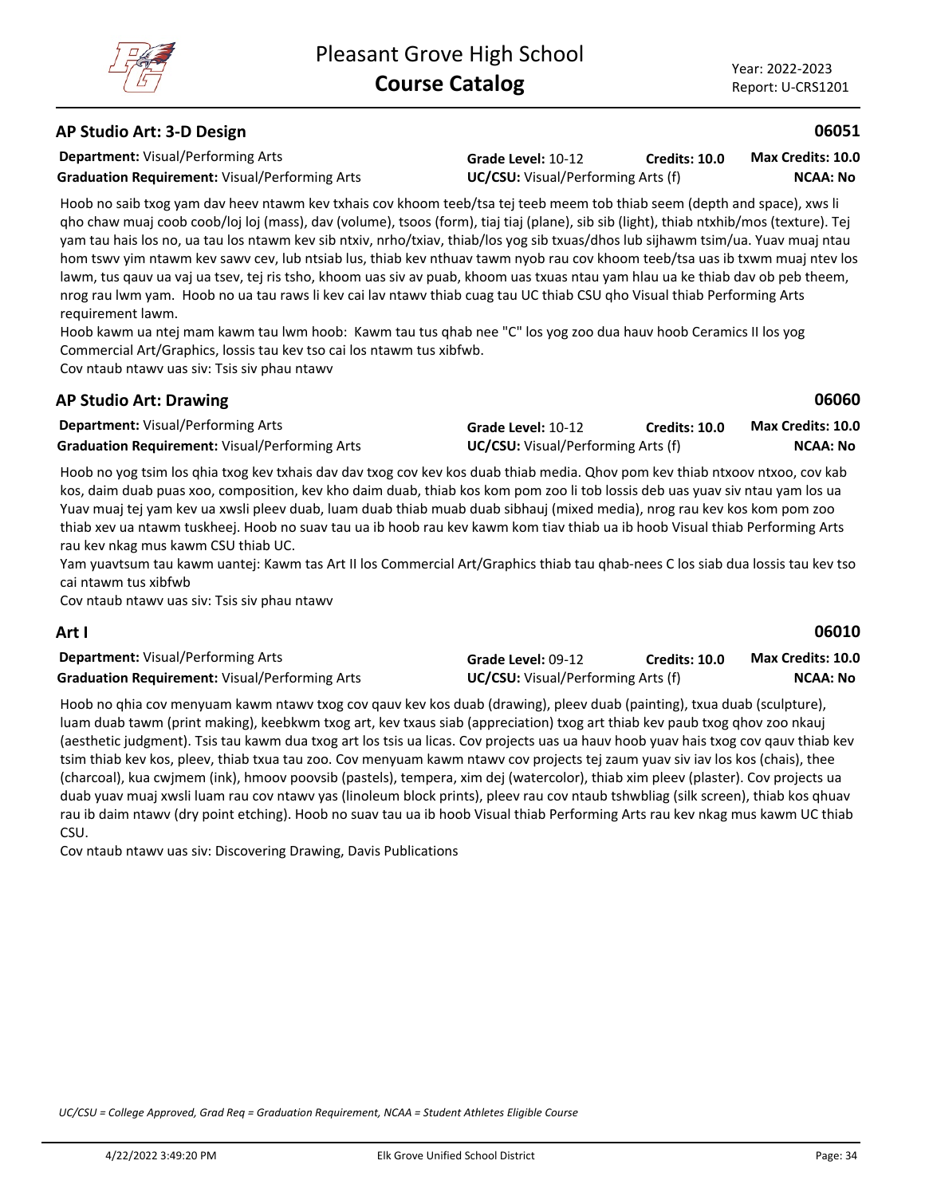## AP Studio Art: 3-D Design

**06051**

**Department:** Visual/Performing Arts
**Graduation Requirement:** Visual/Performing Arts
**Grade Level:** 10-12
**Credits:** 10.0
**Max Credits:** 10.0
**UC/CSU:** Visual/Performing Arts (f)
**NCAA:** No

Hoob no saib txog yam dav heev ntawm kev txhais cov khoom teeb/tsa tej teeb meem tob thiab seem (depth and space), xws li qho chaw muaj coob coob/loj loj (mass), dav (volume), tsoos (form), tiaj tiaj (plane), sib sib (light), thiab ntxhib/mos (texture). Tej yam tau hais los no, ua tau los ntawm kev sib ntxiv, nrho/txiav, thiab/los yog sib txuas/dhos lub sijhawm tsim/ua. Yuav muaj ntau hom tswv yim ntawm kev sawv cev, lub ntsiab lus, thiab kev nthuav tawm nyob rau cov khoom teeb/tsa uas ib txwm muaj ntev los lawm, tus qauv ua vaj ua tsev, tej ris tsho, khoom uas siv av puab, khoom uas txuas ntau yam hlau ua ke thiab dav ob peb theem, nrog rau lwm yam. Hoob no ua tau raws li kev cai lav ntawv thiab cuag tau UC thiab CSU qho Visual thiab Performing Arts requirement lawm.

Hoob kawm ua ntej mam kawm tau lwm hoob: Kawm tau tus qhab nee "C" los yog zoo dua hauv hoob Ceramics II los yog Commercial Art/Graphics, lossis tau kev tso cai los ntawm tus xibfwb.

Cov ntaub ntawv uas siv: Tsis siv phau ntawv

## AP Studio Art: Drawing

**06060**

**Department:** Visual/Performing Arts
**Graduation Requirement:** Visual/Performing Arts
**Grade Level:** 10-12
**Credits:** 10.0
**Max Credits:** 10.0
**UC/CSU:** Visual/Performing Arts (f)
**NCAA:** No

Hoob no yog tsim los qhia txog kev txhais dav dav txog cov kev kos duab thiab media. Qhov pom kev thiab ntxoov ntxoo, cov kab kos, daim duab puas xoo, composition, kev kho daim duab, thiab kos kom pom zoo li tob lossis deb uas yuav siv ntau yam los ua Yuav muaj tej yam kev ua xwsli pleev duab, luam duab thiab muab duab sibhauj (mixed media), nrog rau kev kos kom pom zoo thiab xev ua ntawm tuskheej. Hoob no suav tau ua ib hoob rau kev kawm kom tiav thiab ua ib hoob Visual thiab Performing Arts rau kev nkag mus kawm CSU thiab UC.

Yam yuavtsum tau kawm uantej: Kawm tas Art II los Commercial Art/Graphics thiab tau qhab-nees C los siab dua lossis tau kev tso cai ntawm tus xibfwb

Cov ntaub ntawv uas siv: Tsis siv phau ntawv

## Art I

**06010**

**Department:** Visual/Performing Arts
**Graduation Requirement:** Visual/Performing Arts
**Grade Level:** 09-12
**Credits:** 10.0
**Max Credits:** 10.0
**UC/CSU:** Visual/Performing Arts (f)
**NCAA:** No

Hoob no qhia cov menyuam kawm ntawv txog cov qauv kev kos duab (drawing), pleev duab (painting), txua duab (sculpture), luam duab tawm (print making), keebkwm txog art, kev txaus siab (appreciation) txog art thiab kev paub txog qhov zoo nkauj (aesthetic judgment). Tsis tau kawm dua txog art los tsis ua licas. Cov projects uas ua hauv hoob yuav hais txog cov qauv thiab kev tsim thiab kev kos, pleev, thiab txua tau zoo. Cov menyuam kawm ntawv cov projects tej zaum yuav siv iav los kos (chais), thee (charcoal), kua cwjmem (ink), hmoov poovsib (pastels), tempera, xim dej (watercolor), thiab xim pleev (plaster). Cov projects ua duab yuav muaj xwsli luam rau cov ntawv yas (linoleum block prints), pleev rau cov ntaub tshwbliag (silk screen), thiab kos qhuav rau ib daim ntawv (dry point etching). Hoob no suav tau ua ib hoob Visual thiab Performing Arts rau kev nkag mus kawm UC thiab CSU.

Cov ntaub ntawv uas siv: Discovering Drawing, Davis Publications

*UC/CSU = College Approved, Grad Req = Graduation Requirement, NCAA = Student Athletes Eligible Course*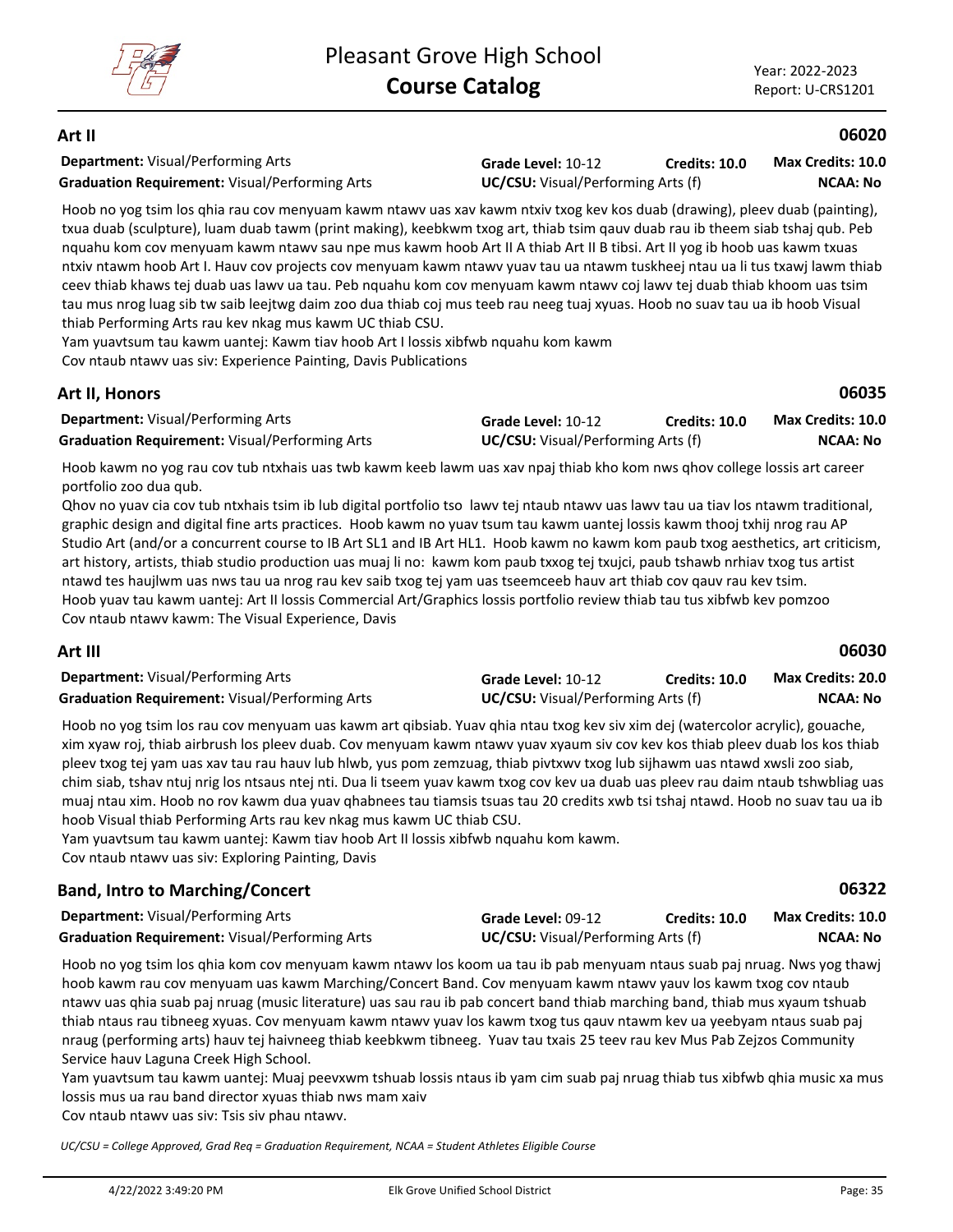## Art II

**06020**

**Department:** Visual/Performing Arts | **Grade Level:** 10-12 | **Credits: 10.0** | **Max Credits: 10.0**
**Graduation Requirement:** Visual/Performing Arts | **UC/CSU:** Visual/Performing Arts (f) | **NCAA: No**

Hoob no yog tsim los qhia rau cov menyuam kawm ntawv uas xav kawm ntxiv txog kev kos duab (drawing), pleev duab (painting), txua duab (sculpture), luam duab tawm (print making), keebkwm txog art, thiab tsim qauv duab rau ib theem siab tshaj qub. Peb nquahu kom cov menyuam kawm ntawv sau npe mus kawm hoob Art II A thiab Art II B tibsi. Art II yog ib hoob uas kawm txuas ntxiv ntawm hoob Art I. Hauv cov projects cov menyuam kawm ntawv yuav tau ua ntawm tuskheej ntau ua li tus txawj lawm thiab ceev thiab khaws tej duab uas lawv ua tau. Peb nquahu kom cov menyuam kawm ntawv coj lawv tej duab thiab khoom uas tsim tau mus nrog luag sib tw saib leejtwg daim zoo dua thiab coj mus teeb rau neeg tuaj xyuas. Hoob no suav tau ua ib hoob Visual thiab Performing Arts rau kev nkag mus kawm UC thiab CSU.
Yam yuavtsum tau kawm uantej: Kawm tiav hoob Art I lossis xibfwb nquahu kom kawm
Cov ntaub ntawv uas siv: Experience Painting, Davis Publications

## Art II, Honors

**06035**

**Department:** Visual/Performing Arts | **Grade Level:** 10-12 | **Credits: 10.0** | **Max Credits: 10.0**
**Graduation Requirement:** Visual/Performing Arts | **UC/CSU:** Visual/Performing Arts (f) | **NCAA: No**

Hoob kawm no yog rau cov tub ntxhais uas twb kawm keeb lawm uas xav npaj thiab kho kom nws qhov college lossis art career portfolio zoo dua qub.
Qhov no yuav cia cov tub ntxhais tsim ib lub digital portfolio tso lawv tej ntaub ntawv uas lawv tau ua tiav los ntawm traditional, graphic design and digital fine arts practices. Hoob kawm no yuav tsum tau kawm uantej lossis kawm thooj txhij nrog rau AP Studio Art (and/or a concurrent course to IB Art SL1 and IB Art HL1. Hoob kawm no kawm kom paub txog aesthetics, art criticism, art history, artists, thiab studio production uas muaj li no: kawm kom paub txxog tej txujci, paub tshawb nrhiav txog tus artist ntawd tes haujlwm uas nws tau ua nrog rau kev saib txog tej yam uas tseemceeb hauv art thiab cov qauv rau kev tsim.
Hoob yuav tau kawm uantej: Art II lossis Commercial Art/Graphics lossis portfolio review thiab tau tus xibfwb kev pomzoo
Cov ntaub ntawv kawm: The Visual Experience, Davis

## Art III

**06030**

**Department:** Visual/Performing Arts | **Grade Level:** 10-12 | **Credits: 10.0** | **Max Credits: 20.0**
**Graduation Requirement:** Visual/Performing Arts | **UC/CSU:** Visual/Performing Arts (f) | **NCAA: No**

Hoob no yog tsim los rau cov menyuam uas kawm art qibsiab. Yuav qhia ntau txog kev siv xim dej (watercolor acrylic), gouache, xim xyaw roj, thiab airbrush los pleev duab. Cov menyuam kawm ntawv yuav xyaum siv cov kev kos thiab pleev duab los kos thiab pleev txog tej yam uas xav tau rau hauv lub hlwb, yus pom zemzuag, thiab pivtxwv txog lub sijhawm uas ntawd xwsli zoo siab, chim siab, tshav ntuj nrig los ntsaus ntej nti. Dua li tseem yuav kawm txog cov kev ua duab uas pleev rau daim ntaub tshwbliag uas muaj ntau xim. Hoob no rov kawm dua yuav qhabnees tau tiamsis tsuas tau 20 credits xwb tsi tshaj ntawd. Hoob no suav tau ua ib hoob Visual thiab Performing Arts rau kev nkag mus kawm UC thiab CSU.
Yam yuavtsum tau kawm uantej: Kawm tiav hoob Art II lossis xibfwb nquahu kom kawm.
Cov ntaub ntawv uas siv: Exploring Painting, Davis

## Band, Intro to Marching/Concert

**06322**

**Department:** Visual/Performing Arts | **Grade Level:** 09-12 | **Credits: 10.0** | **Max Credits: 10.0**
**Graduation Requirement:** Visual/Performing Arts | **UC/CSU:** Visual/Performing Arts (f) | **NCAA: No**

Hoob no yog tsim los qhia kom cov menyuam kawm ntawv los koom ua tau ib pab menyuam ntaus suab paj nruag. Nws yog thawj hoob kawm rau cov menyuam uas kawm Marching/Concert Band. Cov menyuam kawm ntawv yauv los kawm txog cov ntaub ntawv uas qhia suab paj nruag (music literature) uas sau rau ib pab concert band thiab marching band, thiab mus xyaum tshuab thiab ntaus rau tibneeg xyuas. Cov menyuam kawm ntawv yuav los kawm txog tus qauv ntawm kev ua yeebyam ntaus suab paj nraug (performing arts) hauv tej haivneeg thiab keebkwm tibneeg. Yuav tau txais 25 teev rau kev Mus Pab Zejzos Community Service hauv Laguna Creek High School.
Yam yuavtsum tau kawm uantej: Muaj peevxwm tshuab lossis ntaus ib yam cim suab paj nruag thiab tus xibfwb qhia music xa mus lossis mus ua rau band director xyuas thiab nws mam xaiv
Cov ntaub ntawv uas siv: Tsis siv phau ntawv.

*UC/CSU = College Approved, Grad Req = Graduation Requirement, NCAA = Student Athletes Eligible Course*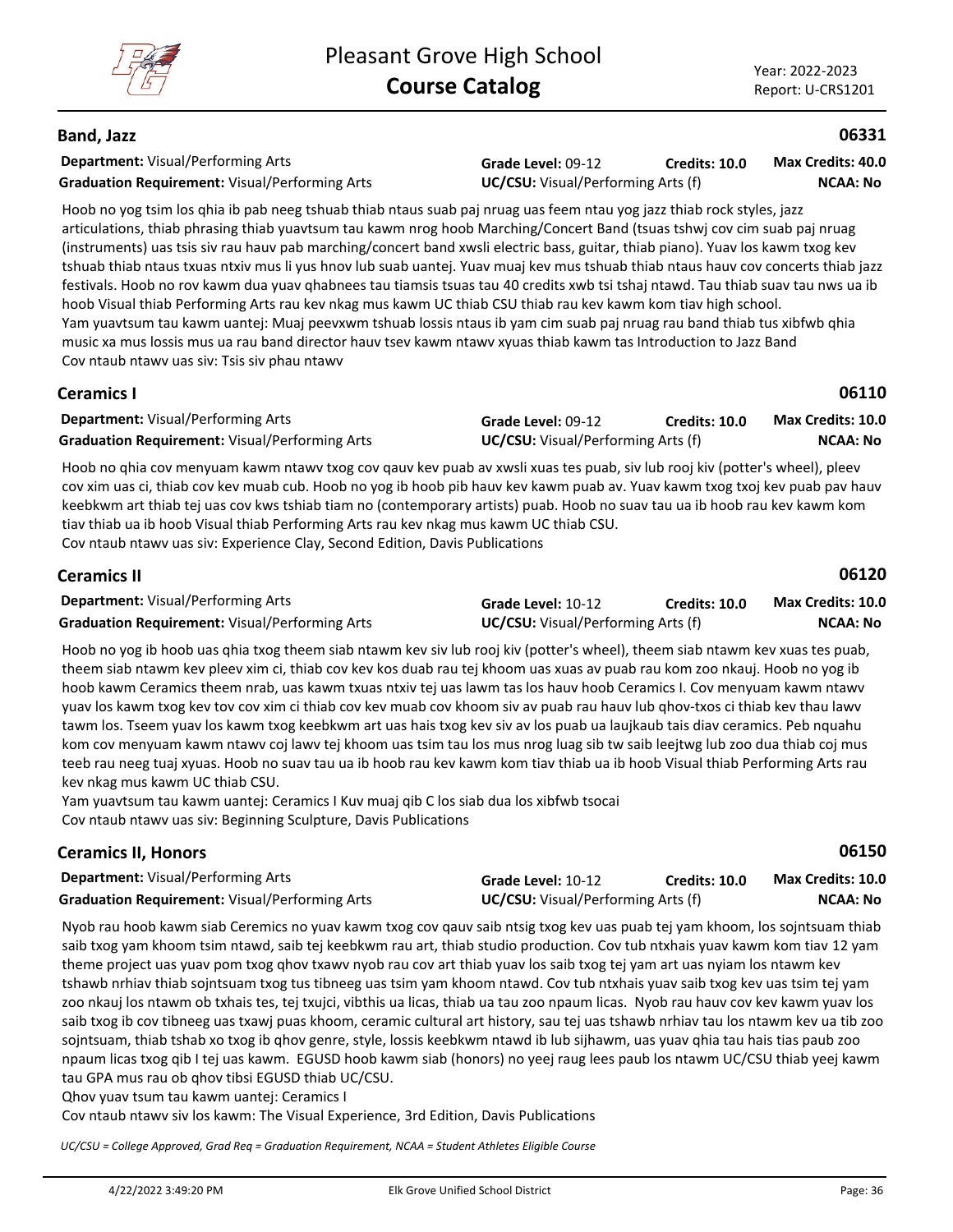## Band, Jazz — 06331

**Department:** Visual/Performing Arts | **Grade Level:** 09-12 | **Credits:** 10.0 | **Max Credits:** 40.0
**Graduation Requirement:** Visual/Performing Arts | **UC/CSU:** Visual/Performing Arts (f) | **NCAA:** No

Hoob no yog tsim los qhia ib pab neeg tshuab thiab ntaus suab paj nruag uas feem ntau yog jazz thiab rock styles, jazz articulations, thiab phrasing thiab yuavtsum tau kawm nrog hoob Marching/Concert Band (tsuas tshwj cov cim suab paj nruag (instruments) uas tsis siv rau hauv pab marching/concert band xwsli electric bass, guitar, thiab piano). Yuav los kawm txog kev tshuab thiab ntaus txuas ntxiv mus li yus hnov lub suab uantej. Yuav muaj kev mus tshuab thiab ntaus hauv cov concerts thiab jazz festivals. Hoob no rov kawm dua yuav qhabnees tau tiamsis tsuas tau 40 credits xwb tsi tshaj ntawd. Tau thiab suav tau nws ua ib hoob Visual thiab Performing Arts rau kev nkag mus kawm UC thiab CSU thiab rau kev kawm kom tiav high school.
Yam yuavtsum tau kawm uantej: Muaj peevxwm tshuab lossis ntaus ib yam cim suab paj nruag rau band thiab tus xibfwb qhia music xa mus lossis mus ua rau band director hauv tsev kawm ntawv xyuas thiab kawm tas Introduction to Jazz Band
Cov ntaub ntawv uas siv: Tsis siv phau ntawv

## Ceramics I — 06110

**Department:** Visual/Performing Arts | **Grade Level:** 09-12 | **Credits:** 10.0 | **Max Credits:** 10.0
**Graduation Requirement:** Visual/Performing Arts | **UC/CSU:** Visual/Performing Arts (f) | **NCAA:** No

Hoob no qhia cov menyuam kawm ntawv txog cov qauv kev puab av xwsli xuas tes puab, siv lub rooj kiv (potter's wheel), pleev cov xim uas ci, thiab cov kev muab cub. Hoob no yog ib hoob pib hauv kev kawm puab av. Yuav kawm txog txoj kev puab pav hauv keebkwm art thiab tej uas cov kws tshiab tiam no (contemporary artists) puab. Hoob no suav tau ua ib hoob rau kev kawm kom tiav thiab ua ib hoob Visual thiab Performing Arts rau kev nkag mus kawm UC thiab CSU.
Cov ntaub ntawv uas siv: Experience Clay, Second Edition, Davis Publications

## Ceramics II — 06120

**Department:** Visual/Performing Arts | **Grade Level:** 10-12 | **Credits:** 10.0 | **Max Credits:** 10.0
**Graduation Requirement:** Visual/Performing Arts | **UC/CSU:** Visual/Performing Arts (f) | **NCAA:** No

Hoob no yog ib hoob uas qhia txog theem siab ntawm kev siv lub rooj kiv (potter's wheel), theem siab ntawm kev xuas tes puab, theem siab ntawm kev pleev xim ci, thiab cov kev kos duab rau tej khoom uas xuas av puab rau kom zoo nkauj. Hoob no yog ib hoob kawm Ceramics theem nrab, uas kawm txuas ntxiv tej uas lawm tas los hauv hoob Ceramics I. Cov menyuam kawm ntawv yuav los kawm txog kev tov cov xim ci thiab cov kev muab cov khoom siv av puab rau hauv lub qhov-txos ci thiab kev thau lawv tawm los. Tseem yuav los kawm txog keebkwm art uas hais txog kev siv av los puab ua laujkaub tais diav ceramics. Peb nquahu kom cov menyuam kawm ntawv coj lawv tej khoom uas tsim tau los mus nrog luag sib tw saib leejtwg lub zoo dua thiab coj mus teeb rau neeg tuaj xyuas. Hoob no suav tau ua ib hoob rau kev kawm kom tiav thiab ua ib hoob Visual thiab Performing Arts rau kev nkag mus kawm UC thiab CSU.
Yam yuavtsum tau kawm uantej: Ceramics I Kuv muaj qib C los siab dua los xibfwb tsocai
Cov ntaub ntawv uas siv: Beginning Sculpture, Davis Publications

## Ceramics II, Honors — 06150

**Department:** Visual/Performing Arts | **Grade Level:** 10-12 | **Credits:** 10.0 | **Max Credits:** 10.0
**Graduation Requirement:** Visual/Performing Arts | **UC/CSU:** Visual/Performing Arts (f) | **NCAA:** No

Nyob rau hoob kawm siab Ceremics no yuav kawm txog cov qauv saib ntsig txog kev uas puab tej yam khoom, los sojntsuam thiab saib txog yam khoom tsim ntawd, saib tej keebkwm rau art, thiab studio production. Cov tub ntxhais yuav kawm kom tiav 12 yam theme project uas yuav pom txog qhov txawv nyob rau cov art thiab yuav los saib txog tej yam art uas nyiam los ntawm kev tshawb nrhiav thiab sojntsuam txog tus tibneeg uas tsim yam khoom ntawd. Cov tub ntxhais yuav saib txog kev uas tsim tej yam zoo nkauj los ntawm ob txhais tes, tej txujci, vibthis ua licas, thiab ua tau zoo npaum licas. Nyob rau hauv cov kev kawm yuav los saib txog ib cov tibneeg uas txawj puas khoom, ceramic cultural art history, sau tej uas tshawb nrhiav tau los ntawm kev ua tib zoo sojntsuam, thiab tshab xo txog ib qhov genre, style, lossis keebkwm ntawd ib lub sijhawm, uas yuav qhia tau hais tias paub zoo npaum licas txog qib I tej uas kawm. EGUSD hoob kawm siab (honors) no yeej raug lees paub los ntawm UC/CSU thiab yeej kawm tau GPA mus rau ob qhov tibsi EGUSD thiab UC/CSU.
Qhov yuav tsum tau kawm uantej: Ceramics I
Cov ntaub ntawv siv los kawm: The Visual Experience, 3rd Edition, Davis Publications

*UC/CSU = College Approved, Grad Req = Graduation Requirement, NCAA = Student Athletes Eligible Course*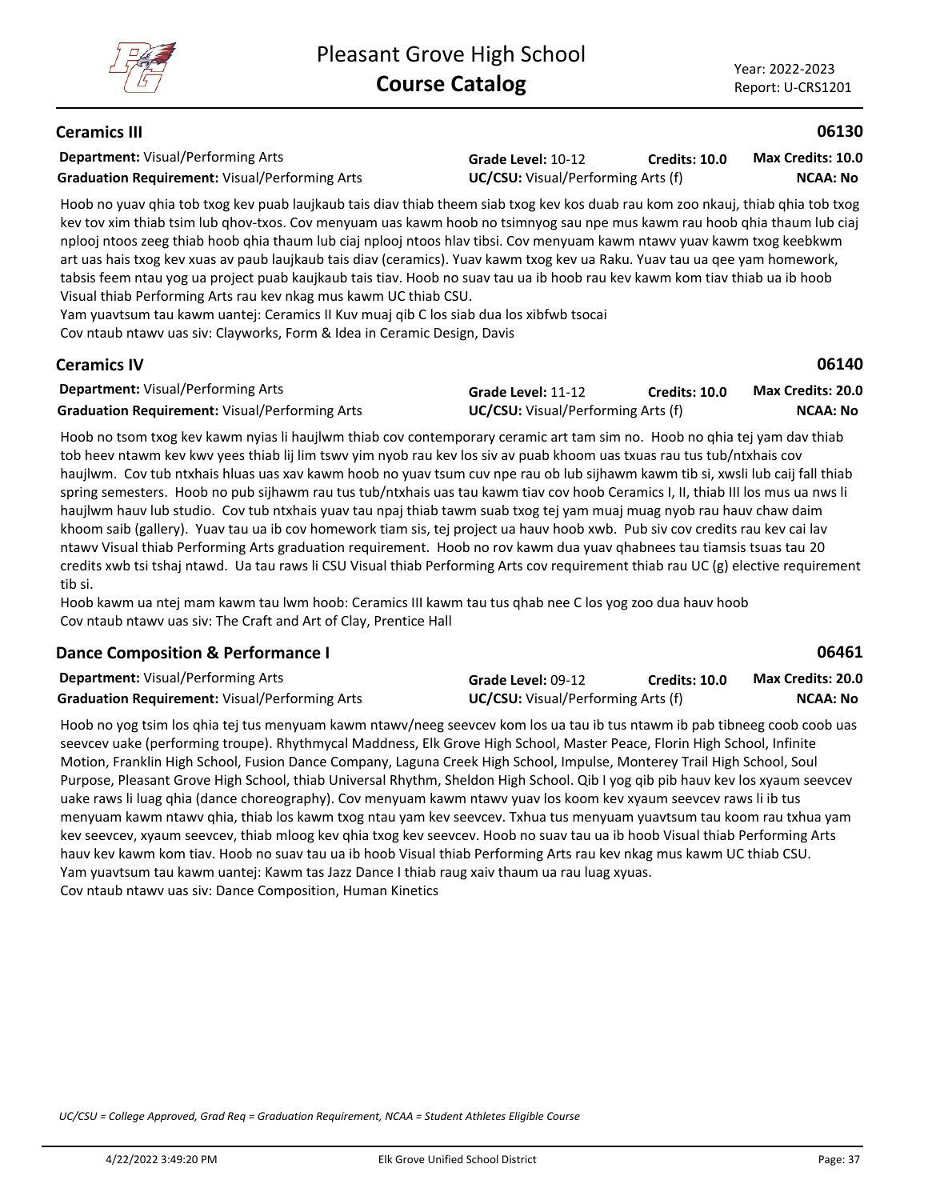## Ceramics III

**06130**

**Department:** Visual/Performing Arts
**Graduation Requirement:** Visual/Performing Arts
**Grade Level:** 10-12
**Credits: 10.0**
**Max Credits: 10.0**
**UC/CSU:** Visual/Performing Arts (f)
**NCAA: No**

Hoob no yuav qhia tob txog kev puab laujkaub tais diav thiab theem siab txog kev kos duab rau kom zoo nkauj, thiab qhia tob txog kev tov xim thiab tsim lub qhov-txos. Cov menyuam uas kawm hoob no tsimnyog sau npe mus kawm rau hoob qhia thaum lub ciaj nplooj ntoos zeeg thiab hoob qhia thaum lub ciaj nplooj ntoos hlav tibsi. Cov menyuam kawm ntawv yuav kawm txog keebkwm art uas hais txog kev xuas av paub laujkaub tais diav (ceramics). Yuav kawm txog kev ua Raku. Yuav tau ua qee yam homework, tabsis feem ntau yog ua project puab kaujkaub tais tiav. Hoob no suav tau ua ib hoob rau kev kawm kom tiav thiab ua ib hoob Visual thiab Performing Arts rau kev nkag mus kawm UC thiab CSU.
Yam yuavtsum tau kawm uantej: Ceramics II Kuv muaj qib C los siab dua los xibfwb tsocai
Cov ntaub ntawv uas siv: Clayworks, Form & Idea in Ceramic Design, Davis

## Ceramics IV

**06140**

**Department:** Visual/Performing Arts
**Graduation Requirement:** Visual/Performing Arts
**Grade Level:** 11-12
**Credits: 10.0**
**Max Credits: 20.0**
**UC/CSU:** Visual/Performing Arts (f)
**NCAA: No**

Hoob no tsom txog kev kawm nyias li haujlwm thiab cov contemporary ceramic art tam sim no. Hoob no qhia tej yam dav thiab tob heev ntawm kev kwv yees thiab lij lim tswv yim nyob rau kev los siv av puab khoom uas txuas rau tus tub/ntxhais cov haujlwm. Cov tub ntxhais hluas uas xav kawm hoob no yuav tsum cuv npe rau ob lub sijhawm kawm tib si, xwsli lub caij fall thiab spring semesters. Hoob no pub sijhawm rau tus tub/ntxhais uas tau kawm tiav cov hoob Ceramics I, II, thiab III los mus ua nws li haujlwm hauv lub studio. Cov tub ntxhais yuav tau npaj thiab tawm suab txog tej yam muaj muag nyob rau hauv chaw daim khoom saib (gallery). Yuav tau ua ib cov homework tiam sis, tej project ua hauv hoob xwb. Pub siv cov credits rau kev cai lav ntawv Visual thiab Performing Arts graduation requirement. Hoob no rov kawm dua yuav qhabnees tau tiamsis tsuas tau 20 credits xwb tsi tshaj ntawd. Ua tau raws li CSU Visual thiab Performing Arts cov requirement thiab rau UC (g) elective requirement tib si.
Hoob kawm ua ntej mam kawm tau lwm hoob: Ceramics III kawm tau tus qhab nee C los yog zoo dua hauv hoob
Cov ntaub ntawv uas siv: The Craft and Art of Clay, Prentice Hall

## Dance Composition & Performance I

**06461**

**Department:** Visual/Performing Arts
**Graduation Requirement:** Visual/Performing Arts
**Grade Level:** 09-12
**Credits: 10.0**
**Max Credits: 20.0**
**UC/CSU:** Visual/Performing Arts (f)
**NCAA: No**

Hoob no yog tsim los qhia tej tus menyuam kawm ntawv/neeg seevcev kom los ua tau ib tus ntawm ib pab tibneeg coob coob uas seevcev uake (performing troupe). Rhythmycal Maddness, Elk Grove High School, Master Peace, Florin High School, Infinite Motion, Franklin High School, Fusion Dance Company, Laguna Creek High School, Impulse, Monterey Trail High School, Soul Purpose, Pleasant Grove High School, thiab Universal Rhythm, Sheldon High School. Qib I yog qib pib hauv kev los xyaum seevcev uake raws li luag qhia (dance choreography). Cov menyuam kawm ntawv yuav los koom kev xyaum seevcev raws li ib tus menyuam kawm ntawv qhia, thiab los kawm txog ntau yam kev seevcev. Txhua tus menyuam yuavtsum tau koom rau txhua yam kev seevcev, xyaum seevcev, thiab mloog kev qhia txog kev seevcev. Hoob no suav tau ua ib hoob Visual thiab Performing Arts hauv kev kawm kom tiav. Hoob no suav tau ua ib hoob Visual thiab Performing Arts rau kev nkag mus kawm UC thiab CSU.
Yam yuavtsum tau kawm uantej: Kawm tas Jazz Dance I thiab raug xaiv thaum ua rau luag xyuas.
Cov ntaub ntawv uas siv: Dance Composition, Human Kinetics

*UC/CSU = College Approved, Grad Req = Graduation Requirement, NCAA = Student Athletes Eligible Course*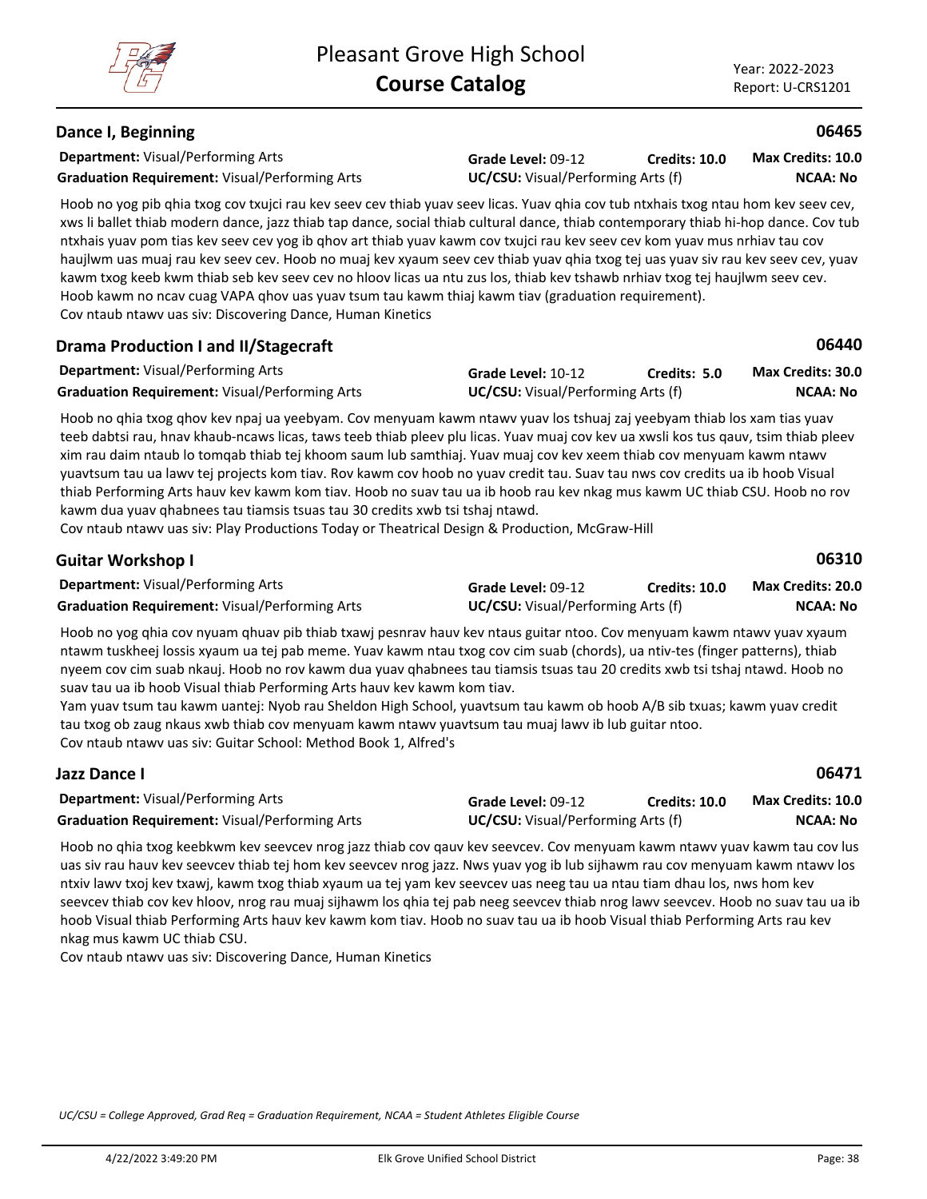## Dance I, Beginning

**06465**

**Department:** Visual/Performing Arts | **Grade Level:** 09-12 | **Credits:** 10.0 | **Max Credits:** 10.0
**Graduation Requirement:** Visual/Performing Arts | **UC/CSU:** Visual/Performing Arts (f) | **NCAA:** No

Hoob no yog pib qhia txog cov txujci rau kev seev cev thiab yuav seev licas. Yuav qhia cov tub ntxhais txog ntau hom kev seev cev, xws li ballet thiab modern dance, jazz thiab tap dance, social thiab cultural dance, thiab contemporary thiab hi-hop dance. Cov tub ntxhais yuav pom tias kev seev cev yog ib qhov art thiab yuav kawm cov txujci rau kev seev cev kom yuav mus nrhiav tau cov haujlwm uas muaj rau kev seev cev. Hoob no muaj kev xyaum seev cev thiab yuav qhia txog tej uas yuav siv rau kev seev cev, yuav kawm txog keeb kwm thiab seb kev seev cev no hloov licas ua ntu zus los, thiab kev tshawb nrhiav txog tej haujlwm seev cev. Hoob kawm no ncav cuag VAPA qhov uas yuav tsum tau kawm thiaj kawm tiav (graduation requirement).
Cov ntaub ntawv uas siv: Discovering Dance, Human Kinetics

## Drama Production I and II/Stagecraft

**06440**

**Department:** Visual/Performing Arts | **Grade Level:** 10-12 | **Credits:** 5.0 | **Max Credits:** 30.0
**Graduation Requirement:** Visual/Performing Arts | **UC/CSU:** Visual/Performing Arts (f) | **NCAA:** No

Hoob no qhia txog qhov kev npaj ua yeebyam. Cov menyuam kawm ntawv yuav los tshuaj zaj yeebyam thiab los xam tias yuav teeb dabtsi rau, hnav khaub-ncaws licas, taws teeb thiab pleev plu licas. Yuav muaj cov kev ua xwsli kos tus qauv, tsim thiab pleev xim rau daim ntaub lo tomqab thiab tej khoom saum lub samthiaj. Yuav muaj cov kev xeem thiab cov menyuam kawm ntawv yuavtsum tau ua lawv tej projects kom tiav. Rov kawm cov hoob no yuav credit tau. Suav tau nws cov credits ua ib hoob Visual thiab Performing Arts hauv kev kawm kom tiav. Hoob no suav tau ua ib hoob rau kev nkag mus kawm UC thiab CSU. Hoob no rov kawm dua yuav qhabnees tau tiamsis tsuas tau 30 credits xwb tsi tshaj ntawd.
Cov ntaub ntawv uas siv: Play Productions Today or Theatrical Design & Production, McGraw-Hill

## Guitar Workshop I

**06310**

**Department:** Visual/Performing Arts | **Grade Level:** 09-12 | **Credits:** 10.0 | **Max Credits:** 20.0
**Graduation Requirement:** Visual/Performing Arts | **UC/CSU:** Visual/Performing Arts (f) | **NCAA:** No

Hoob no yog qhia cov nyuam qhuav pib thiab txawj pesnrav hauv kev ntaus guitar ntoo. Cov menyuam kawm ntawv yuav xyaum ntawm tuskheej lossis xyaum ua tej pab meme. Yuav kawm ntau txog cov cim suab (chords), ua ntiv-tes (finger patterns), thiab nyeem cov cim suab nkauj. Hoob no rov kawm dua yuav qhabnees tau tiamsis tsuas tau 20 credits xwb tsi tshaj ntawd. Hoob no suav tau ua ib hoob Visual thiab Performing Arts hauv kev kawm kom tiav.
Yam yuav tsum tau kawm uantej: Nyob rau Sheldon High School, yuavtsum tau kawm ob hoob A/B sib txuas; kawm yuav credit tau txog ob zaug nkaus xwb thiab cov menyuam kawm ntawv yuavtsum tau muaj lawv ib lub guitar ntoo.
Cov ntaub ntawv uas siv: Guitar School: Method Book 1, Alfred's

## Jazz Dance I

**06471**

**Department:** Visual/Performing Arts | **Grade Level:** 09-12 | **Credits:** 10.0 | **Max Credits:** 10.0
**Graduation Requirement:** Visual/Performing Arts | **UC/CSU:** Visual/Performing Arts (f) | **NCAA:** No

Hoob no qhia txog keebkwm kev seevcev nrog jazz thiab cov qauv kev seevcev. Cov menyuam kawm ntawv yuav kawm tau cov lus uas siv rau hauv kev seevcev thiab tej hom kev seevcev nrog jazz. Nws yuav yog ib lub sijhawm rau cov menyuam kawm ntawv los ntxiv lawv txoj kev txawj, kawm txog thiab xyaum ua tej yam kev seevcev uas neeg tau ua ntau tiam dhau los, nws hom kev seevcev thiab cov kev hloov, nrog rau muaj sijhawm los qhia tej pab neeg seevcev thiab nrog lawv seevcev. Hoob no suav tau ua ib hoob Visual thiab Performing Arts hauv kev kawm kom tiav. Hoob no suav tau ua ib hoob Visual thiab Performing Arts rau kev nkag mus kawm UC thiab CSU.
Cov ntaub ntawv uas siv: Discovering Dance, Human Kinetics

*UC/CSU = College Approved, Grad Req = Graduation Requirement, NCAA = Student Athletes Eligible Course*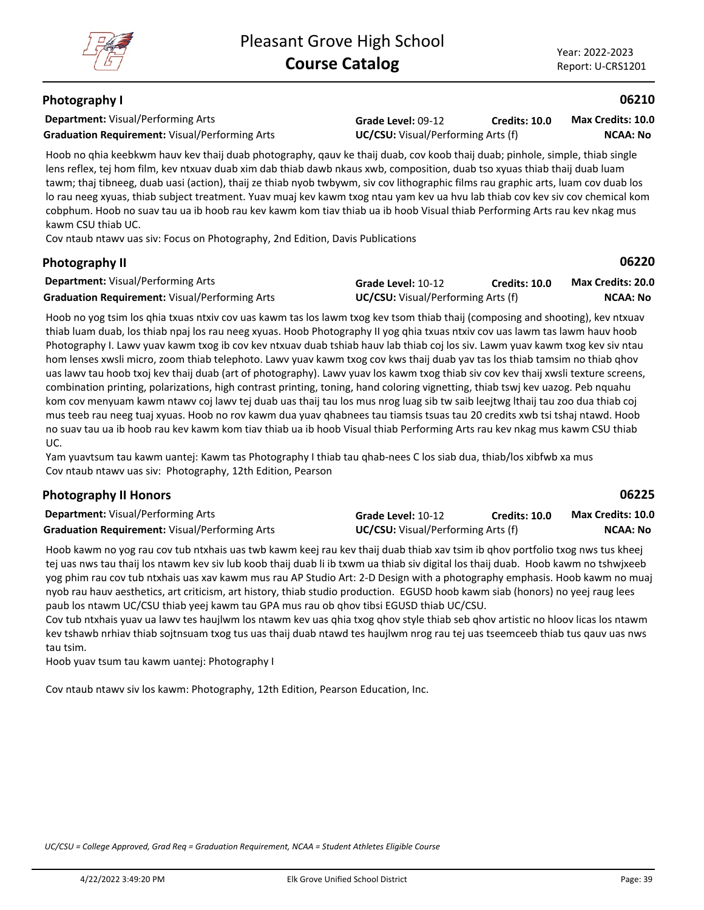## Photography I — 06210

**Department:** Visual/Performing Arts | **Grade Level:** 09-12 | **Credits:** 10.0 | **Max Credits:** 10.0
**Graduation Requirement:** Visual/Performing Arts | **UC/CSU:** Visual/Performing Arts (f) | **NCAA:** No

Hoob no qhia keebkwm hauv kev thaij duab photography, qauv ke thaij duab, cov koob thaij duab; pinhole, simple, thiab single lens reflex, tej hom film, kev ntxuav duab xim dab thiab dawb nkaus xwb, composition, duab tso xyuas thiab thaij duab luam tawm; thaj tibneeg, duab uasi (action), thaij ze thiab nyob twbywm, siv cov lithographic films rau graphic arts, luam cov duab los lo rau neeg xyuas, thiab subject treatment. Yuav muaj kev kawm txog ntau yam kev ua hvu lab thiab cov kev siv cov chemical kom cobphum. Hoob no suav tau ua ib hoob rau kev kawm kom tiav thiab ua ib hoob Visual thiab Performing Arts rau kev nkag mus kawm CSU thiab UC.

Cov ntaub ntawv uas siv: Focus on Photography, 2nd Edition, Davis Publications

## Photography II — 06220

**Department:** Visual/Performing Arts | **Grade Level:** 10-12 | **Credits:** 10.0 | **Max Credits:** 20.0
**Graduation Requirement:** Visual/Performing Arts | **UC/CSU:** Visual/Performing Arts (f) | **NCAA:** No

Hoob no yog tsim los qhia txuas ntxiv cov uas kawm tas los lawm txog kev tsom thiab thaij (composing and shooting), kev ntxuav thiab luam duab, los thiab npaj los rau neeg xyuas. Hoob Photography II yog qhia txuas ntxiv cov uas lawm tas lawm hauv hoob Photography I. Lawv yuav kawm txog ib cov kev ntxuav duab tshiab hauv lab thiab coj los siv. Lawm yuav kawm txog kev siv ntau hom lenses xwsli micro, zoom thiab telephoto. Lawv yuav kawm txog cov kws thaij duab yav tas los thiab tamsim no thiab qhov uas lawv tau hoob txoj kev thaij duab (art of photography). Lawv yuav los kawm txog thiab siv cov kev thaij xwsli texture screens, combination printing, polarizations, high contrast printing, toning, hand coloring vignetting, thiab tswj kev uazog. Peb nquahu kom cov menyuam kawm ntawv coj lawv tej duab uas thaij tau los mus nrog luag sib tw saib leejtwg lthaij tau zoo dua thiab coj mus teeb rau neeg tuaj xyuas. Hoob no rov kawm dua yuav qhabnees tau tiamsis tsuas tau 20 credits xwb tsi tshaj ntawd. Hoob no suav tau ua ib hoob rau kev kawm kom tiav thiab ua ib hoob Visual thiab Performing Arts rau kev nkag mus kawm CSU thiab UC.

Yam yuavtsum tau kawm uantej: Kawm tas Photography I thiab tau qhab-nees C los siab dua, thiab/los xibfwb xa mus
Cov ntaub ntawv uas siv: Photography, 12th Edition, Pearson

## Photography II Honors — 06225

**Department:** Visual/Performing Arts | **Grade Level:** 10-12 | **Credits:** 10.0 | **Max Credits:** 10.0
**Graduation Requirement:** Visual/Performing Arts | **UC/CSU:** Visual/Performing Arts (f) | **NCAA:** No

Hoob kawm no yog rau cov tub ntxhais uas twb kawm keej rau kev thaij duab thiab xav tsim ib qhov portfolio txog nws tus kheej tej uas nws tau thaij los ntawm kev siv lub koob thaij duab li ib txwm ua thiab siv digital los thaij duab. Hoob kawm no tshwjxeeb yog phim rau cov tub ntxhais uas xav kawm mus rau AP Studio Art: 2-D Design with a photography emphasis. Hoob kawm no muaj nyob rau hauv aesthetics, art criticism, art history, thiab studio production. EGUSD hoob kawm siab (honors) no yeej raug lees paub los ntawm UC/CSU thiab yeej kawm tau GPA mus rau ob qhov tibsi EGUSD thiab UC/CSU.

Cov tub ntxhais yuav ua lawv tes haujlwm los ntawm kev uas qhia txog qhov style thiab seb qhov artistic no hloov licas los ntawm kev tshawb nrhiav thiab sojtnsuam txog tus uas thaij duab ntawd tes haujlwm nrog rau tej uas tseemceeb thiab tus qauv uas nws tau tsim.

Hoob yuav tsum tau kawm uantej: Photography I

Cov ntaub ntawv siv los kawm: Photography, 12th Edition, Pearson Education, Inc.

*UC/CSU = College Approved, Grad Req = Graduation Requirement, NCAA = Student Athletes Eligible Course*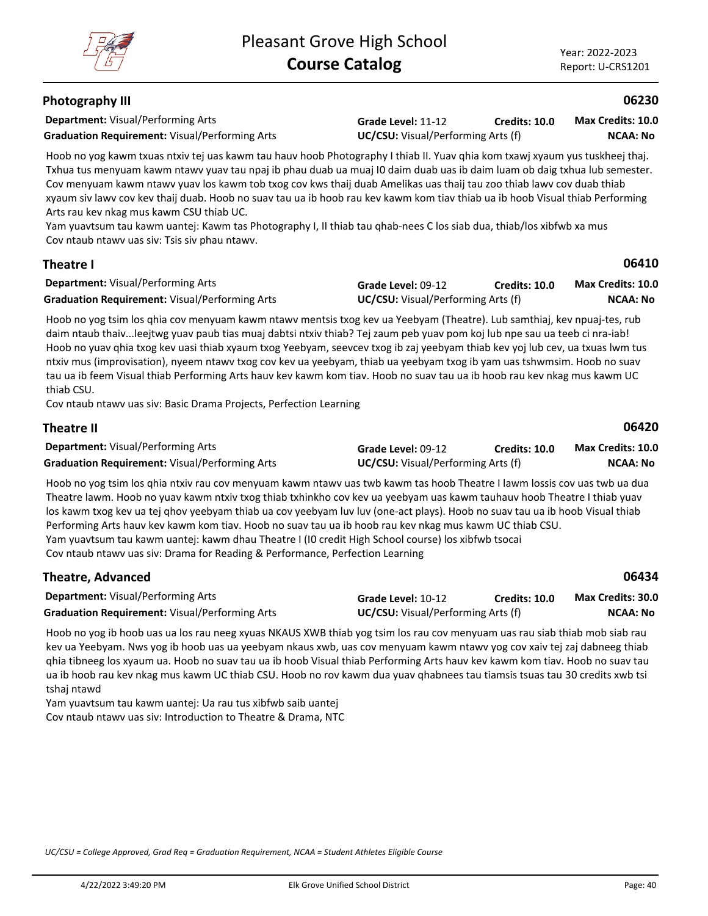## Photography III

**06230**

**Department:** Visual/Performing Arts | **Grade Level:** 11-12 | **Credits:** 10.0 | **Max Credits:** 10.0
**Graduation Requirement:** Visual/Performing Arts | **UC/CSU:** Visual/Performing Arts (f) | **NCAA:** No

Hoob no yog kawm txuas ntxiv tej uas kawm tau hauv hoob Photography I thiab II. Yuav qhia kom txawj xyaum yus tuskheej thaj. Txhua tus menyuam kawm ntawv yuav tau npaj ib phau duab ua muaj I0 daim duab uas ib daim luam ob daig txhua lub semester. Cov menyuam kawm ntawv yuav los kawm tob txog cov kws thaij duab Amelikas uas thaij tau zoo thiab lawv cov duab thiab xyaum siv lawv cov kev thaij duab. Hoob no suav tau ua ib hoob rau kev kawm kom tiav thiab ua ib hoob Visual thiab Performing Arts rau kev nkag mus kawm CSU thiab UC.

Yam yuavtsum tau kawm uantej: Kawm tas Photography I, II thiab tau qhab-nees C los siab dua, thiab/los xibfwb xa mus
Cov ntaub ntawv uas siv: Tsis siv phau ntawv.

## Theatre I

**06410**

**Department:** Visual/Performing Arts | **Grade Level:** 09-12 | **Credits:** 10.0 | **Max Credits:** 10.0
**Graduation Requirement:** Visual/Performing Arts | **UC/CSU:** Visual/Performing Arts (f) | **NCAA:** No

Hoob no yog tsim los qhia cov menyuam kawm ntawv mentsis txog kev ua Yeebyam (Theatre). Lub samthiaj, kev npuaj-tes, rub daim ntaub thaiv...leejtwg yuav paub tias muaj dabtsi ntxiv thiab? Tej zaum peb yuav pom koj lub npe sau ua teeb ci nra-iab! Hoob no yuav qhia txog kev uasi thiab xyaum txog Yeebyam, seevcev txog ib zaj yeebyam thiab kev yoj lub cev, ua txuas lwm tus ntxiv mus (improvisation), nyeem ntawv txog cov kev ua yeebyam, thiab ua yeebyam txog ib yam uas tshwmsim. Hoob no suav tau ua ib feem Visual thiab Performing Arts hauv kev kawm kom tiav. Hoob no suav tau ua ib hoob rau kev nkag mus kawm UC thiab CSU.

Cov ntaub ntawv uas siv: Basic Drama Projects, Perfection Learning

## Theatre II

**06420**

**Department:** Visual/Performing Arts | **Grade Level:** 09-12 | **Credits:** 10.0 | **Max Credits:** 10.0
**Graduation Requirement:** Visual/Performing Arts | **UC/CSU:** Visual/Performing Arts (f) | **NCAA:** No

Hoob no yog tsim los qhia ntxiv rau cov menyuam kawm ntawv uas twb kawm tas hoob Theatre I lawm lossis cov uas twb ua dua Theatre lawm. Hoob no yuav kawm ntxiv txog thiab txhinkho cov kev ua yeebyam uas kawm tauhauv hoob Theatre I thiab yuav los kawm txog kev ua tej qhov yeebyam thiab ua cov yeebyam luv luv (one-act plays). Hoob no suav tau ua ib hoob Visual thiab Performing Arts hauv kev kawm kom tiav. Hoob no suav tau ua ib hoob rau kev nkag mus kawm UC thiab CSU.
Yam yuavtsum tau kawm uantej: kawm dhau Theatre I (I0 credit High School course) los xibfwb tsocai
Cov ntaub ntawv uas siv: Drama for Reading & Performance, Perfection Learning

## Theatre, Advanced

**06434**

**Department:** Visual/Performing Arts | **Grade Level:** 10-12 | **Credits:** 10.0 | **Max Credits:** 30.0
**Graduation Requirement:** Visual/Performing Arts | **UC/CSU:** Visual/Performing Arts (f) | **NCAA:** No

Hoob no yog ib hoob uas ua los rau neeg xyuas NKAUS XWB thiab yog tsim los rau cov menyuam uas rau siab thiab mob siab rau kev ua Yeebyam. Nws yog ib hoob uas ua yeebyam nkaus xwb, uas cov menyuam kawm ntawv yog cov xaiv tej zaj dabneeg thiab qhia tibneeg los xyaum ua. Hoob no suav tau ua ib hoob Visual thiab Performing Arts hauv kev kawm kom tiav. Hoob no suav tau ua ib hoob rau kev nkag mus kawm UC thiab CSU. Hoob no rov kawm dua yuav qhabnees tau tiamsis tsuas tau 30 credits xwb tsi tshaj ntawd

Yam yuavtsum tau kawm uantej: Ua rau tus xibfwb saib uantej
Cov ntaub ntawv uas siv: Introduction to Theatre & Drama, NTC

*UC/CSU = College Approved, Grad Req = Graduation Requirement, NCAA = Student Athletes Eligible Course*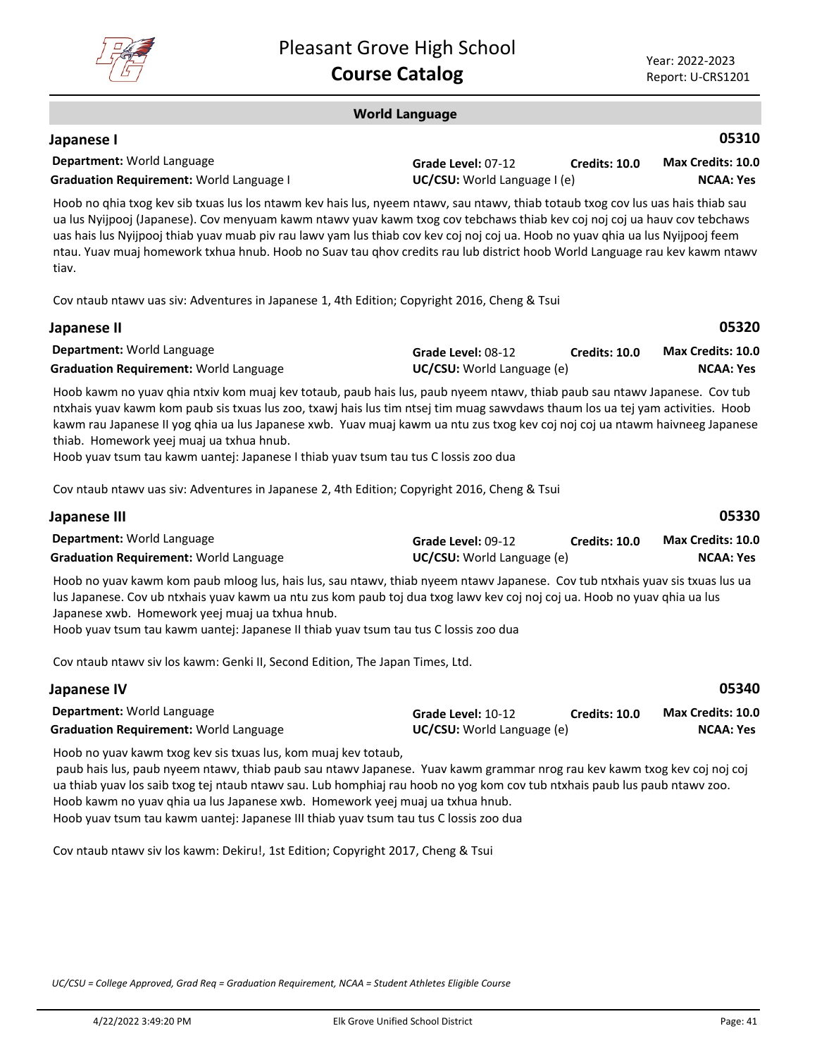## World Language

### Japanese I — 05310

**Department:** World Language | **Grade Level:** 07-12 | **Credits:** 10.0 | **Max Credits:** 10.0
**Graduation Requirement:** World Language I | **UC/CSU:** World Language I (e) | **NCAA:** Yes

Hoob no qhia txog kev sib txuas lus los ntawm kev hais lus, nyeem ntawv, sau ntawv, thiab totaub txog cov lus uas hais thiab sau ua lus Nyijpooj (Japanese). Cov menyuam kawm ntawv yuav kawm txog cov tebchaws thiab kev coj noj coj ua hauv cov tebchaws uas hais lus Nyijpooj thiab yuav muab piv rau lawv yam lus thiab cov kev coj noj coj ua. Hoob no yuav qhia ua lus Nyijpooj feem ntau. Yuav muaj homework txhua hnub. Hoob no Suav tau qhov credits rau lub district hoob World Language rau kev kawm ntawv tiav.

Cov ntaub ntawv uas siv: Adventures in Japanese 1, 4th Edition; Copyright 2016, Cheng & Tsui

### Japanese II — 05320

**Department:** World Language | **Grade Level:** 08-12 | **Credits:** 10.0 | **Max Credits:** 10.0
**Graduation Requirement:** World Language | **UC/CSU:** World Language (e) | **NCAA:** Yes

Hoob kawm no yuav qhia ntxiv kom muaj kev totaub, paub hais lus, paub nyeem ntawv, thiab paub sau ntawv Japanese. Cov tub ntxhais yuav kawm kom paub sis txuas lus zoo, txawj hais lus tim ntsej tim muag sawvdaws thaum los ua tej yam activities. Hoob kawm rau Japanese II yog qhia ua lus Japanese xwb. Yuav muaj kawm ua ntu zus txog kev coj noj coj ua ntawm haivneeg Japanese thiab. Homework yeej muaj ua txhua hnub.
Hoob yuav tsum tau kawm uantej: Japanese I thiab yuav tsum tau tus C lossis zoo dua

Cov ntaub ntawv uas siv: Adventures in Japanese 2, 4th Edition; Copyright 2016, Cheng & Tsui

### Japanese III — 05330

**Department:** World Language | **Grade Level:** 09-12 | **Credits:** 10.0 | **Max Credits:** 10.0
**Graduation Requirement:** World Language | **UC/CSU:** World Language (e) | **NCAA:** Yes

Hoob no yuav kawm kom paub mloog lus, hais lus, sau ntawv, thiab nyeem ntawv Japanese. Cov tub ntxhais yuav sis txuas lus ua lus Japanese. Cov ub ntxhais yuav kawm ua ntu zus kom paub toj dua txog lawv kev coj noj coj ua. Hoob no yuav qhia ua lus Japanese xwb. Homework yeej muaj ua txhua hnub.
Hoob yuav tsum tau kawm uantej: Japanese II thiab yuav tsum tau tus C lossis zoo dua

Cov ntaub ntawv siv los kawm: Genki II, Second Edition, The Japan Times, Ltd.

### Japanese IV — 05340

**Department:** World Language | **Grade Level:** 10-12 | **Credits:** 10.0 | **Max Credits:** 10.0
**Graduation Requirement:** World Language | **UC/CSU:** World Language (e) | **NCAA:** Yes

Hoob no yuav kawm txog kev sis txuas lus, kom muaj kev totaub,
paub hais lus, paub nyeem ntawv, thiab paub sau ntawv Japanese. Yuav kawm grammar nrog rau kev kawm txog kev coj noj coj ua thiab yuav los saib txog tej ntaub ntawv sau. Lub homphiaj rau hoob no yog kom cov tub ntxhais paub lus paub ntawv zoo. Hoob kawm no yuav qhia ua lus Japanese xwb. Homework yeej muaj ua txhua hnub.
Hoob yuav tsum tau kawm uantej: Japanese III thiab yuav tsum tau tus C lossis zoo dua

Cov ntaub ntawv siv los kawm: Dekiru!, 1st Edition; Copyright 2017, Cheng & Tsui

*UC/CSU = College Approved, Grad Req = Graduation Requirement, NCAA = Student Athletes Eligible Course*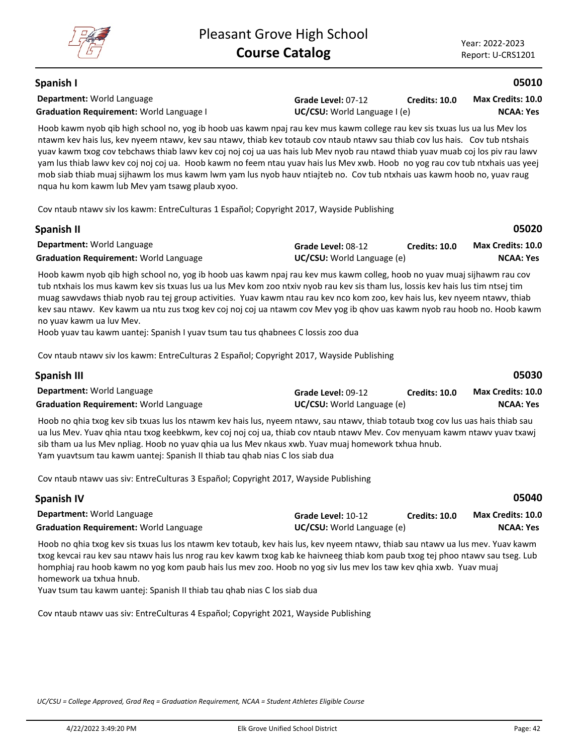## Spanish I

**05010**

**Department:** World Language
**Graduation Requirement:** World Language I
**Grade Level:** 07-12
**UC/CSU:** World Language I (e)
**Credits:** 10.0
**Max Credits:** 10.0
**NCAA:** Yes

Hoob kawm nyob qib high school no, yog ib hoob uas kawm npaj rau kev mus kawm college rau kev sis txuas lus ua lus Mev los ntawm kev hais lus, kev nyeem ntawv, kev sau ntawv, thiab kev totaub cov ntaub ntawv sau thiab cov lus hais. Cov tub ntshais yuav kawm txog cov tebchaws thiab lawv kev coj noj coj ua uas hais lub Mev nyob rau ntawd thiab yuav muab coj los piv rau lawv yam lus thiab lawv kev coj noj coj ua. Hoob kawm no feem ntau yuav hais lus Mev xwb. Hoob no yog rau cov tub ntxhais uas yeej mob siab thiab muaj sijhawm los mus kawm lwm yam lus nyob hauv ntiajteb no. Cov tub ntxhais uas kawm hoob no, yuav raug nqua hu kom kawm lub Mev yam tsawg plaub xyoo.

Cov ntaub ntawv siv los kawm: EntreCulturas 1 Español; Copyright 2017, Wayside Publishing

## Spanish II

**05020**

**Department:** World Language
**Graduation Requirement:** World Language
**Grade Level:** 08-12
**UC/CSU:** World Language (e)
**Credits:** 10.0
**Max Credits:** 10.0
**NCAA:** Yes

Hoob kawm nyob qib high school no, yog ib hoob uas kawm npaj rau kev mus kawm colleg, hoob no yuav muaj sijhawm rau cov tub ntxhais los mus kawm kev sis txuas lus ua lus Mev kom zoo ntxiv nyob rau kev sis tham lus, lossis kev hais lus tim ntsej tim muag sawvdaws thiab nyob rau tej group activities. Yuav kawm ntau rau kev nco kom zoo, kev hais lus, kev nyeem ntawv, thiab kev sau ntawv. Kev kawm ua ntu zus txog kev coj noj coj ua ntawm cov Mev yog ib qhov uas kawm nyob rau hoob no. Hoob kawm no yuav kawm ua luv Mev.
Hoob yuav tau kawm uantej: Spanish I yuav tsum tau tus qhabnees C lossis zoo dua

Cov ntaub ntawv siv los kawm: EntreCulturas 2 Español; Copyright 2017, Wayside Publishing

## Spanish III

**05030**

**Department:** World Language
**Graduation Requirement:** World Language
**Grade Level:** 09-12
**UC/CSU:** World Language (e)
**Credits:** 10.0
**Max Credits:** 10.0
**NCAA:** Yes

Hoob no qhia txog kev sib txuas lus los ntawm kev hais lus, nyeem ntawv, sau ntawv, thiab totaub txog cov lus uas hais thiab sau ua lus Mev. Yuav qhia ntau txog keebkwm, kev coj noj coj ua, thiab cov ntaub ntawv Mev. Cov menyuam kawm ntawv yuav txawj sib tham ua lus Mev npliag. Hoob no yuav qhia ua lus Mev nkaus xwb. Yuav muaj homework txhua hnub.
Yam yuavtsum tau kawm uantej: Spanish II thiab tau qhab nias C los siab dua

Cov ntaub ntawv uas siv: EntreCulturas 3 Español; Copyright 2017, Wayside Publishing

## Spanish IV

**05040**

**Department:** World Language
**Graduation Requirement:** World Language
**Grade Level:** 10-12
**UC/CSU:** World Language (e)
**Credits:** 10.0
**Max Credits:** 10.0
**NCAA:** Yes

Hoob no qhia txog kev sis txuas lus los ntawm kev totaub, kev hais lus, kev nyeem ntawv, thiab sau ntawv ua lus mev. Yuav kawm txog kevcai rau kev sau ntawv hais lus nrog rau kev kawm txog kab ke haivneeg thiab kom paub txog tej phoo ntawv sau tseg. Lub homphiaj rau hoob kawm no yog kom paub hais lus mev zoo. Hoob no yog siv lus mev los taw kev qhia xwb. Yuav muaj homework ua txhua hnub.
Yuav tsum tau kawm uantej: Spanish II thiab tau qhab nias C los siab dua

Cov ntaub ntawv uas siv: EntreCulturas 4 Español; Copyright 2021, Wayside Publishing

*UC/CSU = College Approved, Grad Req = Graduation Requirement, NCAA = Student Athletes Eligible Course*